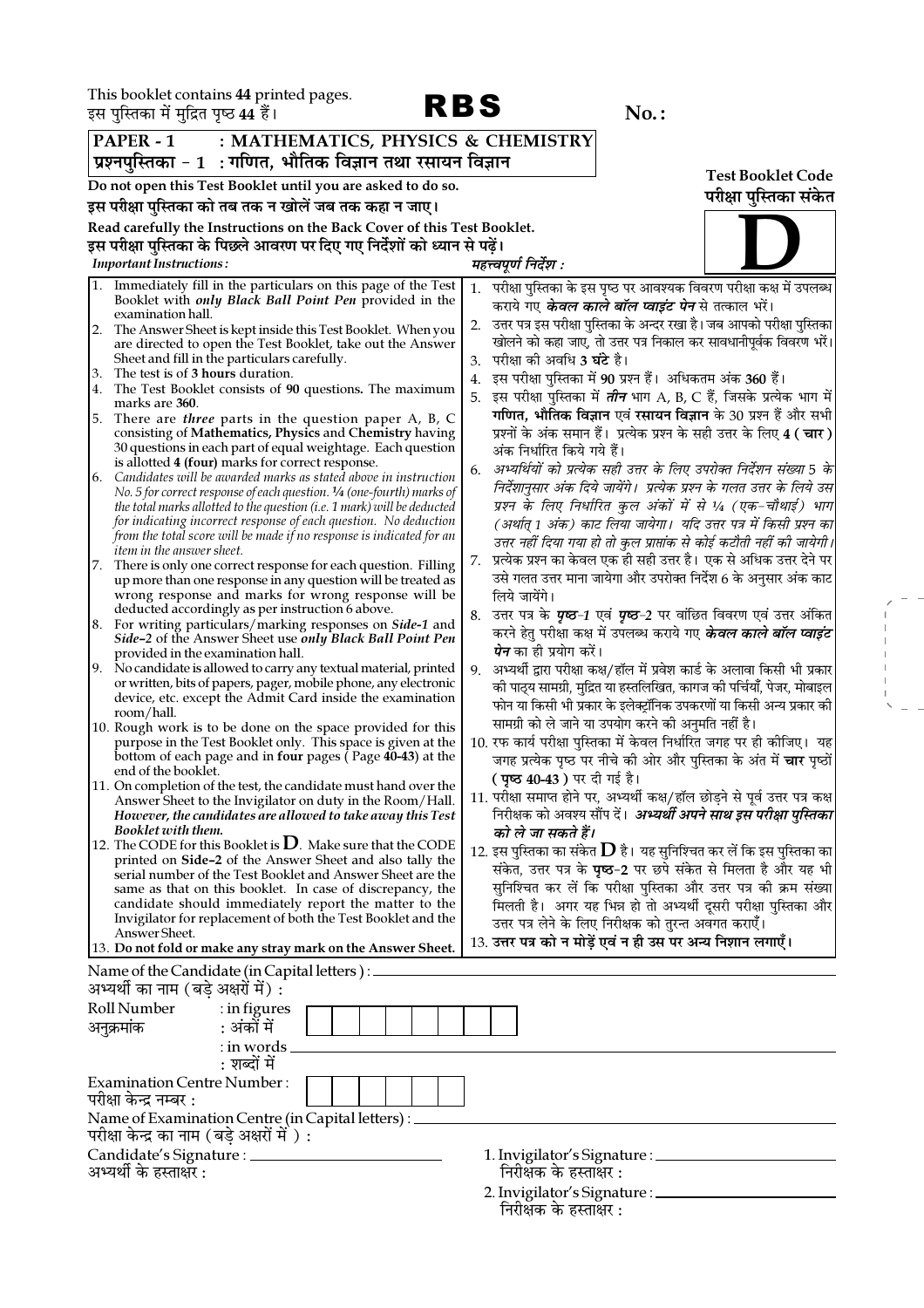This booklet contains **44** printed pages.
इस पुस्तिका में मुद्रित पृष्ठ **44** हैं।

# RBS

**No.:**

**PAPER - 1 : MATHEMATICS, PHYSICS & CHEMISTRY**
**प्रश्नपुस्तिका - 1 : गणित, भौतिक विज्ञान तथा रसायन विज्ञान**

**Test Booklet Code**
**परीक्षा पुस्तिका संकेत**

# D

**Do not open this Test Booklet until you are asked to do so.**
**इस परीक्षा पुस्तिका को तब तक न खोलें जब तक कहा न जाए।**

**Read carefully the Instructions on the Back Cover of this Test Booklet.**
**इस परीक्षा पुस्तिका के पिछले आवरण पर दिए गए निर्देशों को ध्यान से पढ़ें।**

***Important Instructions :***

1. Immediately fill in the particulars on this page of the Test Booklet with ***only Black Ball Point Pen*** provided in the examination hall.
2. The Answer Sheet is kept inside this Test Booklet. When you are directed to open the Test Booklet, take out the Answer Sheet and fill in the particulars carefully.
3. The test is of **3 hours** duration.
4. The Test Booklet consists of **90** questions. The maximum marks are **360**.
5. There are ***three*** parts in the question paper A, B, C consisting of **Mathematics, Physics** and **Chemistry** having 30 questions in each part of equal weightage. Each question is allotted **4 (four)** marks for correct response.
6. *Candidates will be awarded marks as stated above in instruction No. 5 for correct response of each question. ¼ (one-fourth) marks of the total marks allotted to the question (i.e. 1 mark) will be deducted for indicating incorrect response of each question. No deduction from the total score will be made if no response is indicated for an item in the answer sheet.*
7. There is only one correct response for each question. Filling up more than one response in any question will be treated as wrong response and marks for wrong response will be deducted accordingly as per instruction 6 above.
8. For writing particulars/marking responses on *Side-1* and *Side-2* of the Answer Sheet use ***only Black Ball Point Pen*** provided in the examination hall.
9. No candidate is allowed to carry any textual material, printed or written, bits of papers, pager, mobile phone, any electronic device, etc. except the Admit Card inside the examination room/hall.
10. Rough work is to be done on the space provided for this purpose in the Test Booklet only. This space is given at the bottom of each page and in **four** pages ( Page **40-43**) at the end of the booklet.
11. On completion of the test, the candidate must hand over the Answer Sheet to the Invigilator on duty in the Room/Hall. ***However, the candidates are allowed to take away this Test Booklet with them.***
12. The CODE for this Booklet is **D**. Make sure that the CODE printed on **Side-2** of the Answer Sheet and also tally the serial number of the Test Booklet and Answer Sheet are the same as that on this booklet. In case of discrepancy, the candidate should immediately report the matter to the Invigilator for replacement of both the Test Booklet and the Answer Sheet.
13. **Do not fold or make any stray mark on the Answer Sheet.**

***महत्त्वपूर्ण निर्देश :***

1. परीक्षा पुस्तिका के इस पृष्ठ पर आवश्यक विवरण परीक्षा कक्ष में उपलब्ध कराये गए ***केवल काले बॉल प्वाइंट पेन*** से तत्काल भरें।
2. उत्तर पत्र इस परीक्षा पुस्तिका के अन्दर रखा है। जब आपको परीक्षा पुस्तिका खोलने को कहा जाए, तो उत्तर पत्र निकाल कर सावधानीपूर्वक विवरण भरें।
3. परीक्षा की अवधि **3 घंटे** है।
4. इस परीक्षा पुस्तिका में **90** प्रश्न हैं। अधिकतम अंक **360** हैं।
5. इस परीक्षा पुस्तिका में ***तीन*** भाग A, B, C हैं, जिसके प्रत्येक भाग में **गणित, भौतिक विज्ञान** एवं **रसायन विज्ञान** के 30 प्रश्न हैं और सभी प्रश्नों के अंक समान हैं। प्रत्येक प्रश्न के सही उत्तर के लिए **4 ( चार )** अंक निर्धारित किये गये हैं।
6. *अभ्यर्थियों को प्रत्येक सही उत्तर के लिए उपरोक्त निर्देशन संख्या 5 के निर्देशानुसार अंक दिये जायेंगे। प्रत्येक प्रश्न के गलत उत्तर के लिये उस प्रश्न के लिए निर्धारित कुल अंकों में से ¼ (एक-चौथाई) भाग (अर्थात् 1 अंक) काट लिया जायेगा। यदि उत्तर पत्र में किसी प्रश्न का उत्तर नहीं दिया गया हो तो कुल प्राप्तांक से कोई कटौती नहीं की जायेगी।*
7. प्रत्येक प्रश्न का केवल एक ही सही उत्तर है। एक से अधिक उत्तर देने पर उसे गलत उत्तर माना जायेगा और उपरोक्त निर्देश 6 के अनुसार अंक काट लिये जायेंगे।
8. उत्तर पत्र के ***पृष्ठ-1*** एवं ***पृष्ठ-2*** पर वांछित विवरण एवं उत्तर अंकित करने हेतु परीक्षा कक्ष में उपलब्ध कराये गए ***केवल काले बॉल प्वाइंट पेन*** का ही प्रयोग करें।
9. अभ्यर्थी द्वारा परीक्षा कक्ष/हॉल में प्रवेश कार्ड के अलावा किसी भी प्रकार की पाठ्य सामग्री, मुद्रित या हस्तलिखित, कागज की पर्चियाँ, पेजर, मोबाइल फोन या किसी भी प्रकार के इलेक्ट्रॉनिक उपकरणों या किसी अन्य प्रकार की सामग्री को ले जाने या उपयोग करने की अनुमति नहीं है।
10. रफ कार्य परीक्षा पुस्तिका में केवल निर्धारित जगह पर ही कीजिए। यह जगह प्रत्येक पृष्ठ पर नीचे की ओर और पुस्तिका के अंत में **चार** पृष्ठों **( पृष्ठ 40-43 )** पर दी गई है।
11. परीक्षा समाप्त होने पर, अभ्यर्थी कक्ष/हॉल छोड़ने से पूर्व उत्तर पत्र कक्ष निरीक्षक को अवश्य सौंप दें। ***अभ्यर्थी अपने साथ इस परीक्षा पुस्तिका को ले जा सकते हैं।***
12. इस पुस्तिका का संकेत **D** है। यह सुनिश्चित कर लें कि इस पुस्तिका का संकेत, उत्तर पत्र के **पृष्ठ-2** पर छपे संकेत से मिलता है और यह भी सुनिश्चित कर लें कि परीक्षा पुस्तिका और उत्तर पत्र की क्रम संख्या मिलती है। अगर यह भिन्न हो तो अभ्यर्थी दूसरी परीक्षा पुस्तिका और उत्तर पत्र लेने के लिए निरीक्षक को तुरन्त अवगत कराएँ।
13. **उत्तर पत्र को न मोड़ें एवं न ही उस पर अन्य निशान लगाएँ।**

Name of the Candidate (in Capital letters ) : ______________________
अभ्यर्थी का नाम (बड़े अक्षरों में) :

Roll Number : in figures
अनुक्रमांक : अंकों में

: in words ______________________
: शब्दों में

Examination Centre Number :
परीक्षा केन्द्र नम्बर :

Name of Examination Centre (in Capital letters) : ______________________
परीक्षा केन्द्र का नाम (बड़े अक्षरों में ) :

Candidate's Signature : ______________________
अभ्यर्थी के हस्ताक्षर :

1. Invigilator's Signature : ______________________
निरीक्षक के हस्ताक्षर :

2. Invigilator's Signature : ______________________
निरीक्षक के हस्ताक्षर :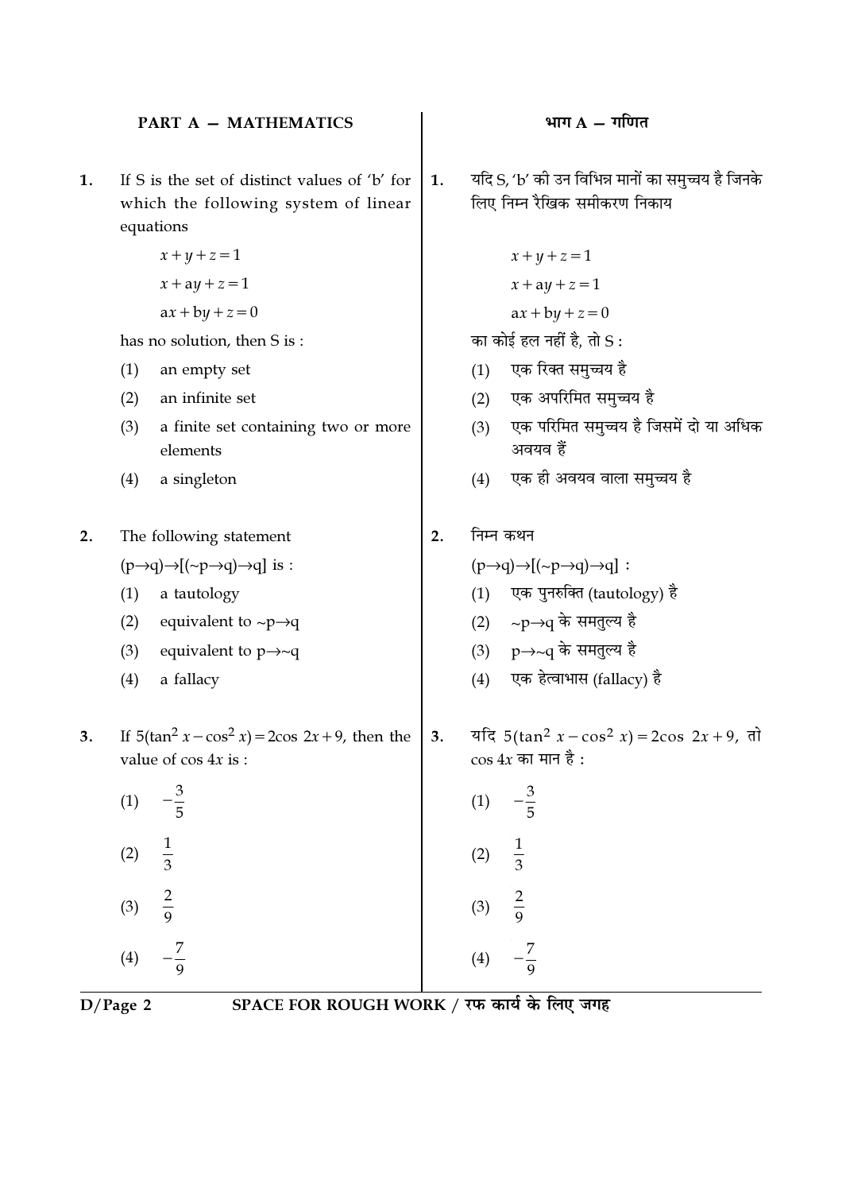## PART A — MATHEMATICS

## भाग A — गणित

**1.** If S is the set of distinct values of 'b' for which the following system of linear equations

$$x+y+z=1$$
$$x+\mathrm{a}y+z=1$$
$$\mathrm{a}x+\mathrm{b}y+z=0$$

has no solution, then S is :

(1) an empty set

(2) an infinite set

(3) a finite set containing two or more elements

(4) a singleton

**1.** यदि S, 'b' की उन विभिन्न मानों का समुच्चय है जिनके लिए निम्न रैखिक समीकरण निकाय

$$x+y+z=1$$
$$x+\mathrm{a}y+z=1$$
$$\mathrm{a}x+\mathrm{b}y+z=0$$

का कोई हल नहीं है, तो S :

(1) एक रिक्त समुच्चय है

(2) एक अपरिमित समुच्चय है

(3) एक परिमित समुच्चय है जिसमें दो या अधिक अवयव हैं

(4) एक ही अवयव वाला समुच्चय है

**2.** The following statement

$(p \to q) \to [(\sim p \to q) \to q]$ is :

(1) a tautology

(2) equivalent to $\sim p \to q$

(3) equivalent to $p \to \sim q$

(4) a fallacy

**2.** निम्न कथन

$(p \to q) \to [(\sim p \to q) \to q]$ :

(1) एक पुनरुक्ति (tautology) है

(2) $\sim p \to q$ के समतुल्य है

(3) $p \to \sim q$ के समतुल्य है

(4) एक हेत्वाभास (fallacy) है

**3.** If $5(\tan^2 x - \cos^2 x) = 2\cos 2x + 9$, then the value of $\cos 4x$ is :

(1) $-\frac{3}{5}$

(2) $\frac{1}{3}$

(3) $\frac{2}{9}$

(4) $-\frac{7}{9}$

**3.** यदि $5(\tan^2 x - \cos^2 x) = 2\cos 2x + 9$, तो $\cos 4x$ का मान है :

(1) $-\frac{3}{5}$

(2) $\frac{1}{3}$

(3) $\frac{2}{9}$

(4) $-\frac{7}{9}$

SPACE FOR ROUGH WORK / रफ कार्य के लिए जगह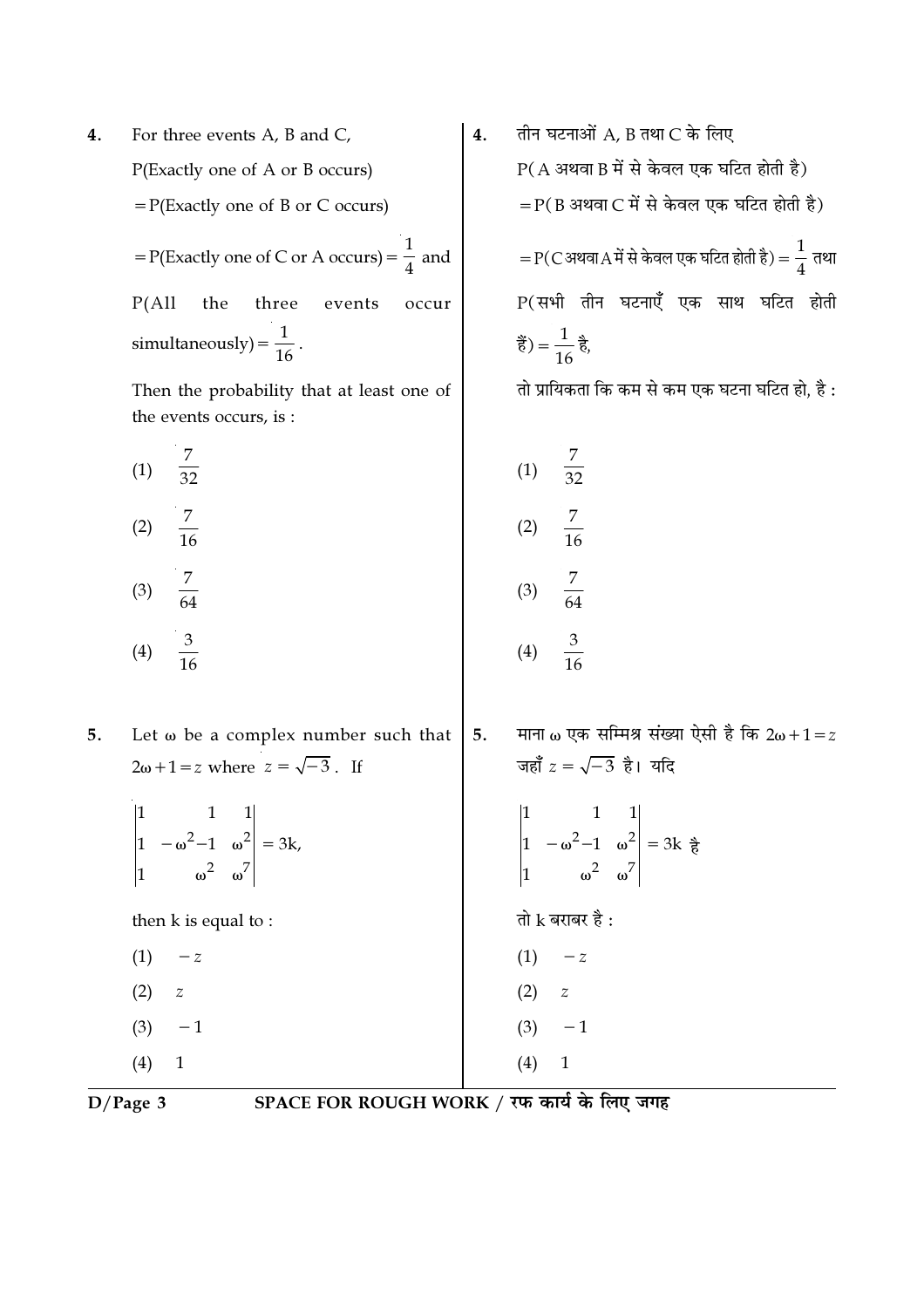4. For three events A, B and C,

P(Exactly one of A or B occurs)

$= $ P(Exactly one of B or C occurs)

$= $ P(Exactly one of C or A occurs) $= \frac{1}{4}$ and

P(All the three events occur simultaneously) $= \frac{1}{16}$.

Then the probability that at least one of the events occurs, is :

(1) $\frac{7}{32}$

(2) $\frac{7}{16}$

(3) $\frac{7}{64}$

(4) $\frac{3}{16}$

4. तीन घटनाओं A, B तथा C के लिए

P( A अथवा B में से केवल एक घटित होती है)

$= $ P( B अथवा C में से केवल एक घटित होती है)

$= $ P( C अथवा A में से केवल एक घटित होती है) $= \frac{1}{4}$ तथा

P(सभी तीन घटनाएँ एक साथ घटित होती हैं) $= \frac{1}{16}$ है,

तो प्रायिकता कि कम से कम एक घटना घटित हो, है :

(1) $\frac{7}{32}$

(2) $\frac{7}{16}$

(3) $\frac{7}{64}$

(4) $\frac{3}{16}$

5. Let $\omega$ be a complex number such that $2\omega + 1 = z$ where $z = \sqrt{-3}$. If

$$\begin{vmatrix} 1 & 1 & 1 \\ 1 & -\omega^2 - 1 & \omega^2 \\ 1 & \omega^2 & \omega^7 \end{vmatrix} = 3k,$$

then k is equal to :

(1) $-z$

(2) $z$

(3) $-1$

(4) $1$

5. माना $\omega$ एक सम्मिश्र संख्या ऐसी है कि $2\omega + 1 = z$ जहाँ $z = \sqrt{-3}$ है। यदि

$$\begin{vmatrix} 1 & 1 & 1 \\ 1 & -\omega^2 - 1 & \omega^2 \\ 1 & \omega^2 & \omega^7 \end{vmatrix} = 3k \text{ है}$$

तो k बराबर है :

(1) $-z$

(2) $z$

(3) $-1$

(4) $1$

SPACE FOR ROUGH WORK / रफ कार्य के लिए जगह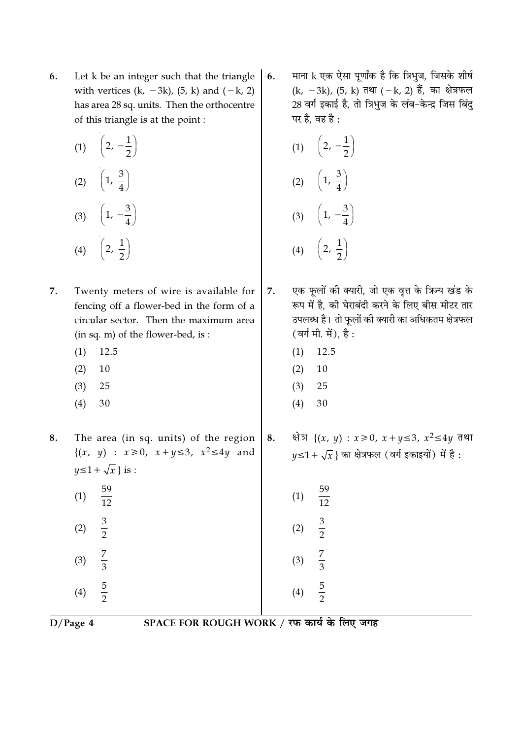6. Let k be an integer such that the triangle with vertices $(k, -3k)$, $(5, k)$ and $(-k, 2)$ has area 28 sq. units. Then the orthocentre of this triangle is at the point :

(1) $\left(2, -\frac{1}{2}\right)$

(2) $\left(1, \frac{3}{4}\right)$

(3) $\left(1, -\frac{3}{4}\right)$

(4) $\left(2, \frac{1}{2}\right)$

6. माना k एक ऐसा पूर्णांक है कि त्रिभुज, जिसके शीर्ष $(k, -3k)$, $(5, k)$ तथा $(-k, 2)$ हैं, का क्षेत्रफल 28 वर्ग इकाई है, तो त्रिभुज के लंब-केन्द्र जिस बिंदु पर है, वह है :

(1) $\left(2, -\frac{1}{2}\right)$

(2) $\left(1, \frac{3}{4}\right)$

(3) $\left(1, -\frac{3}{4}\right)$

(4) $\left(2, \frac{1}{2}\right)$

7. Twenty meters of wire is available for fencing off a flower-bed in the form of a circular sector. Then the maximum area (in sq. m) of the flower-bed, is :

(1) 12.5

(2) 10

(3) 25

(4) 30

7. एक फूलों की क्यारी, जो एक वृत्त के त्रिज्य खंड के रूप में है, की घेराबंदी करने के लिए बीस मीटर तार उपलब्ध है। तो फूलों की क्यारी का अधिकतम क्षेत्रफल (वर्ग मी. में), है :

(1) 12.5

(2) 10

(3) 25

(4) 30

8. The area (in sq. units) of the region $\{(x, y) : x \geqslant 0,\ x + y \leq 3,\ x^2 \leq 4y \text{ and } y \leq 1 + \sqrt{x}\}$ is :

(1) $\frac{59}{12}$

(2) $\frac{3}{2}$

(3) $\frac{7}{3}$

(4) $\frac{5}{2}$

8. क्षेत्र $\{(x, y) : x \geqslant 0,\ x + y \leq 3,\ x^2 \leq 4y$ तथा $y \leq 1 + \sqrt{x}\}$ का क्षेत्रफल (वर्ग इकाइयों) में है :

(1) $\frac{59}{12}$

(2) $\frac{3}{2}$

(3) $\frac{7}{3}$

(4) $\frac{5}{2}$

SPACE FOR ROUGH WORK / रफ कार्य के लिए जगह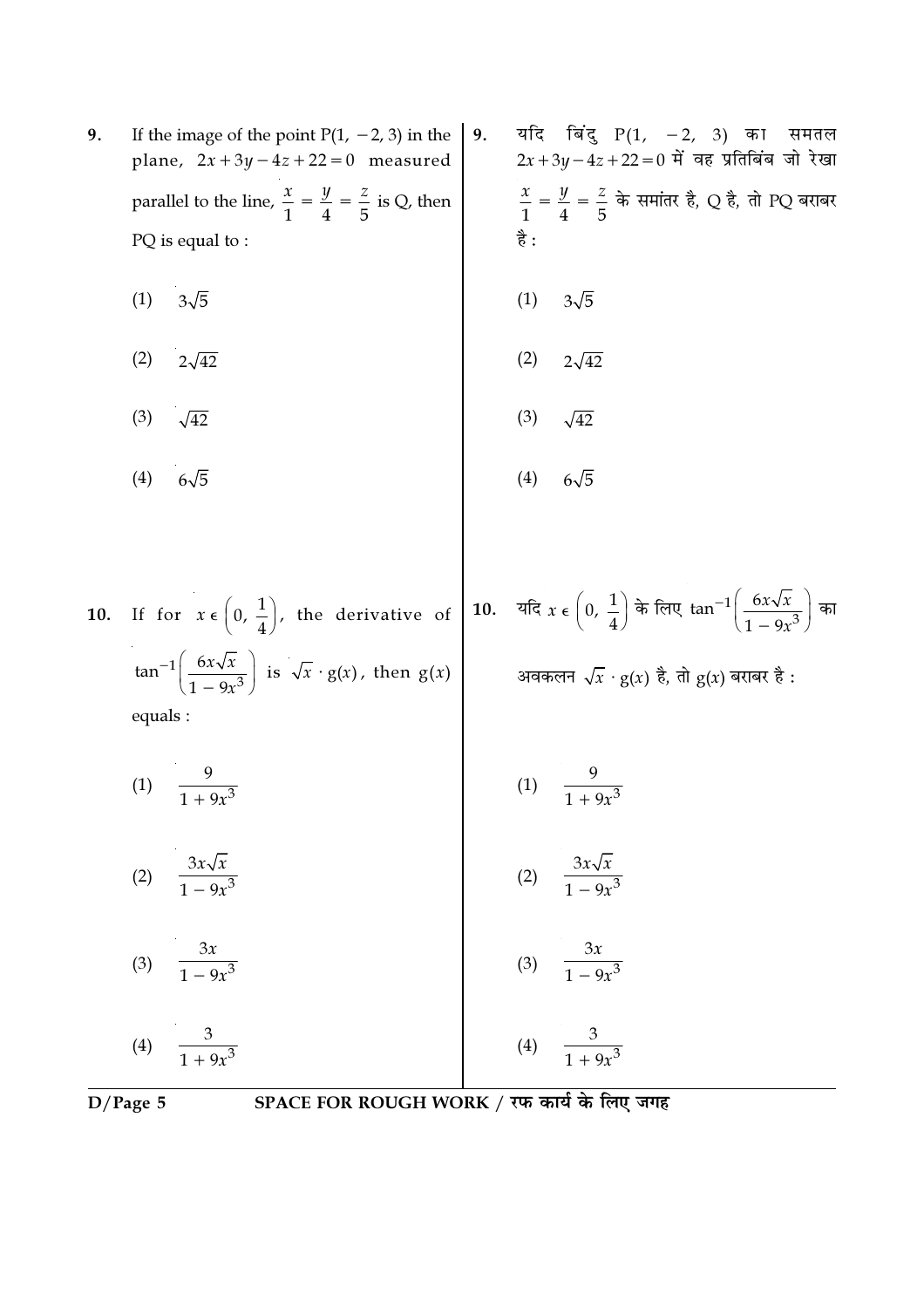9. If the image of the point $P(1, -2, 3)$ in the plane, $2x+3y-4z+22=0$ measured parallel to the line, $\frac{x}{1} = \frac{y}{4} = \frac{z}{5}$ is Q, then PQ is equal to :

(1) $3\sqrt{5}$

(2) $2\sqrt{42}$

(3) $\sqrt{42}$

(4) $6\sqrt{5}$

9. यदि बिंदु $P(1, -2, 3)$ का समतल $2x+3y-4z+22=0$ में वह प्रतिबिंब जो रेखा $\frac{x}{1} = \frac{y}{4} = \frac{z}{5}$ के समांतर है, Q है, तो PQ बराबर है :

(1) $3\sqrt{5}$

(2) $2\sqrt{42}$

(3) $\sqrt{42}$

(4) $6\sqrt{5}$

10. If for $x \in \left(0, \frac{1}{4}\right)$, the derivative of $\tan^{-1}\left(\frac{6x\sqrt{x}}{1-9x^3}\right)$ is $\sqrt{x} \cdot g(x)$, then $g(x)$ equals :

(1) $\frac{9}{1+9x^3}$

(2) $\frac{3x\sqrt{x}}{1-9x^3}$

(3) $\frac{3x}{1-9x^3}$

(4) $\frac{3}{1+9x^3}$

10. यदि $x \in \left(0, \frac{1}{4}\right)$ के लिए $\tan^{-1}\left(\frac{6x\sqrt{x}}{1-9x^3}\right)$ का अवकलन $\sqrt{x} \cdot g(x)$ है, तो $g(x)$ बराबर है :

(1) $\frac{9}{1+9x^3}$

(2) $\frac{3x\sqrt{x}}{1-9x^3}$

(3) $\frac{3x}{1-9x^3}$

(4) $\frac{3}{1+9x^3}$

SPACE FOR ROUGH WORK / रफ कार्य के लिए जगह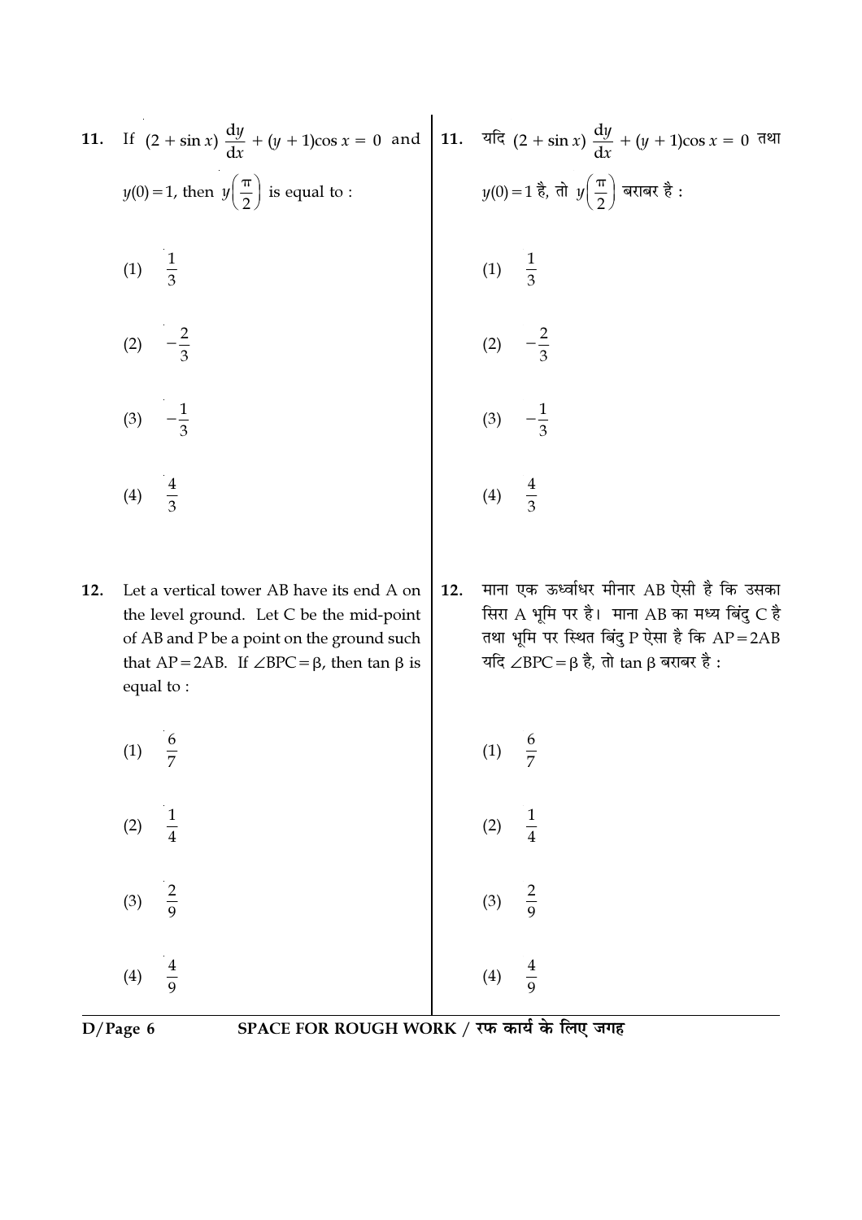11. If $(2 + \sin x) \frac{dy}{dx} + (y + 1)\cos x = 0$ and $y(0) = 1$, then $y\left(\frac{\pi}{2}\right)$ is equal to :

(1) $\frac{1}{3}$

(2) $-\frac{2}{3}$

(3) $-\frac{1}{3}$

(4) $\frac{4}{3}$

12. Let a vertical tower AB have its end A on the level ground. Let C be the mid-point of AB and P be a point on the ground such that AP = 2AB. If $\angle BPC = \beta$, then $\tan \beta$ is equal to :

(1) $\frac{6}{7}$

(2) $\frac{1}{4}$

(3) $\frac{2}{9}$

(4) $\frac{4}{9}$

11. यदि $(2 + \sin x) \frac{dy}{dx} + (y + 1)\cos x = 0$ तथा $y(0) = 1$ है, तो $y\left(\frac{\pi}{2}\right)$ बराबर है :

(1) $\frac{1}{3}$

(2) $-\frac{2}{3}$

(3) $-\frac{1}{3}$

(4) $\frac{4}{3}$

12. माना एक ऊर्ध्वाधर मीनार AB ऐसी है कि उसका सिरा A भूमि पर है। माना AB का मध्य बिंदु C है तथा भूमि पर स्थित बिंदु P ऐसा है कि AP = 2AB यदि $\angle BPC = \beta$ है, तो $\tan \beta$ बराबर है :

(1) $\frac{6}{7}$

(2) $\frac{1}{4}$

(3) $\frac{2}{9}$

(4) $\frac{4}{9}$

SPACE FOR ROUGH WORK / रफ कार्य के लिए जगह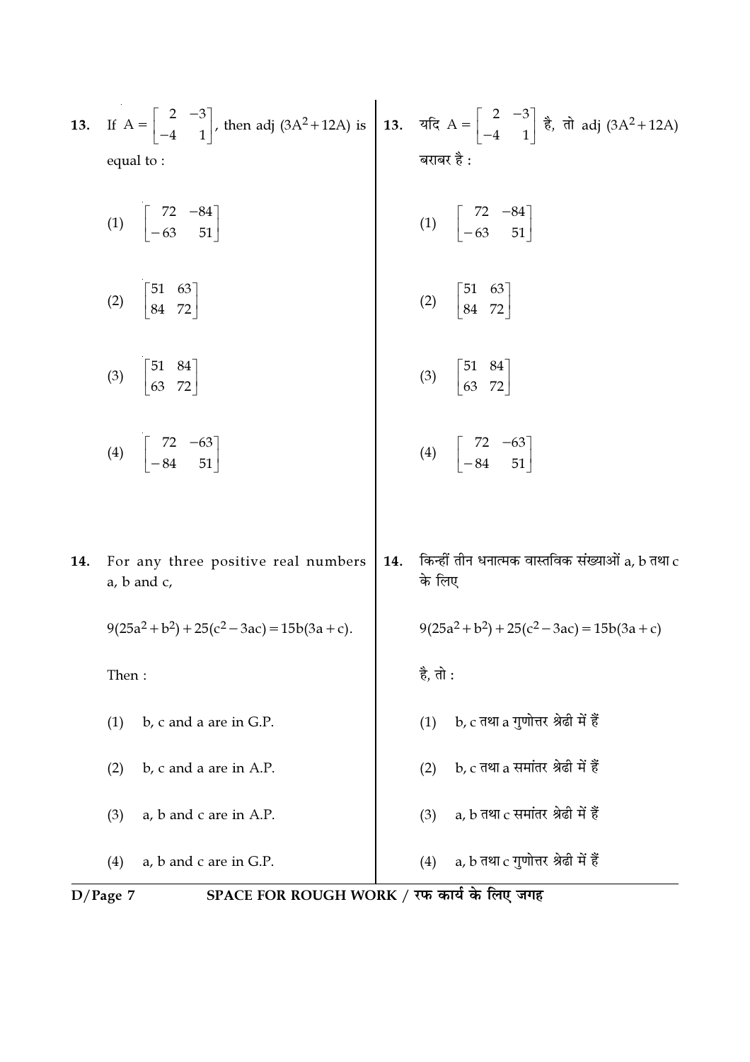**13.** If $A = \begin{bmatrix} 2 & -3 \\ -4 & 1 \end{bmatrix}$, then adj $(3A^2 + 12A)$ is equal to :

(1) $\begin{bmatrix} 72 & -84 \\ -63 & 51 \end{bmatrix}$

(2) $\begin{bmatrix} 51 & 63 \\ 84 & 72 \end{bmatrix}$

(3) $\begin{bmatrix} 51 & 84 \\ 63 & 72 \end{bmatrix}$

(4) $\begin{bmatrix} 72 & -63 \\ -84 & 51 \end{bmatrix}$

**13.** यदि $A = \begin{bmatrix} 2 & -3 \\ -4 & 1 \end{bmatrix}$ है, तो adj $(3A^2 + 12A)$ बराबर है :

(1) $\begin{bmatrix} 72 & -84 \\ -63 & 51 \end{bmatrix}$

(2) $\begin{bmatrix} 51 & 63 \\ 84 & 72 \end{bmatrix}$

(3) $\begin{bmatrix} 51 & 84 \\ 63 & 72 \end{bmatrix}$

(4) $\begin{bmatrix} 72 & -63 \\ -84 & 51 \end{bmatrix}$

**14.** For any three positive real numbers a, b and c,

$$9(25a^2 + b^2) + 25(c^2 - 3ac) = 15b(3a + c).$$

Then :

(1) b, c and a are in G.P.

(2) b, c and a are in A.P.

(3) a, b and c are in A.P.

(4) a, b and c are in G.P.

**14.** किन्हीं तीन धनात्मक वास्तविक संख्याओं a, b तथा c के लिए

$$9(25a^2 + b^2) + 25(c^2 - 3ac) = 15b(3a + c)$$

है, तो :

(1) b, c तथा a गुणोत्तर श्रेढी में हैं

(2) b, c तथा a समांतर श्रेढी में हैं

(3) a, b तथा c समांतर श्रेढी में हैं

(4) a, b तथा c गुणोत्तर श्रेढी में हैं

SPACE FOR ROUGH WORK / रफ कार्य के लिए जगह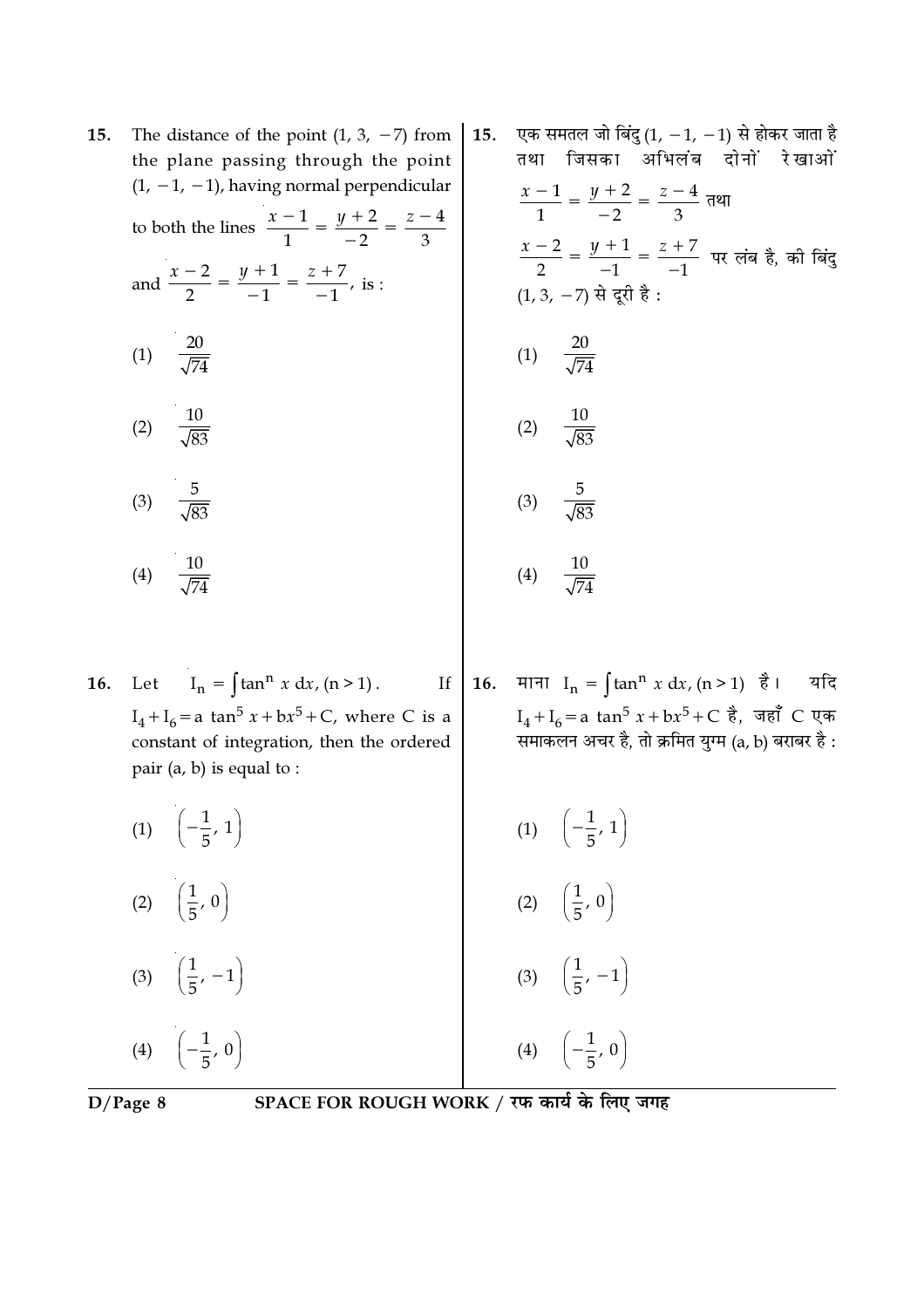**15.** The distance of the point (1, 3, −7) from the plane passing through the point (1, −1, −1), having normal perpendicular to both the lines $\frac{x-1}{1} = \frac{y+2}{-2} = \frac{z-4}{3}$ and $\frac{x-2}{2} = \frac{y+1}{-1} = \frac{z+7}{-1}$, is :

(1) $\frac{20}{\sqrt{74}}$

(2) $\frac{10}{\sqrt{83}}$

(3) $\frac{5}{\sqrt{83}}$

(4) $\frac{10}{\sqrt{74}}$

**15.** एक समतल जो बिंदु (1, −1, −1) से होकर जाता है तथा जिसका अभिलंब दोनों रेखाओं $\frac{x-1}{1} = \frac{y+2}{-2} = \frac{z-4}{3}$ तथा $\frac{x-2}{2} = \frac{y+1}{-1} = \frac{z+7}{-1}$ पर लंब है, की बिंदु (1, 3, −7) से दूरी है :

(1) $\frac{20}{\sqrt{74}}$

(2) $\frac{10}{\sqrt{83}}$

(3) $\frac{5}{\sqrt{83}}$

(4) $\frac{10}{\sqrt{74}}$

**16.** Let $I_n = \int \tan^n x \, dx, (n > 1)$. If $I_4 + I_6 = a \tan^5 x + bx^5 + C$, where C is a constant of integration, then the ordered pair (a, b) is equal to :

(1) $\left(-\frac{1}{5}, 1\right)$

(2) $\left(\frac{1}{5}, 0\right)$

(3) $\left(\frac{1}{5}, -1\right)$

(4) $\left(-\frac{1}{5}, 0\right)$

**16.** माना $I_n = \int \tan^n x \, dx, (n > 1)$ है। यदि $I_4 + I_6 = a \tan^5 x + bx^5 + C$ है, जहाँ C एक समाकलन अचर है, तो क्रमित युग्म (a, b) बराबर है :

(1) $\left(-\frac{1}{5}, 1\right)$

(2) $\left(\frac{1}{5}, 0\right)$

(3) $\left(\frac{1}{5}, -1\right)$

(4) $\left(-\frac{1}{5}, 0\right)$

SPACE FOR ROUGH WORK / रफ कार्य के लिए जगह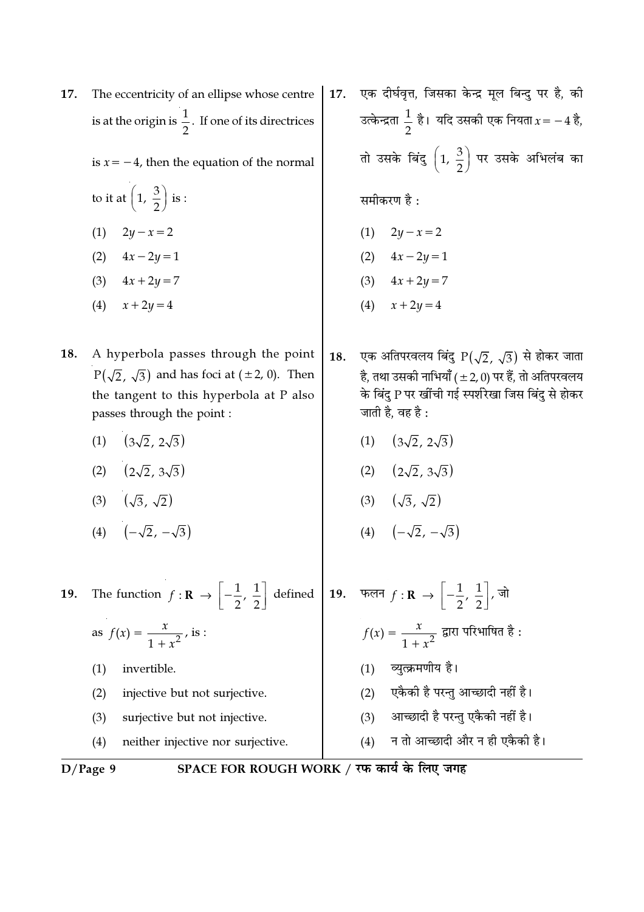17. The eccentricity of an ellipse whose centre is at the origin is $\frac{1}{2}$. If one of its directrices is $x = -4$, then the equation of the normal to it at $\left(1, \frac{3}{2}\right)$ is :

(1) $2y - x = 2$

(2) $4x - 2y = 1$

(3) $4x + 2y = 7$

(4) $x + 2y = 4$

17. एक दीर्घवृत्त, जिसका केन्द्र मूल बिन्दु पर है, की उत्केन्द्रता $\frac{1}{2}$ है। यदि उसकी एक नियता $x = -4$ है, तो उसके बिंदु $\left(1, \frac{3}{2}\right)$ पर उसके अभिलंब का समीकरण है :

(1) $2y - x = 2$

(2) $4x - 2y = 1$

(3) $4x + 2y = 7$

(4) $x + 2y = 4$

18. A hyperbola passes through the point $P(\sqrt{2}, \sqrt{3})$ and has foci at $(\pm 2, 0)$. Then the tangent to this hyperbola at P also passes through the point :

(1) $(3\sqrt{2}, 2\sqrt{3})$

(2) $(2\sqrt{2}, 3\sqrt{3})$

(3) $(\sqrt{3}, \sqrt{2})$

(4) $(-\sqrt{2}, -\sqrt{3})$

18. एक अतिपरवलय बिंदु $P(\sqrt{2}, \sqrt{3})$ से होकर जाता है, तथा उसकी नाभियाँ $(\pm 2, 0)$ पर हैं, तो अतिपरवलय के बिंदु P पर खींची गई स्पर्शरेखा जिस बिंदु से होकर जाती है, वह है :

(1) $(3\sqrt{2}, 2\sqrt{3})$

(2) $(2\sqrt{2}, 3\sqrt{3})$

(3) $(\sqrt{3}, \sqrt{2})$

(4) $(-\sqrt{2}, -\sqrt{3})$

19. The function $f : \mathbf{R} \to \left[-\frac{1}{2}, \frac{1}{2}\right]$ defined as $f(x) = \frac{x}{1 + x^2}$, is :

(1) invertible.

(2) injective but not surjective.

(3) surjective but not injective.

(4) neither injective nor surjective.

19. फलन $f : \mathbf{R} \to \left[-\frac{1}{2}, \frac{1}{2}\right]$, जो $f(x) = \frac{x}{1 + x^2}$ द्वारा परिभाषित है :

(1) व्युत्क्रमणीय है।

(2) एकैकी है परन्तु आच्छादी नहीं है।

(3) आच्छादी है परन्तु एकैकी नहीं है।

(4) न तो आच्छादी और न ही एकैकी है।

SPACE FOR ROUGH WORK / रफ कार्य के लिए जगह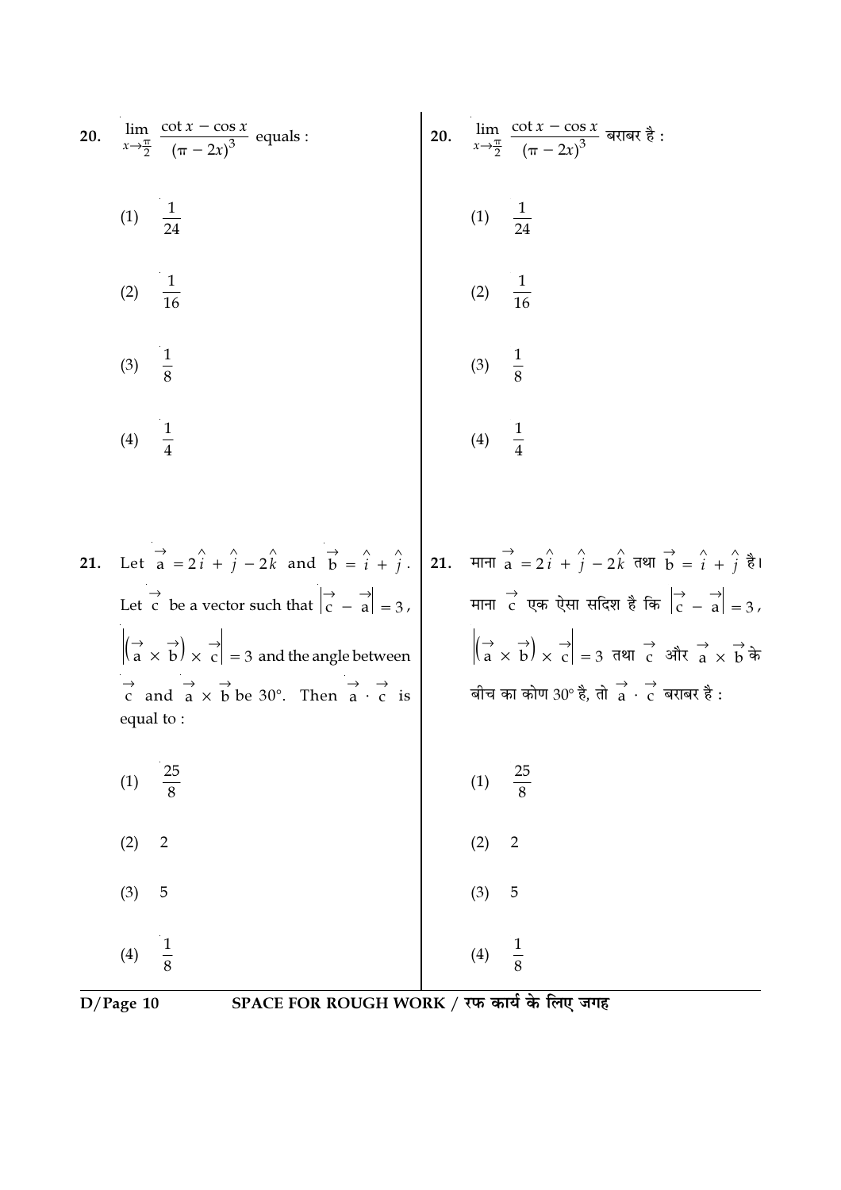**20.** $\lim_{x \to \frac{\pi}{2}} \frac{\cot x - \cos x}{(\pi - 2x)^3}$ equals :

(1) $\frac{1}{24}$

(2) $\frac{1}{16}$

(3) $\frac{1}{8}$

(4) $\frac{1}{4}$

**20.** $\lim_{x \to \frac{\pi}{2}} \frac{\cot x - \cos x}{(\pi - 2x)^3}$ बराबर है :

(1) $\frac{1}{24}$

(2) $\frac{1}{16}$

(3) $\frac{1}{8}$

(4) $\frac{1}{4}$

**21.** Let $\vec{a} = 2\hat{i} + \hat{j} - 2\hat{k}$ and $\vec{b} = \hat{i} + \hat{j}$. Let $\vec{c}$ be a vector such that $\left|\vec{c} - \vec{a}\right| = 3$, $\left|\left(\vec{a} \times \vec{b}\right) \times \vec{c}\right| = 3$ and the angle between $\vec{c}$ and $\vec{a} \times \vec{b}$ be $30°$. Then $\vec{a} \cdot \vec{c}$ is equal to :

(1) $\frac{25}{8}$

(2) 2

(3) 5

(4) $\frac{1}{8}$

**21.** माना $\vec{a} = 2\hat{i} + \hat{j} - 2\hat{k}$ तथा $\vec{b} = \hat{i} + \hat{j}$ है। माना $\vec{c}$ एक ऐसा सदिश है कि $\left|\vec{c} - \vec{a}\right| = 3$, $\left|\left(\vec{a} \times \vec{b}\right) \times \vec{c}\right| = 3$ तथा $\vec{c}$ और $\vec{a} \times \vec{b}$ के बीच का कोण $30°$ है, तो $\vec{a} \cdot \vec{c}$ बराबर है :

(1) $\frac{25}{8}$

(2) 2

(3) 5

(4) $\frac{1}{8}$

SPACE FOR ROUGH WORK / रफ कार्य के लिए जगह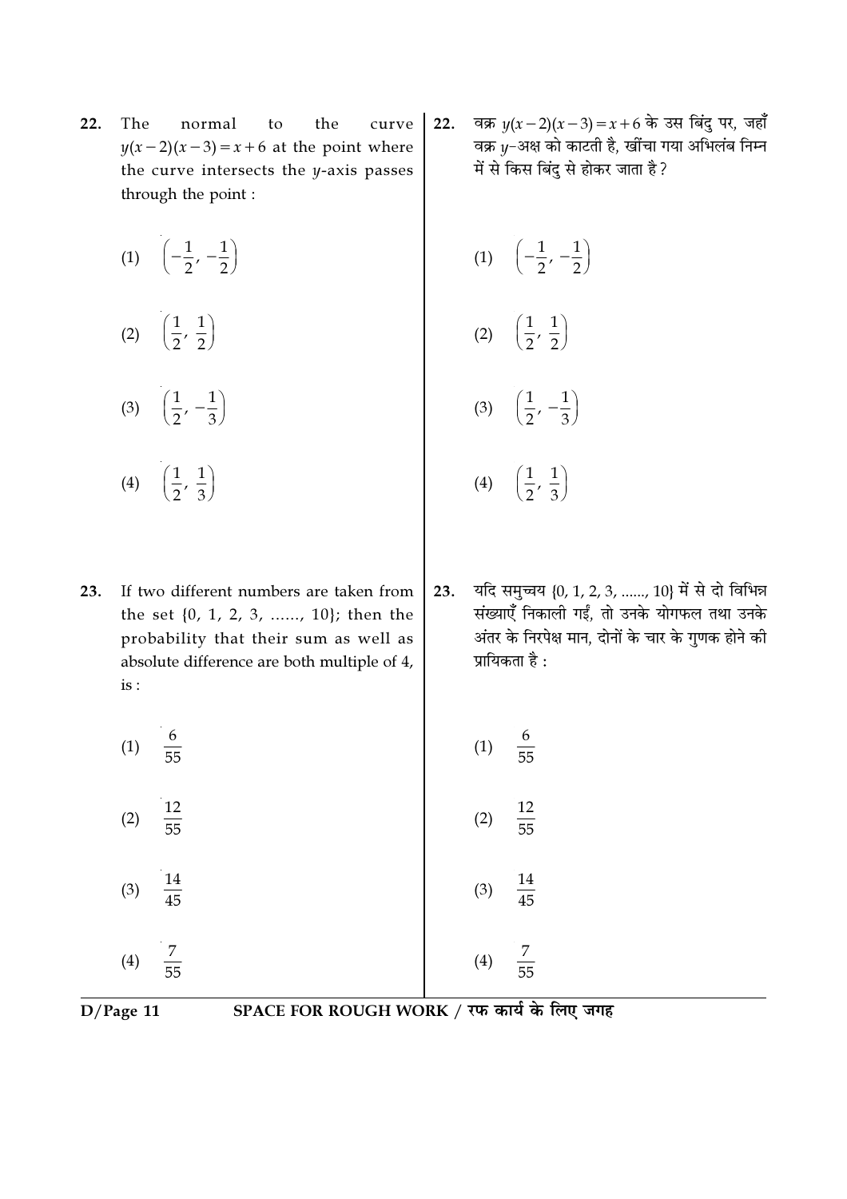22. The normal to the curve $y(x-2)(x-3) = x+6$ at the point where the curve intersects the $y$-axis passes through the point :

(1) $\left(-\frac{1}{2}, -\frac{1}{2}\right)$

(2) $\left(\frac{1}{2}, \frac{1}{2}\right)$

(3) $\left(\frac{1}{2}, -\frac{1}{3}\right)$

(4) $\left(\frac{1}{2}, \frac{1}{3}\right)$

22. वक्र $y(x-2)(x-3) = x+6$ के उस बिंदु पर, जहाँ वक्र $y$-अक्ष को काटती है, खींचा गया अभिलंब निम्न में से किस बिंदु से होकर जाता है ?

(1) $\left(-\frac{1}{2}, -\frac{1}{2}\right)$

(2) $\left(\frac{1}{2}, \frac{1}{2}\right)$

(3) $\left(\frac{1}{2}, -\frac{1}{3}\right)$

(4) $\left(\frac{1}{2}, \frac{1}{3}\right)$

23. If two different numbers are taken from the set {0, 1, 2, 3, ......, 10}; then the probability that their sum as well as absolute difference are both multiple of 4, is :

(1) $\frac{6}{55}$

(2) $\frac{12}{55}$

(3) $\frac{14}{45}$

(4) $\frac{7}{55}$

23. यदि समुच्चय {0, 1, 2, 3, ......, 10} में से दो विभिन्न संख्याएँ निकाली गईं, तो उनके योगफल तथा उनके अंतर के निरपेक्ष मान, दोनों के चार के गुणक होने की प्रायिकता है :

(1) $\frac{6}{55}$

(2) $\frac{12}{55}$

(3) $\frac{14}{45}$

(4) $\frac{7}{55}$

SPACE FOR ROUGH WORK / रफ कार्य के लिए जगह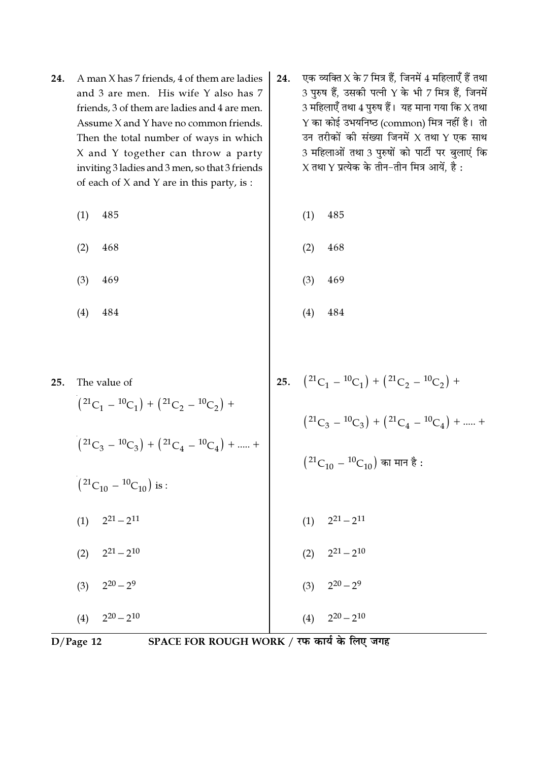24. A man X has 7 friends, 4 of them are ladies and 3 are men. His wife Y also has 7 friends, 3 of them are ladies and 4 are men. Assume X and Y have no common friends. Then the total number of ways in which X and Y together can throw a party inviting 3 ladies and 3 men, so that 3 friends of each of X and Y are in this party, is :

(1) 485

(2) 468

(3) 469

(4) 484

24. एक व्यक्ति X के 7 मित्र हैं, जिनमें 4 महिलाएँ हैं तथा 3 पुरुष हैं, उसकी पत्नी Y के भी 7 मित्र हैं, जिनमें 3 महिलाएँ तथा 4 पुरुष हैं। यह माना गया कि X तथा Y का कोई उभयनिष्ठ (common) मित्र नहीं है। तो उन तरीकों की संख्या जिनमें X तथा Y एक साथ 3 महिलाओं तथा 3 पुरुषों को पार्टी पर बुलाएं कि X तथा Y प्रत्येक के तीन-तीन मित्र आयें, है :

(1) 485

(2) 468

(3) 469

(4) 484

25. The value of

$$\left({}^{21}C_1 - {}^{10}C_1\right) + \left({}^{21}C_2 - {}^{10}C_2\right) + \left({}^{21}C_3 - {}^{10}C_3\right) + \left({}^{21}C_4 - {}^{10}C_4\right) + \ldots + \left({}^{21}C_{10} - {}^{10}C_{10}\right)$$ is :

(1) $2^{21} - 2^{11}$

(2) $2^{21} - 2^{10}$

(3) $2^{20} - 2^{9}$

(4) $2^{20} - 2^{10}$

25. $$\left({}^{21}C_1 - {}^{10}C_1\right) + \left({}^{21}C_2 - {}^{10}C_2\right) + \left({}^{21}C_3 - {}^{10}C_3\right) + \left({}^{21}C_4 - {}^{10}C_4\right) + \ldots + \left({}^{21}C_{10} - {}^{10}C_{10}\right)$$ का मान है :

(1) $2^{21} - 2^{11}$

(2) $2^{21} - 2^{10}$

(3) $2^{20} - 2^{9}$

(4) $2^{20} - 2^{10}$

SPACE FOR ROUGH WORK / रफ कार्य के लिए जगह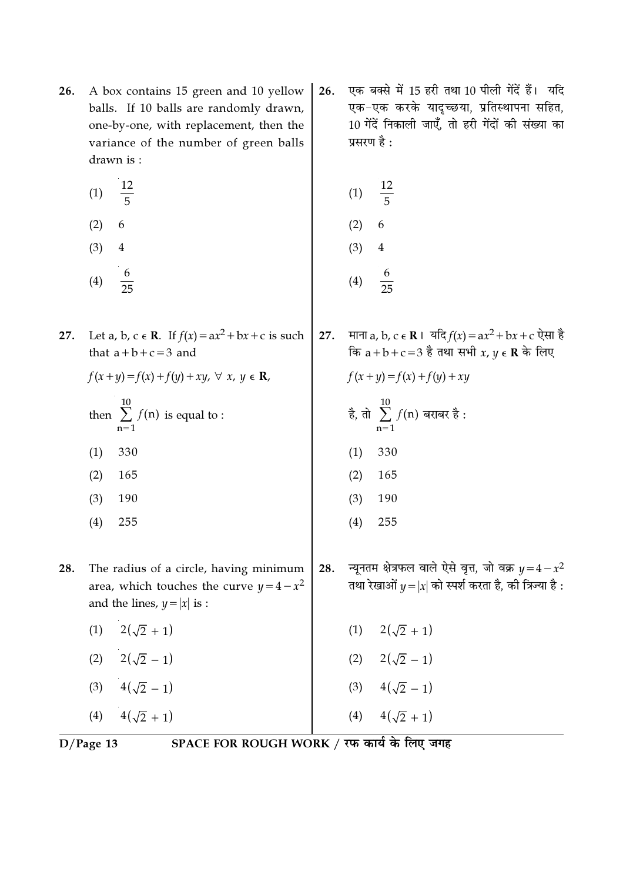26. A box contains 15 green and 10 yellow balls. If 10 balls are randomly drawn, one-by-one, with replacement, then the variance of the number of green balls drawn is :

(1) $\frac{12}{5}$

(2) 6

(3) 4

(4) $\frac{6}{25}$

26. एक बक्से में 15 हरी तथा 10 पीली गेंदें हैं। यदि एक-एक करके यादृच्छया, प्रतिस्थापना सहित, 10 गेंदें निकाली जाएँ, तो हरी गेंदों की संख्या का प्रसरण है :

(1) $\frac{12}{5}$

(2) 6

(3) 4

(4) $\frac{6}{25}$

27. Let a, b, c $\in$ **R**. If $f(x) = ax^2 + bx + c$ is such that $a + b + c = 3$ and

$f(x+y) = f(x) + f(y) + xy,\ \forall\ x, y \in \mathbf{R}$,

then $\sum_{n=1}^{10} f(n)$ is equal to :

(1) 330

(2) 165

(3) 190

(4) 255

27. माना a, b, c $\in$ **R**। यदि $f(x) = ax^2 + bx + c$ ऐसा है कि $a + b + c = 3$ है तथा सभी $x, y \in \mathbf{R}$ के लिए

$f(x+y) = f(x) + f(y) + xy$

है, तो $\sum_{n=1}^{10} f(n)$ बराबर है :

(1) 330

(2) 165

(3) 190

(4) 255

28. The radius of a circle, having minimum area, which touches the curve $y = 4 - x^2$ and the lines, $y = |x|$ is :

(1) $2(\sqrt{2} + 1)$

(2) $2(\sqrt{2} - 1)$

(3) $4(\sqrt{2} - 1)$

(4) $4(\sqrt{2} + 1)$

28. न्यूनतम क्षेत्रफल वाले ऐसे वृत्त, जो वक्र $y = 4 - x^2$ तथा रेखाओं $y = |x|$ को स्पर्श करता है, की त्रिज्या है :

(1) $2(\sqrt{2} + 1)$

(2) $2(\sqrt{2} - 1)$

(3) $4(\sqrt{2} - 1)$

(4) $4(\sqrt{2} + 1)$

SPACE FOR ROUGH WORK / रफ कार्य के लिए जगह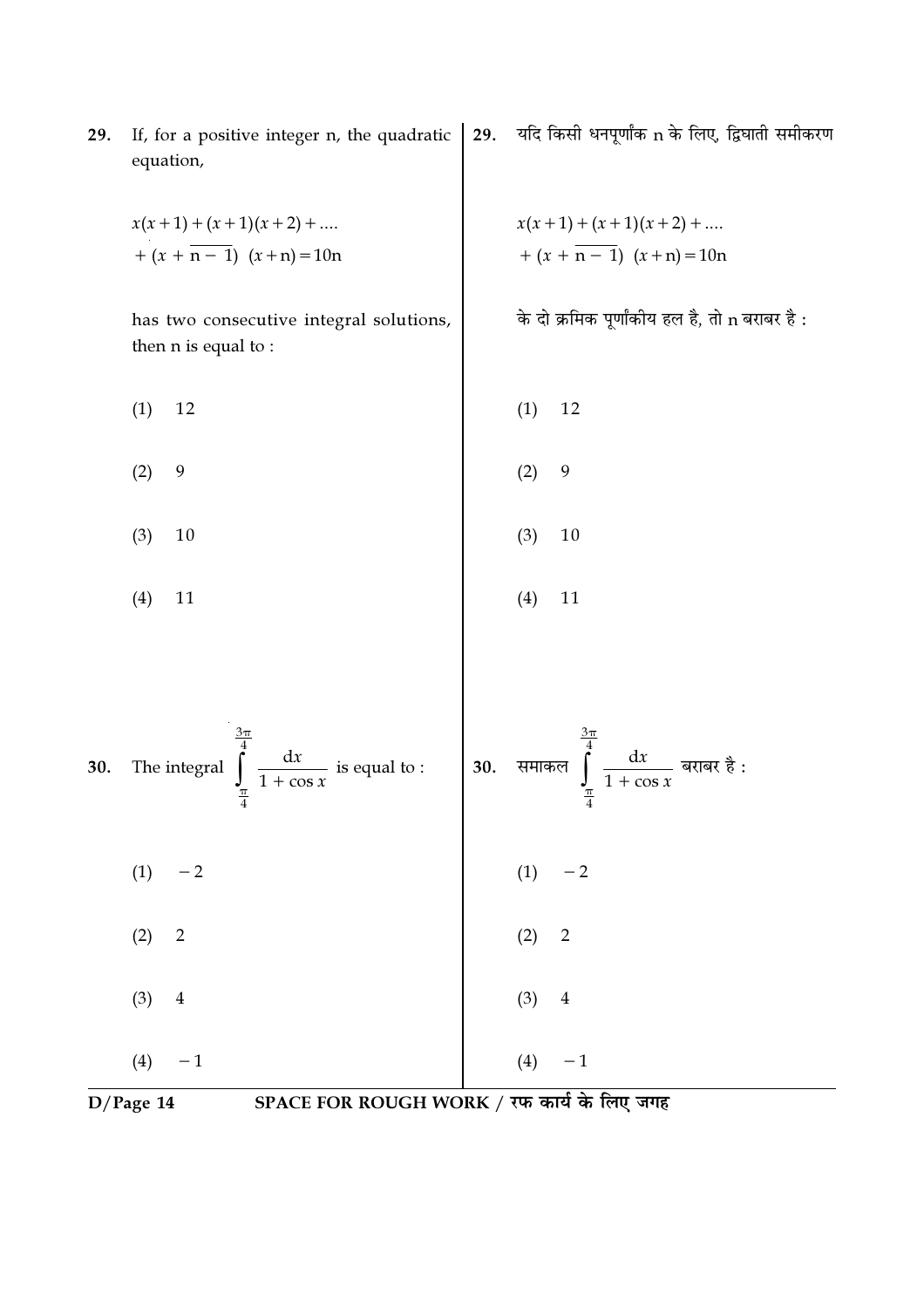29. If, for a positive integer n, the quadratic equation,

$$x(x+1) + (x+1)(x+2) + \ldots + (x + \overline{n-1})\ (x+n) = 10n$$

has two consecutive integral solutions, then n is equal to :

(1) 12

(2) 9

(3) 10

(4) 11

29. यदि किसी धनपूर्णांक n के लिए, द्विघाती समीकरण

$$x(x+1) + (x+1)(x+2) + \ldots + (x + \overline{n-1})\ (x+n) = 10n$$

के दो क्रमिक पूर्णांकीय हल है, तो n बराबर है :

(1) 12

(2) 9

(3) 10

(4) 11

30. The integral $\int_{\frac{\pi}{4}}^{\frac{3\pi}{4}} \frac{dx}{1 + \cos x}$ is equal to :

(1) $-2$

(2) 2

(3) 4

(4) $-1$

30. समाकल $\int_{\frac{\pi}{4}}^{\frac{3\pi}{4}} \frac{dx}{1 + \cos x}$ बराबर है :

(1) $-2$

(2) 2

(3) 4

(4) $-1$

SPACE FOR ROUGH WORK / रफ कार्य के लिए जगह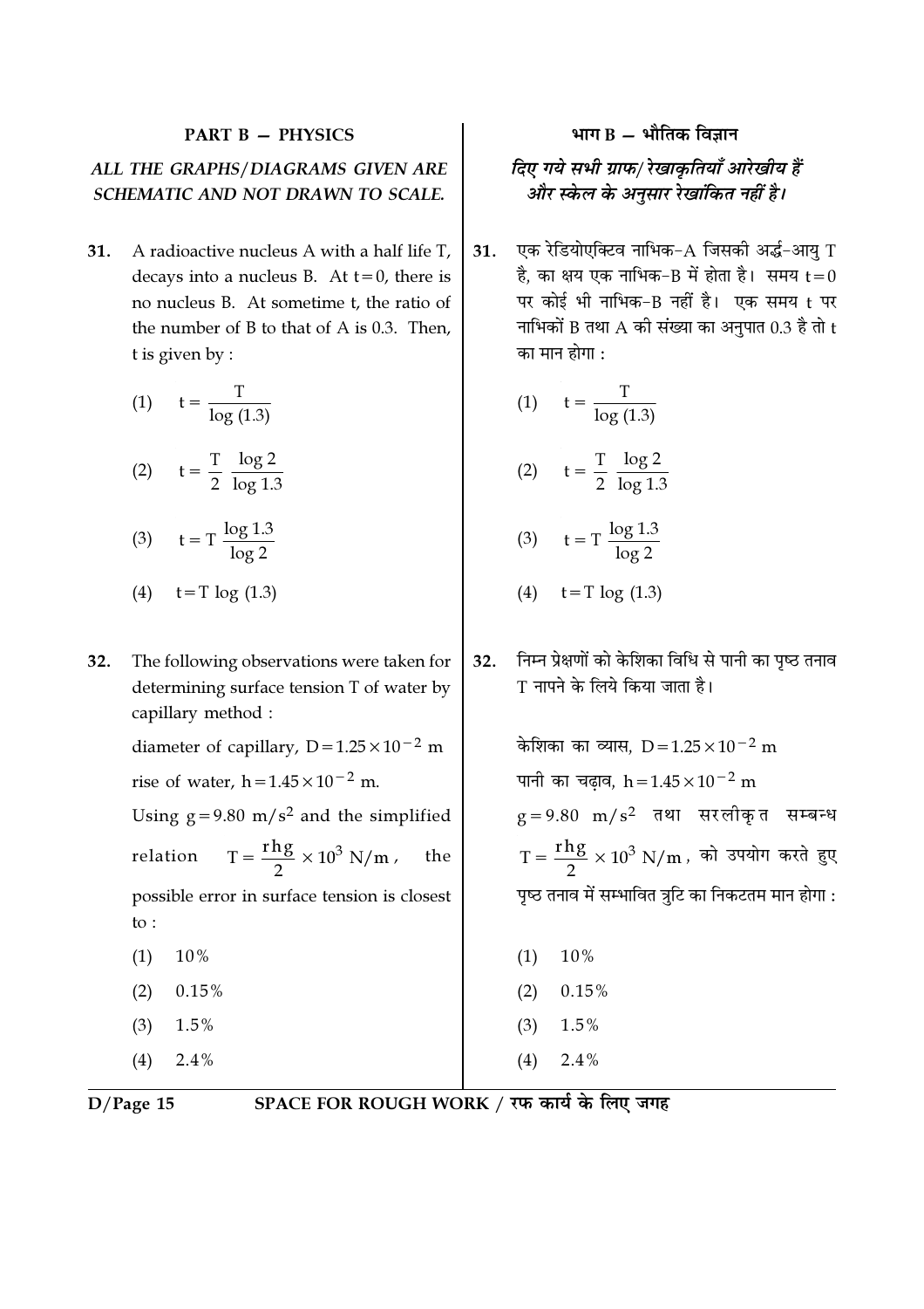## PART B — PHYSICS

***ALL THE GRAPHS/DIAGRAMS GIVEN ARE SCHEMATIC AND NOT DRAWN TO SCALE.***

**31.** A radioactive nucleus A with a half life T, decays into a nucleus B. At t = 0, there is no nucleus B. At sometime t, the ratio of the number of B to that of A is 0.3. Then, t is given by :

(1) $t = \frac{T}{\log(1.3)}$

(2) $t = \frac{T}{2}\ \frac{\log 2}{\log 1.3}$

(3) $t = T\ \frac{\log 1.3}{\log 2}$

(4) $t = T \log(1.3)$

**32.** The following observations were taken for determining surface tension T of water by capillary method :

diameter of capillary, $D = 1.25 \times 10^{-2}$ m

rise of water, $h = 1.45 \times 10^{-2}$ m.

Using $g = 9.80\ m/s^2$ and the simplified relation $T = \frac{rhg}{2} \times 10^3\ N/m$, the possible error in surface tension is closest to :

(1) 10%

(2) 0.15%

(3) 1.5%

(4) 2.4%

## भाग B — भौतिक विज्ञान

***दिए गये सभी ग्राफ/ रेखाकृतियाँ आरेखीय हैं और स्केल के अनुसार रेखांकित नहीं है।***

**31.** एक रेडियोएक्टिव नाभिक-A जिसकी अर्द्ध-आयु T है, का क्षय एक नाभिक-B में होता है। समय t = 0 पर कोई भी नाभिक-B नहीं है। एक समय t पर नाभिकों B तथा A की संख्या का अनुपात 0.3 है तो t का मान होगा :

(1) $t = \frac{T}{\log(1.3)}$

(2) $t = \frac{T}{2}\ \frac{\log 2}{\log 1.3}$

(3) $t = T\ \frac{\log 1.3}{\log 2}$

(4) $t = T \log(1.3)$

**32.** निम्न प्रेक्षणों को केशिका विधि से पानी का पृष्ठ तनाव T नापने के लिये किया जाता है।

केशिका का व्यास, $D = 1.25 \times 10^{-2}$ m

पानी का चढ़ाव, $h = 1.45 \times 10^{-2}$ m

$g = 9.80\ m/s^2$ तथा सरलीकृत सम्बन्ध $T = \frac{rhg}{2} \times 10^3\ N/m$, को उपयोग करते हुए पृष्ठ तनाव में सम्भावित त्रुटि का निकटतम मान होगा :

(1) 10%

(2) 0.15%

(3) 1.5%

(4) 2.4%

SPACE FOR ROUGH WORK / रफ कार्य के लिए जगह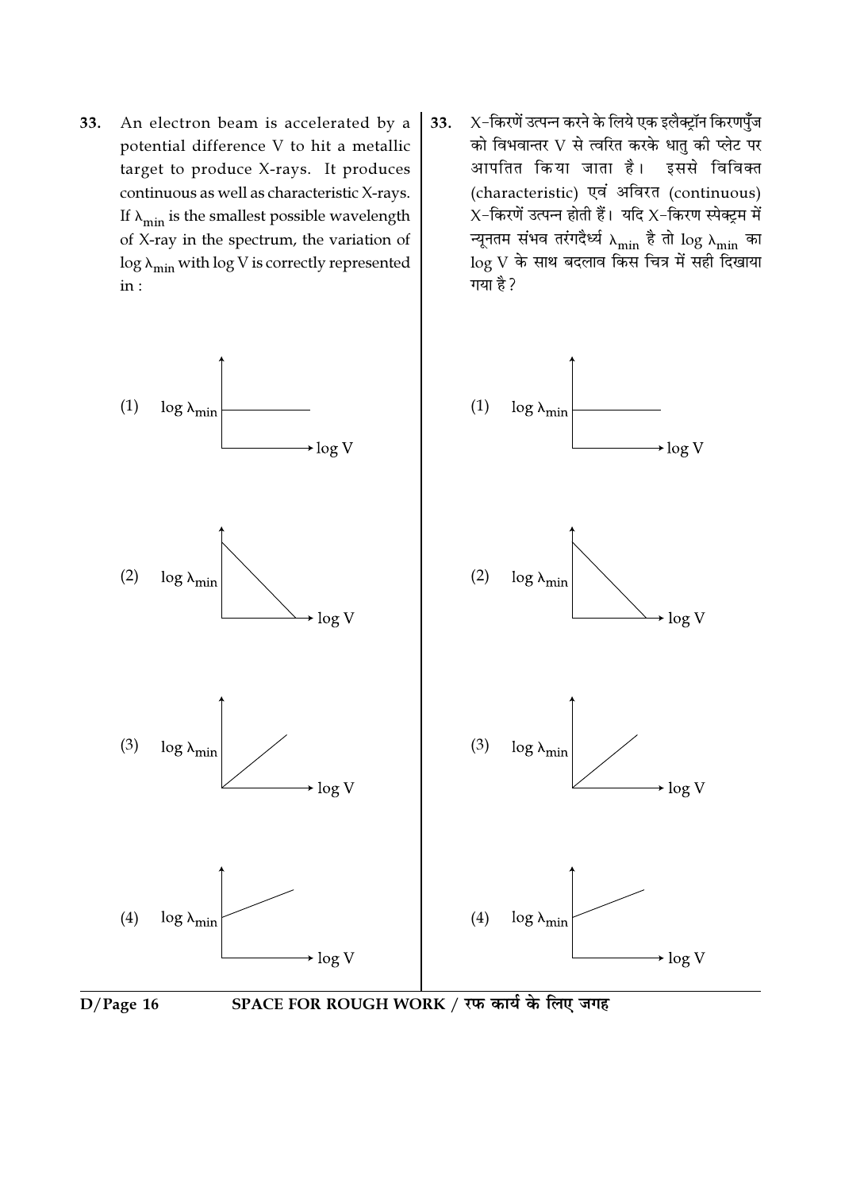33. An electron beam is accelerated by a potential difference V to hit a metallic target to produce X-rays. It produces continuous as well as characteristic X-rays. If $\lambda_{min}$ is the smallest possible wavelength of X-ray in the spectrum, the variation of $\log \lambda_{min}$ with $\log V$ is correctly represented in :

(1) $\log \lambda_{min}$ vs $\log V$

(2) $\log \lambda_{min}$ vs $\log V$

(3) $\log \lambda_{min}$ vs $\log V$

(4) $\log \lambda_{min}$ vs $\log V$

33. X-किरणें उत्पन्न करने के लिये एक इलैक्ट्रॉन किरणपुंज को विभवान्तर V से त्वरित करके धातु की प्लेट पर आपतित किया जाता है। इससे विविक्त (characteristic) एवं अविरत (continuous) X-किरणें उत्पन्न होती हैं। यदि X-किरण स्पेक्ट्रम में न्यूनतम संभव तरंगदैर्ध्य $\lambda_{min}$ है तो $\log \lambda_{min}$ का $\log V$ के साथ बदलाव किस चित्र में सही दिखाया गया है?

(1) $\log \lambda_{min}$ vs $\log V$

(2) $\log \lambda_{min}$ vs $\log V$

(3) $\log \lambda_{min}$ vs $\log V$

(4) $\log \lambda_{min}$ vs $\log V$

SPACE FOR ROUGH WORK / रफ कार्य के लिए जगह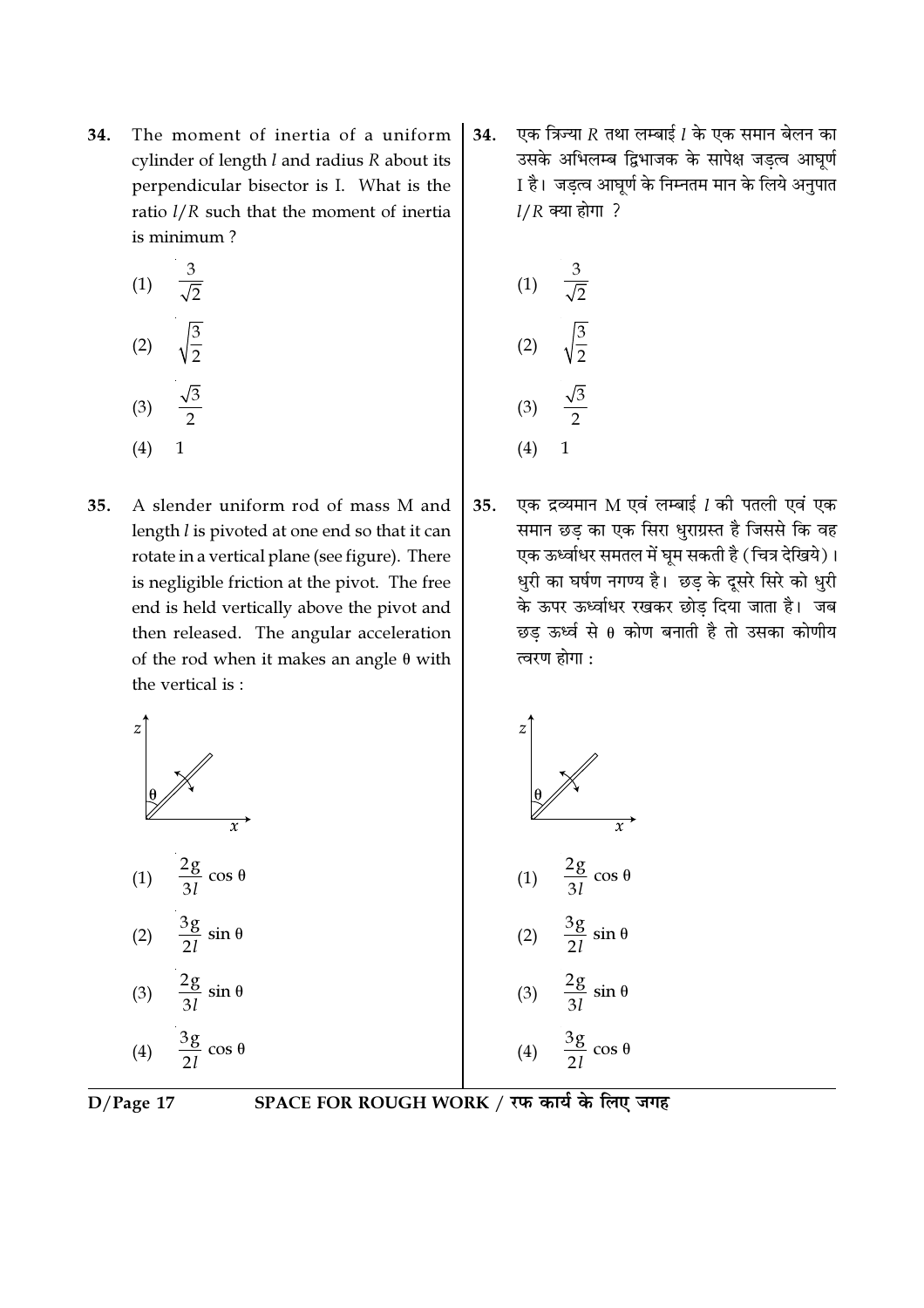34. The moment of inertia of a uniform cylinder of length $l$ and radius $R$ about its perpendicular bisector is I. What is the ratio $l/R$ such that the moment of inertia is minimum ?

(1) $\frac{3}{\sqrt{2}}$

(2) $\sqrt{\frac{3}{2}}$

(3) $\frac{\sqrt{3}}{2}$

(4) 1

34. एक त्रिज्या $R$ तथा लम्बाई $l$ के एक समान बेलन का उसके अभिलम्ब द्विभाजक के सापेक्ष जड़त्व आघूर्ण I है। जड़त्व आघूर्ण के निम्नतम मान के लिये अनुपात $l/R$ क्या होगा ?

(1) $\frac{3}{\sqrt{2}}$

(2) $\sqrt{\frac{3}{2}}$

(3) $\frac{\sqrt{3}}{2}$

(4) 1

35. A slender uniform rod of mass M and length $l$ is pivoted at one end so that it can rotate in a vertical plane (see figure). There is negligible friction at the pivot. The free end is held vertically above the pivot and then released. The angular acceleration of the rod when it makes an angle $\theta$ with the vertical is :

(1) $\frac{2g}{3l} \cos \theta$

(2) $\frac{3g}{2l} \sin \theta$

(3) $\frac{2g}{3l} \sin \theta$

(4) $\frac{3g}{2l} \cos \theta$

35. एक द्रव्यमान M एवं लम्बाई $l$ की पतली एवं एक समान छड़ का एक सिरा धुराग्रस्त है जिससे कि वह एक ऊर्ध्वाधर समतल में घूम सकती है (चित्र देखिये)। धुरी का घर्षण नगण्य है। छड़ के दूसरे सिरे को धुरी के ऊपर ऊर्ध्वाधर रखकर छोड़ दिया जाता है। जब छड़ ऊर्ध्व से $\theta$ कोण बनाती है तो उसका कोणीय त्वरण होगा :

(1) $\frac{2g}{3l} \cos \theta$

(2) $\frac{3g}{2l} \sin \theta$

(3) $\frac{2g}{3l} \sin \theta$

(4) $\frac{3g}{2l} \cos \theta$

SPACE FOR ROUGH WORK / रफ कार्य के लिए जगह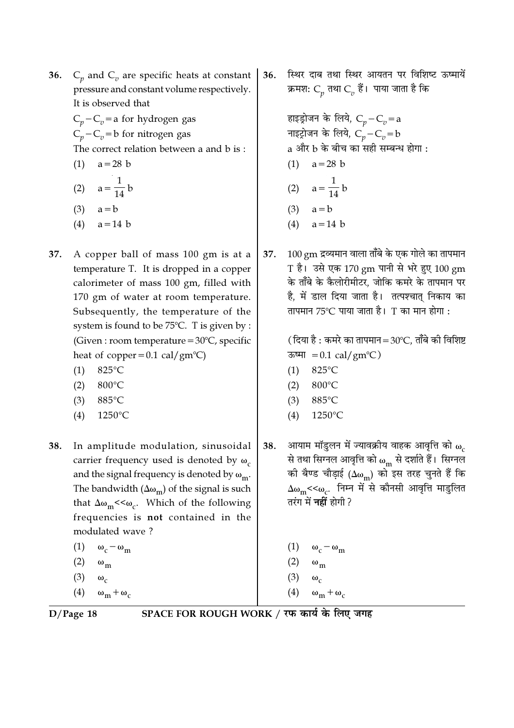36. $C_p$ and $C_v$ are specific heats at constant pressure and constant volume respectively. It is observed that

$C_p - C_v = a$ for hydrogen gas

$C_p - C_v = b$ for nitrogen gas

The correct relation between a and b is :

(1) $a = 28\ b$

(2) $a = \frac{1}{14} b$

(3) $a = b$

(4) $a = 14\ b$

36. स्थिर दाब तथा स्थिर आयतन पर विशिष्ट ऊष्मायें क्रमशः $C_p$ तथा $C_v$ हैं। पाया जाता है कि

हाइड्रोजन के लिये, $C_p - C_v = a$

नाइट्रोजन के लिये, $C_p - C_v = b$

a और b के बीच का सही सम्बन्ध होगा :

(1) $a = 28\ b$

(2) $a = \frac{1}{14} b$

(3) $a = b$

(4) $a = 14\ b$

37. A copper ball of mass 100 gm is at a temperature T. It is dropped in a copper calorimeter of mass 100 gm, filled with 170 gm of water at room temperature. Subsequently, the temperature of the system is found to be 75°C. T is given by : (Given : room temperature = 30°C, specific heat of copper = 0.1 cal/gm°C)

(1) 825°C

(2) 800°C

(3) 885°C

(4) 1250°C

37. 100 gm द्रव्यमान वाला ताँबे के एक गोले का तापमान T है। उसे एक 170 gm पानी से भरे हुए 100 gm के ताँबे के कैलोरीमीटर, जोकि कमरे के तापमान पर है, में डाल दिया जाता है। तत्पश्चात् निकाय का तापमान 75°C पाया जाता है। T का मान होगा :

(दिया है : कमरे का तापमान = 30°C, ताँबे की विशिष्ट ऊष्मा = 0.1 cal/gm°C)

(1) 825°C

(2) 800°C

(3) 885°C

(4) 1250°C

38. In amplitude modulation, sinusoidal carrier frequency used is denoted by $\omega_c$ and the signal frequency is denoted by $\omega_m$. The bandwidth ($\Delta\omega_m$) of the signal is such that $\Delta\omega_m \ll \omega_c$. Which of the following frequencies is **not** contained in the modulated wave ?

(1) $\omega_c - \omega_m$

(2) $\omega_m$

(3) $\omega_c$

(4) $\omega_m + \omega_c$

38. आयाम मॉडुलन में ज्यावक्रीय वाहक आवृत्ति को $\omega_c$ से तथा सिग्नल आवृत्ति को $\omega_m$ से दर्शाते हैं। सिग्नल की बैण्ड चौड़ाई ($\Delta\omega_m$) को इस तरह चुनते हैं कि $\Delta\omega_m \ll \omega_c$. निम्न में से कौनसी आवृत्ति माडुलित तरंग में **नहीं** होगी ?

(1) $\omega_c - \omega_m$

(2) $\omega_m$

(3) $\omega_c$

(4) $\omega_m + \omega_c$

SPACE FOR ROUGH WORK / रफ कार्य के लिए जगह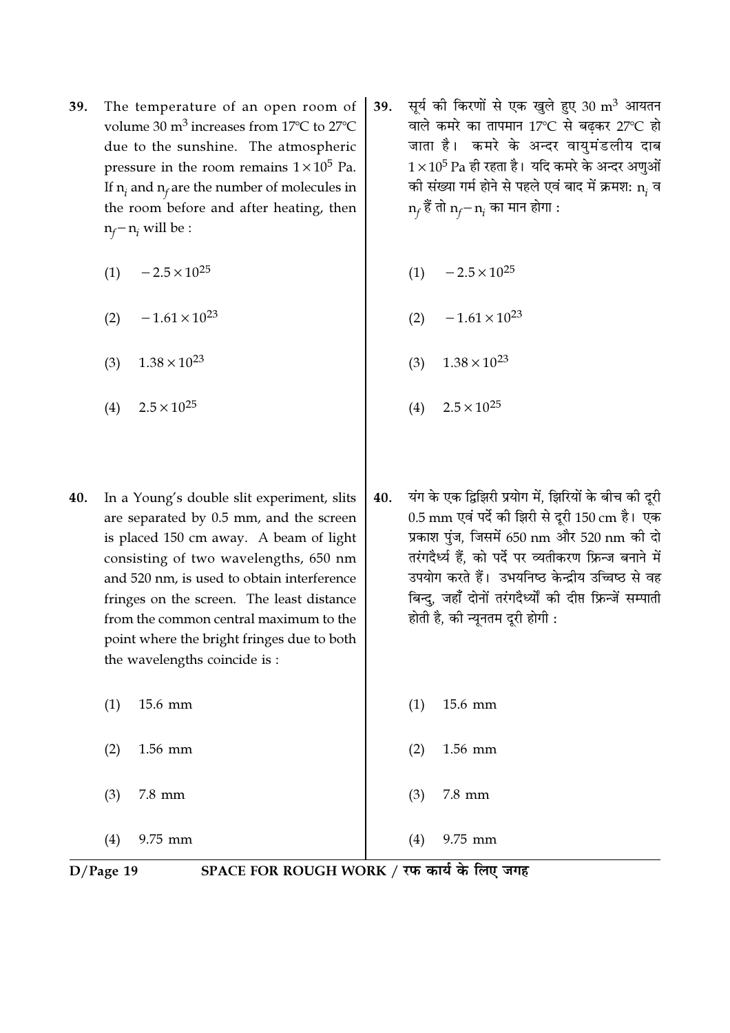39. The temperature of an open room of volume 30 $m^3$ increases from 17°C to 27°C due to the sunshine. The atmospheric pressure in the room remains $1 \times 10^5$ Pa. If $n_i$ and $n_f$ are the number of molecules in the room before and after heating, then $n_f - n_i$ will be :

(1) $-2.5 \times 10^{25}$

(2) $-1.61 \times 10^{23}$

(3) $1.38 \times 10^{23}$

(4) $2.5 \times 10^{25}$

39. सूर्य की किरणों से एक खुले हुए 30 $m^3$ आयतन वाले कमरे का तापमान 17°C से बढ़कर 27°C हो जाता है। कमरे के अन्दर वायुमंडलीय दाब $1 \times 10^5$ Pa ही रहता है। यदि कमरे के अन्दर अणुओं की संख्या गर्म होने से पहले एवं बाद में क्रमशः $n_i$ व $n_f$ हैं तो $n_f - n_i$ का मान होगा :

(1) $-2.5 \times 10^{25}$

(2) $-1.61 \times 10^{23}$

(3) $1.38 \times 10^{23}$

(4) $2.5 \times 10^{25}$

40. In a Young's double slit experiment, slits are separated by 0.5 mm, and the screen is placed 150 cm away. A beam of light consisting of two wavelengths, 650 nm and 520 nm, is used to obtain interference fringes on the screen. The least distance from the common central maximum to the point where the bright fringes due to both the wavelengths coincide is :

(1) 15.6 mm

(2) 1.56 mm

(3) 7.8 mm

(4) 9.75 mm

40. यंग के एक द्विझिरी प्रयोग में, झिरियों के बीच की दूरी 0.5 mm एवं पर्दे की झिरी से दूरी 150 cm है। एक प्रकाश पुंज, जिसमें 650 nm और 520 nm की दो तरंगदैर्ध्य हैं, को पर्दे पर व्यतीकरण फ्रिन्ज बनाने में उपयोग करते हैं। उभयनिष्ठ केन्द्रीय उच्चिष्ठ से वह बिन्दु, जहाँ दोनों तरंगदैर्ध्यों की दीप्त फ्रिन्जें सम्पाती होती है, की न्यूनतम दूरी होगी :

(1) 15.6 mm

(2) 1.56 mm

(3) 7.8 mm

(4) 9.75 mm

SPACE FOR ROUGH WORK / रफ कार्य के लिए जगह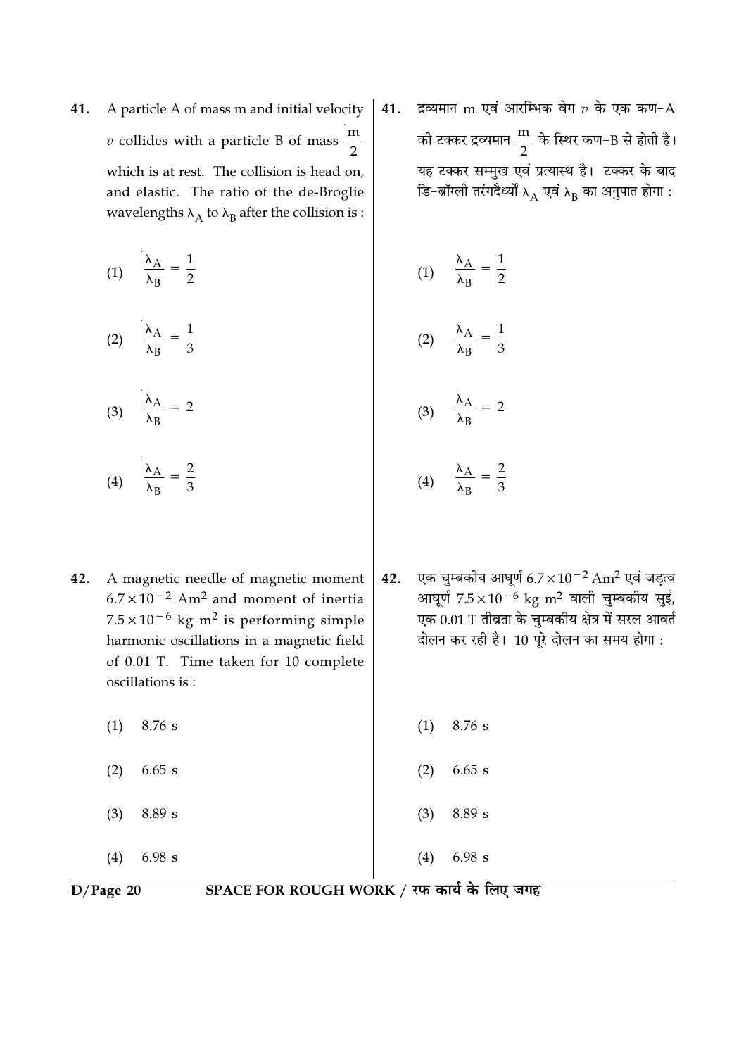41. A particle A of mass m and initial velocity $v$ collides with a particle B of mass $\frac{m}{2}$ which is at rest. The collision is head on, and elastic. The ratio of the de-Broglie wavelengths $\lambda_A$ to $\lambda_B$ after the collision is :

(1) $\frac{\lambda_A}{\lambda_B} = \frac{1}{2}$

(2) $\frac{\lambda_A}{\lambda_B} = \frac{1}{3}$

(3) $\frac{\lambda_A}{\lambda_B} = 2$

(4) $\frac{\lambda_A}{\lambda_B} = \frac{2}{3}$

41. द्रव्यमान m एवं आरम्भिक वेग $v$ के एक कण-A की टक्कर द्रव्यमान $\frac{m}{2}$ के स्थिर कण-B से होती है। यह टक्कर सम्मुख एवं प्रत्यास्थ है। टक्कर के बाद डि-ब्रॉग्ली तरंगदैर्ध्यों $\lambda_A$ एवं $\lambda_B$ का अनुपात होगा :

(1) $\frac{\lambda_A}{\lambda_B} = \frac{1}{2}$

(2) $\frac{\lambda_A}{\lambda_B} = \frac{1}{3}$

(3) $\frac{\lambda_A}{\lambda_B} = 2$

(4) $\frac{\lambda_A}{\lambda_B} = \frac{2}{3}$

42. A magnetic needle of magnetic moment $6.7 \times 10^{-2}$ Am$^2$ and moment of inertia $7.5 \times 10^{-6}$ kg m$^2$ is performing simple harmonic oscillations in a magnetic field of 0.01 T. Time taken for 10 complete oscillations is :

(1) 8.76 s

(2) 6.65 s

(3) 8.89 s

(4) 6.98 s

42. एक चुम्बकीय आघूर्ण $6.7 \times 10^{-2}$ Am$^2$ एवं जड़त्व आघूर्ण $7.5 \times 10^{-6}$ kg m$^2$ वाली चुम्बकीय सुईं, एक 0.01 T तीव्रता के चुम्बकीय क्षेत्र में सरल आवर्त दोलन कर रही है। 10 पूरे दोलन का समय होगा :

(1) 8.76 s

(2) 6.65 s

(3) 8.89 s

(4) 6.98 s

SPACE FOR ROUGH WORK / रफ कार्य के लिए जगह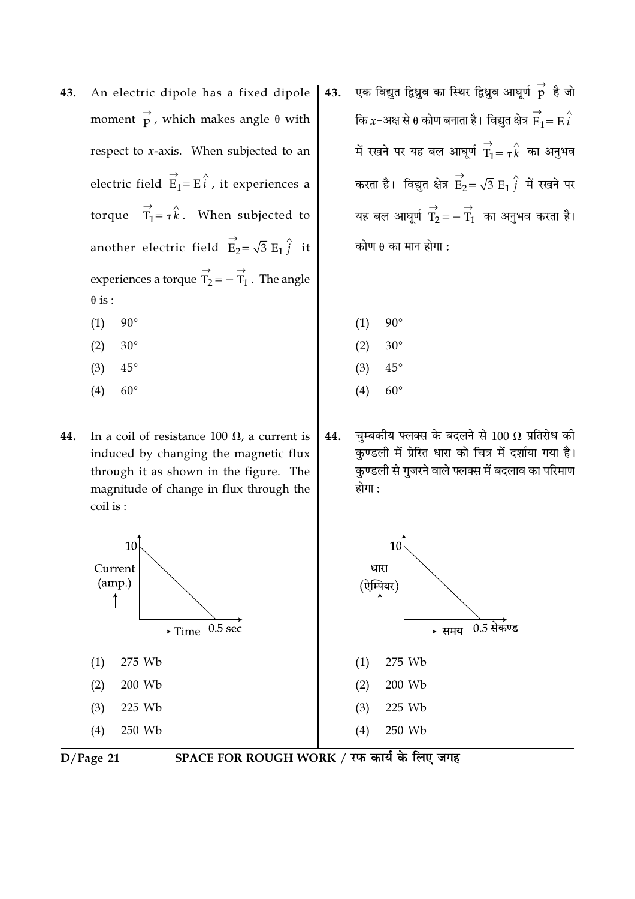43. An electric dipole has a fixed dipole moment $\vec{p}$, which makes angle $\theta$ with respect to $x$-axis. When subjected to an electric field $\vec{E}_1 = E\hat{i}$, it experiences a torque $\vec{T}_1 = \tau\hat{k}$. When subjected to another electric field $\vec{E}_2 = \sqrt{3}\,E_1\hat{j}$ it experiences a torque $\vec{T}_2 = -\vec{T}_1$. The angle $\theta$ is :

(1) 90°

(2) 30°

(3) 45°

(4) 60°

43. एक विद्युत द्विध्रुव का स्थिर द्विध्रुव आघूर्ण $\vec{p}$ है जो कि $x$-अक्ष से $\theta$ कोण बनाता है। विद्युत क्षेत्र $\vec{E}_1 = E\hat{i}$ में रखने पर यह बल आघूर्ण $\vec{T}_1 = \tau\hat{k}$ का अनुभव करता है। विद्युत क्षेत्र $\vec{E}_2 = \sqrt{3}\,E_1\hat{j}$ में रखने पर यह बल आघूर्ण $\vec{T}_2 = -\vec{T}_1$ का अनुभव करता है। कोण $\theta$ का मान होगा :

(1) 90°

(2) 30°

(3) 45°

(4) 60°

44. In a coil of resistance 100 Ω, a current is induced by changing the magnetic flux through it as shown in the figure. The magnitude of change in flux through the coil is :

Current (amp.): 10 at Time 0, decreasing linearly to 0 at 0.5 sec

(1) 275 Wb

(2) 200 Wb

(3) 225 Wb

(4) 250 Wb

44. चुम्बकीय फ्लक्स के बदलने से 100 Ω प्रतिरोध की कुण्डली में प्रेरित धारा को चित्र में दर्शाया गया है। कुण्डली से गुजरने वाले फ्लक्स में बदलाव का परिमाण होगा :

धारा (ऐम्पियर): समय 0 पर 10, 0.5 सेकण्ड पर रैखिक रूप से घटकर 0

(1) 275 Wb

(2) 200 Wb

(3) 225 Wb

(4) 250 Wb

SPACE FOR ROUGH WORK / रफ कार्य के लिए जगह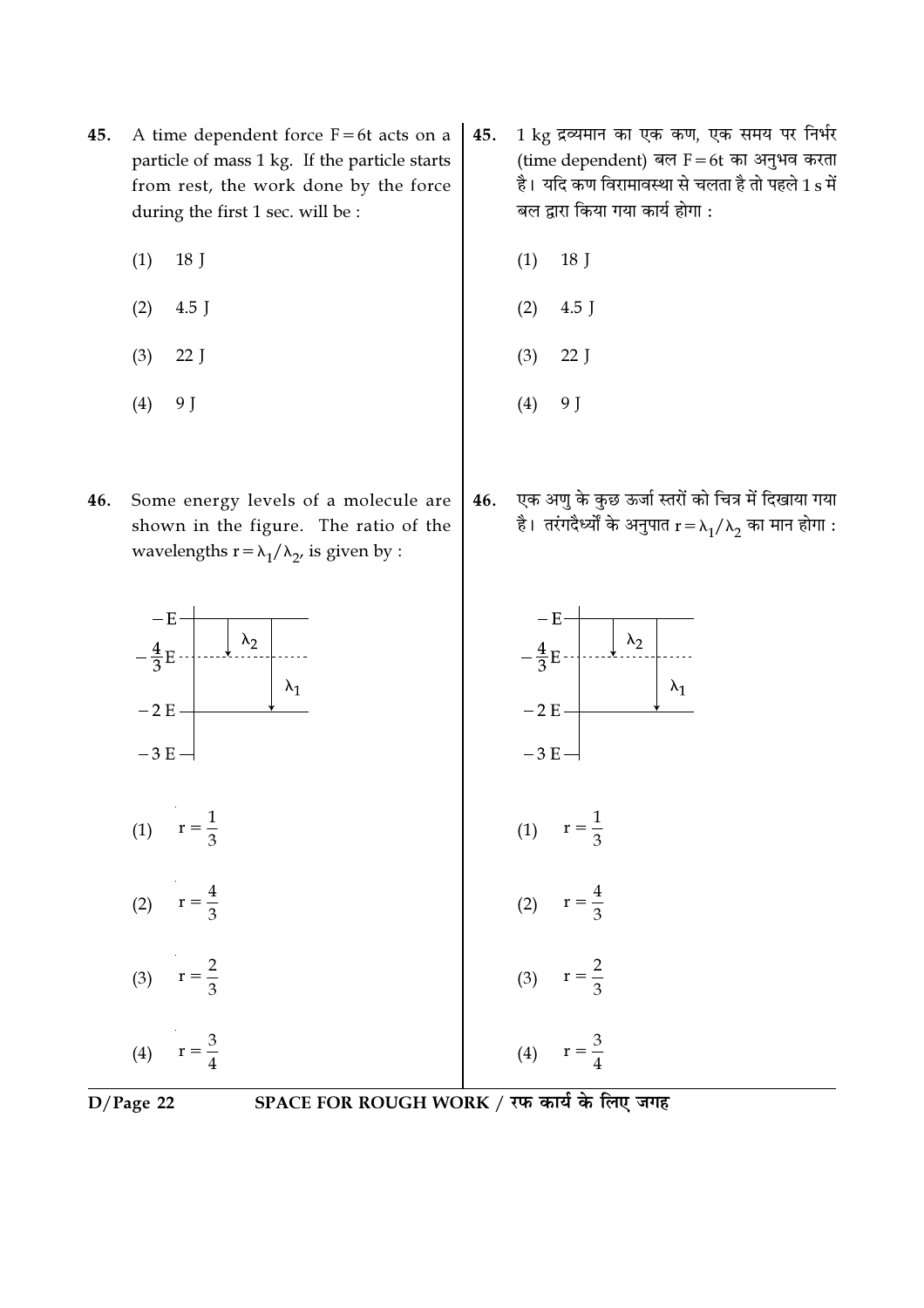45. A time dependent force $F = 6t$ acts on a particle of mass 1 kg. If the particle starts from rest, the work done by the force during the first 1 sec. will be :

(1) 18 J

(2) 4.5 J

(3) 22 J

(4) 9 J

45. 1 kg द्रव्यमान का एक कण, एक समय पर निर्भर (time dependent) बल $F = 6t$ का अनुभव करता है। यदि कण विरामावस्था से चलता है तो पहले 1 s में बल द्वारा किया गया कार्य होगा :

(1) 18 J

(2) 4.5 J

(3) 22 J

(4) 9 J

46. Some energy levels of a molecule are shown in the figure. The ratio of the wavelengths $r = \lambda_1/\lambda_2$, is given by :

Energy levels: $-E$, $-\frac{4}{3}E$, $-2E$, $-3E$; transition $\lambda_2$: from $-E$ to $-\frac{4}{3}E$; transition $\lambda_1$: from $-E$ to $-2E$.

(1) $r = \frac{1}{3}$

(2) $r = \frac{4}{3}$

(3) $r = \frac{2}{3}$

(4) $r = \frac{3}{4}$

46. एक अणु के कुछ ऊर्जा स्तरों को चित्र में दिखाया गया है। तरंगदैर्ध्यों के अनुपात $r = \lambda_1/\lambda_2$ का मान होगा :

(1) $r = \frac{1}{3}$

(2) $r = \frac{4}{3}$

(3) $r = \frac{2}{3}$

(4) $r = \frac{3}{4}$

SPACE FOR ROUGH WORK / रफ कार्य के लिए जगह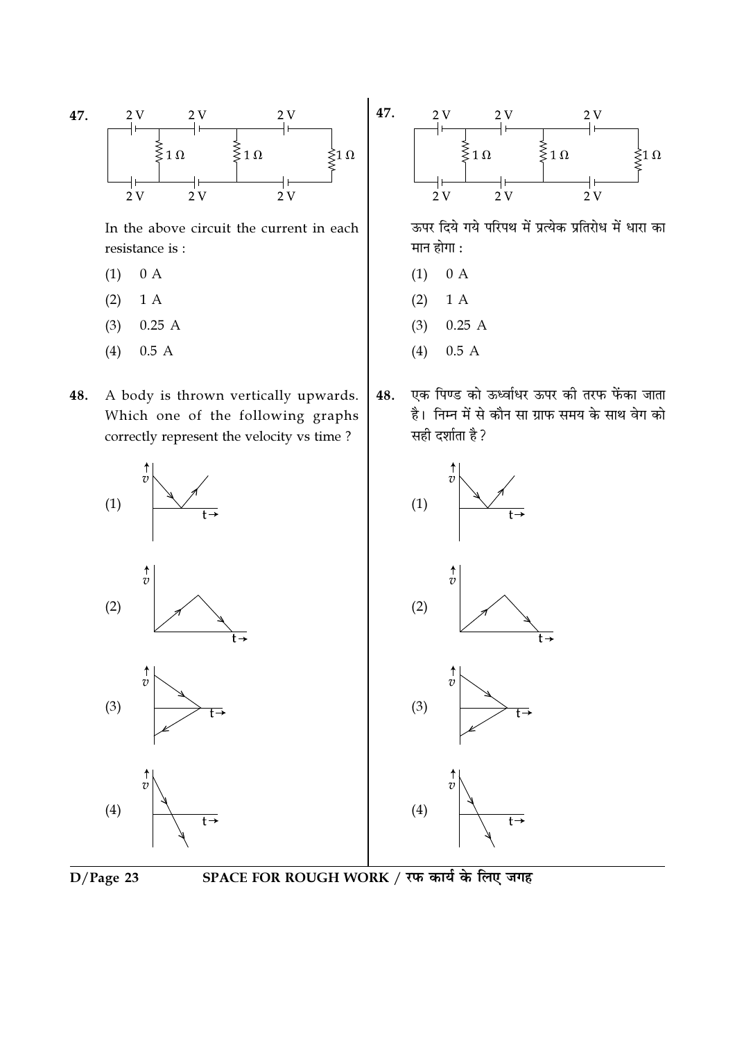47. In the above circuit the current in each resistance is :

(1) 0 A

(2) 1 A

(3) 0.25 A

(4) 0.5 A

48. A body is thrown vertically upwards. Which one of the following graphs correctly represent the velocity vs time ?

(1)

(2)

(3)

(4)

47. ऊपर दिये गये परिपथ में प्रत्येक प्रतिरोध में धारा का मान होगा :

(1) 0 A

(2) 1 A

(3) 0.25 A

(4) 0.5 A

48. एक पिण्ड को ऊर्ध्वाधर ऊपर की तरफ फेंका जाता है। निम्न में से कौन सा ग्राफ समय के साथ वेग को सही दर्शाता है ?

(1)

(2)

(3)

(4)

SPACE FOR ROUGH WORK / रफ कार्य के लिए जगह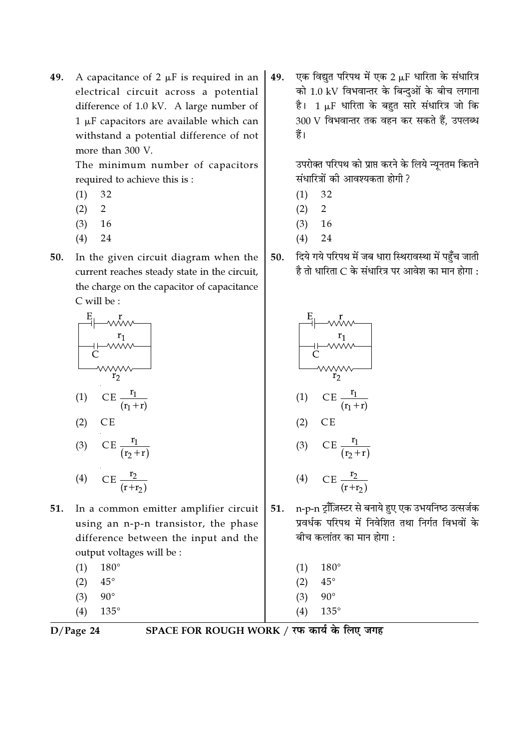49. A capacitance of 2 μF is required in an electrical circuit across a potential difference of 1.0 kV. A large number of 1 μF capacitors are available which can withstand a potential difference of not more than 300 V.

The minimum number of capacitors required to achieve this is :

(1) 32
(2) 2
(3) 16
(4) 24

49. एक विद्युत परिपथ में एक 2 μF धारिता के संधारित्र को 1.0 kV विभवान्तर के बिन्दुओं के बीच लगाना है। 1 μF धारिता के बहुत सारे संधारित्र जो कि 300 V विभवान्तर तक वहन कर सकते हैं, उपलब्ध हैं।

उपरोक्त परिपथ को प्राप्त करने के लिये न्यूनतम कितने संधारित्रों की आवश्यकता होगी ?

(1) 32
(2) 2
(3) 16
(4) 24

50. In the given circuit diagram when the current reaches steady state in the circuit, the charge on the capacitor of capacitance C will be :

(1) $CE \frac{r_1}{(r_1+r)}$
(2) $CE$
(3) $CE \frac{r_1}{(r_2+r)}$
(4) $CE \frac{r_2}{(r+r_2)}$

50. दिये गये परिपथ में जब धारा स्थिरावस्था में पहुँच जाती है तो धारिता C के संधारित्र पर आवेश का मान होगा :

(1) $CE \frac{r_1}{(r_1+r)}$
(2) $CE$
(3) $CE \frac{r_1}{(r_2+r)}$
(4) $CE \frac{r_2}{(r+r_2)}$

51. In a common emitter amplifier circuit using an n-p-n transistor, the phase difference between the input and the output voltages will be :

(1) 180°
(2) 45°
(3) 90°
(4) 135°

51. n-p-n ट्रॉंज़िस्टर से बनाये हुए एक उभयनिष्ठ उत्सर्जक प्रवर्धक परिपथ में निवेशित तथा निर्गत विभवों के बीच कलांतर का मान होगा :

(1) 180°
(2) 45°
(3) 90°
(4) 135°

SPACE FOR ROUGH WORK / रफ कार्य के लिए जगह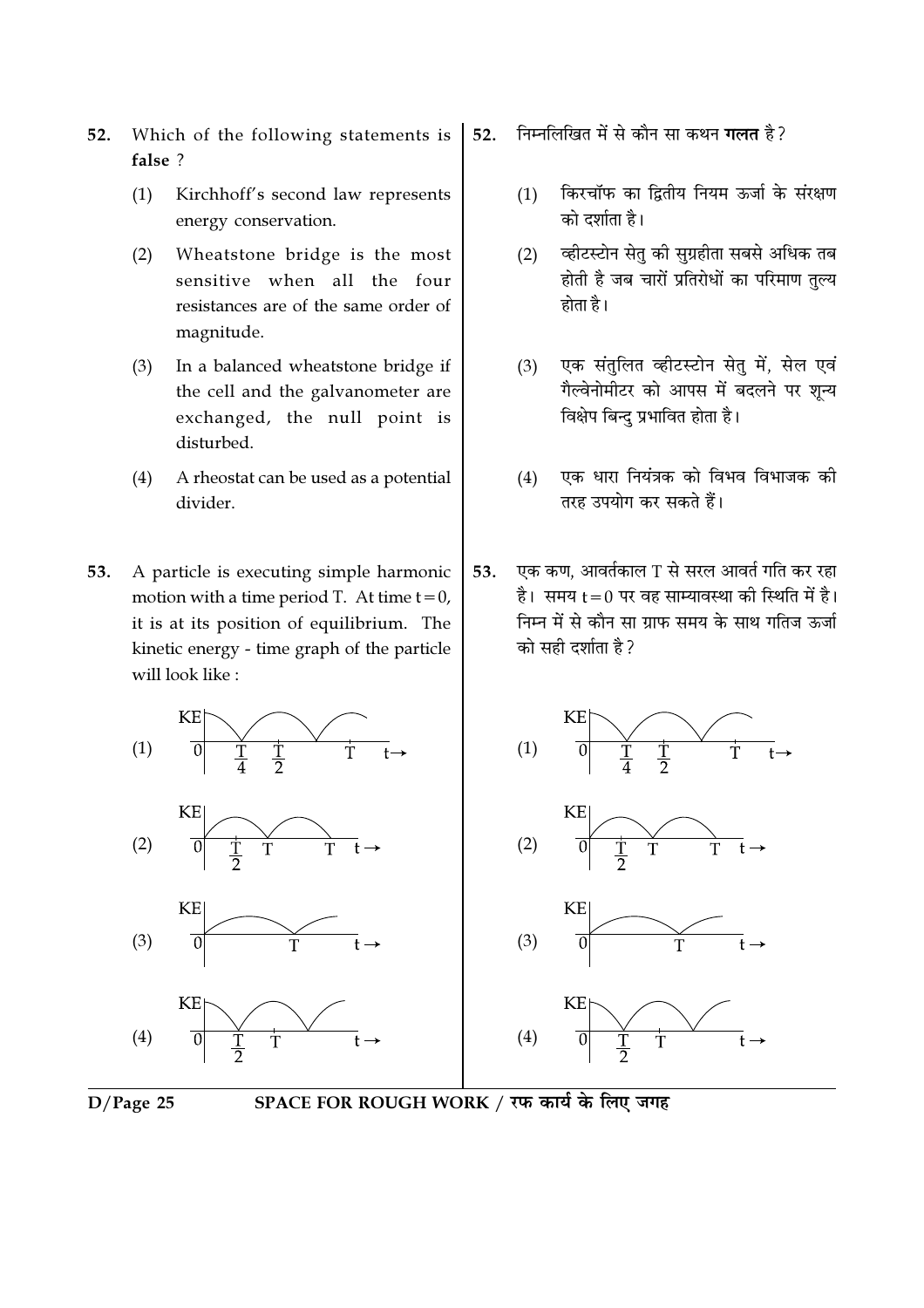52. Which of the following statements is **false** ?

(1) Kirchhoff's second law represents energy conservation.

(2) Wheatstone bridge is the most sensitive when all the four resistances are of the same order of magnitude.

(3) In a balanced wheatstone bridge if the cell and the galvanometer are exchanged, the null point is disturbed.

(4) A rheostat can be used as a potential divider.

52. निम्नलिखित में से कौन सा कथन **गलत** है ?

(1) किरचॉफ का द्वितीय नियम ऊर्जा के संरक्षण को दर्शाता है।

(2) व्हीटस्टोन सेतु की सुग्रहीता सबसे अधिक तब होती है जब चारों प्रतिरोधों का परिमाण तुल्य होता है।

(3) एक संतुलित व्हीटस्टोन सेतु में, सेल एवं गैल्वेनोमीटर को आपस में बदलने पर शून्य विक्षेप बिन्दु प्रभावित होता है।

(4) एक धारा नियंत्रक को विभव विभाजक की तरह उपयोग कर सकते हैं।

53. A particle is executing simple harmonic motion with a time period T. At time $t=0$, it is at its position of equilibrium. The kinetic energy - time graph of the particle will look like :

53. एक कण, आवर्तकाल T से सरल आवर्त गति कर रहा है। समय $t=0$ पर वह साम्यावस्था की स्थिति में है। निम्न में से कौन सा ग्राफ समय के साथ गतिज ऊर्जा को सही दर्शाता है ?

(1) KE vs $t \rightarrow$ graph with marks $0$, $\frac{T}{4}$, $\frac{T}{2}$, $T$

(2) KE vs $t \rightarrow$ graph with marks $0$, $\frac{T}{2}$, $T$, $T$

(3) KE vs $t \rightarrow$ graph with marks $0$, $T$

(4) KE vs $t \rightarrow$ graph with marks $0$, $\frac{T}{2}$, $T$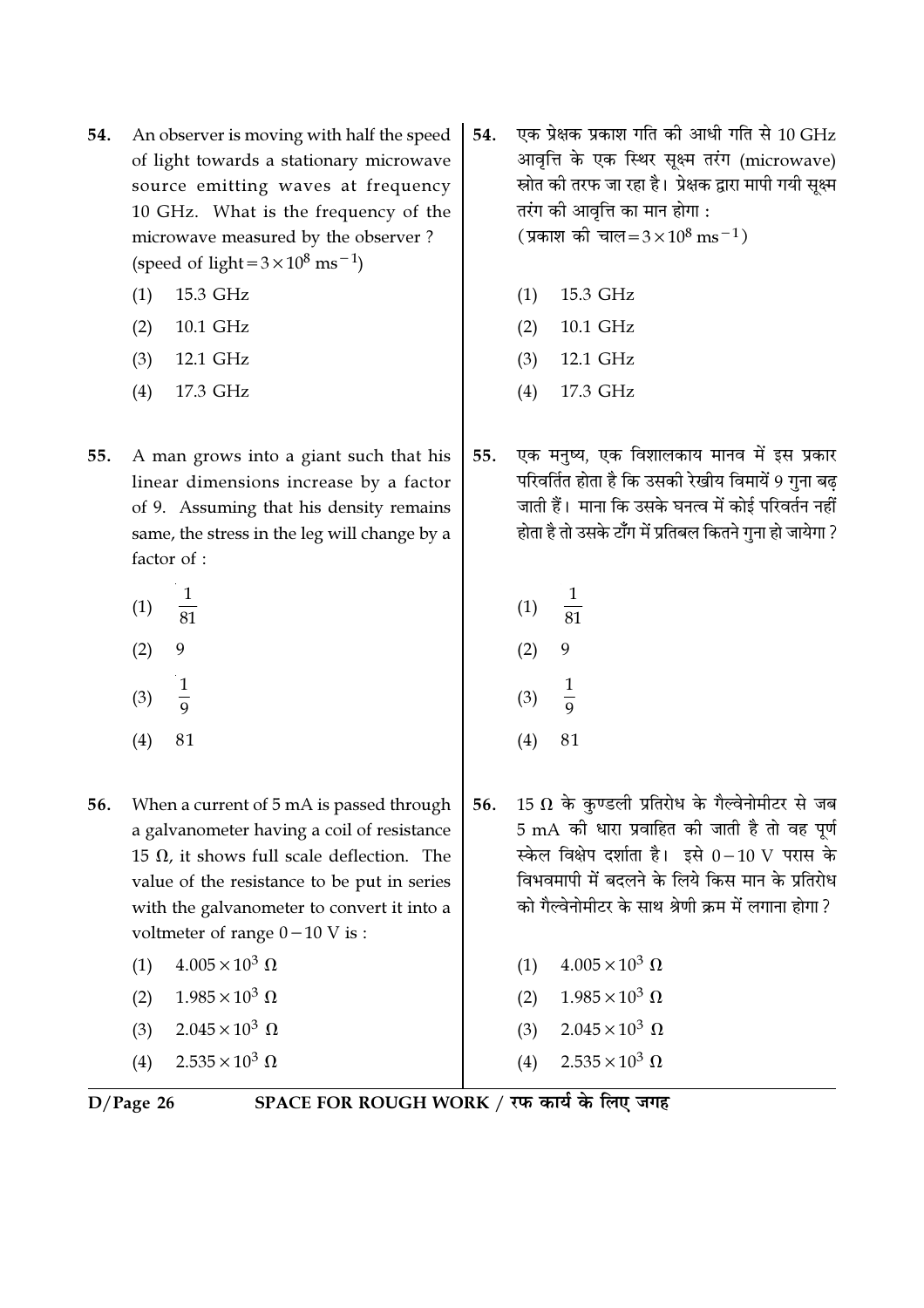54. An observer is moving with half the speed of light towards a stationary microwave source emitting waves at frequency 10 GHz. What is the frequency of the microwave measured by the observer ? (speed of light $= 3 \times 10^8 \text{ ms}^{-1}$)

(1) 15.3 GHz

(2) 10.1 GHz

(3) 12.1 GHz

(4) 17.3 GHz

54. एक प्रेक्षक प्रकाश गति की आधी गति से 10 GHz आवृत्ति के एक स्थिर सूक्ष्म तरंग (microwave) स्रोत की तरफ जा रहा है। प्रेक्षक द्वारा मापी गयी सूक्ष्म तरंग की आवृत्ति का मान होगा :
(प्रकाश की चाल $= 3 \times 10^8 \text{ ms}^{-1}$)

(1) 15.3 GHz

(2) 10.1 GHz

(3) 12.1 GHz

(4) 17.3 GHz

55. A man grows into a giant such that his linear dimensions increase by a factor of 9. Assuming that his density remains same, the stress in the leg will change by a factor of :

(1) $\frac{1}{81}$

(2) 9

(3) $\frac{1}{9}$

(4) 81

55. एक मनुष्य, एक विशालकाय मानव में इस प्रकार परिवर्तित होता है कि उसकी रेखीय विमायें 9 गुना बढ़ जाती हैं। माना कि उसके घनत्व में कोई परिवर्तन नहीं होता है तो उसके टाँग में प्रतिबल कितने गुना हो जायेगा ?

(1) $\frac{1}{81}$

(2) 9

(3) $\frac{1}{9}$

(4) 81

56. When a current of 5 mA is passed through a galvanometer having a coil of resistance 15 $\Omega$, it shows full scale deflection. The value of the resistance to be put in series with the galvanometer to convert it into a voltmeter of range $0 - 10$ V is :

(1) $4.005 \times 10^3 \ \Omega$

(2) $1.985 \times 10^3 \ \Omega$

(3) $2.045 \times 10^3 \ \Omega$

(4) $2.535 \times 10^3 \ \Omega$

56. 15 $\Omega$ के कुण्डली प्रतिरोध के गैल्वेनोमीटर से जब 5 mA की धारा प्रवाहित की जाती है तो वह पूर्ण स्केल विक्षेप दर्शाता है। इसे $0 - 10$ V परास के विभवमापी में बदलने के लिये किस मान के प्रतिरोध को गैल्वेनोमीटर के साथ श्रेणी क्रम में लगाना होगा ?

(1) $4.005 \times 10^3 \ \Omega$

(2) $1.985 \times 10^3 \ \Omega$

(3) $2.045 \times 10^3 \ \Omega$

(4) $2.535 \times 10^3 \ \Omega$

SPACE FOR ROUGH WORK / रफ कार्य के लिए जगह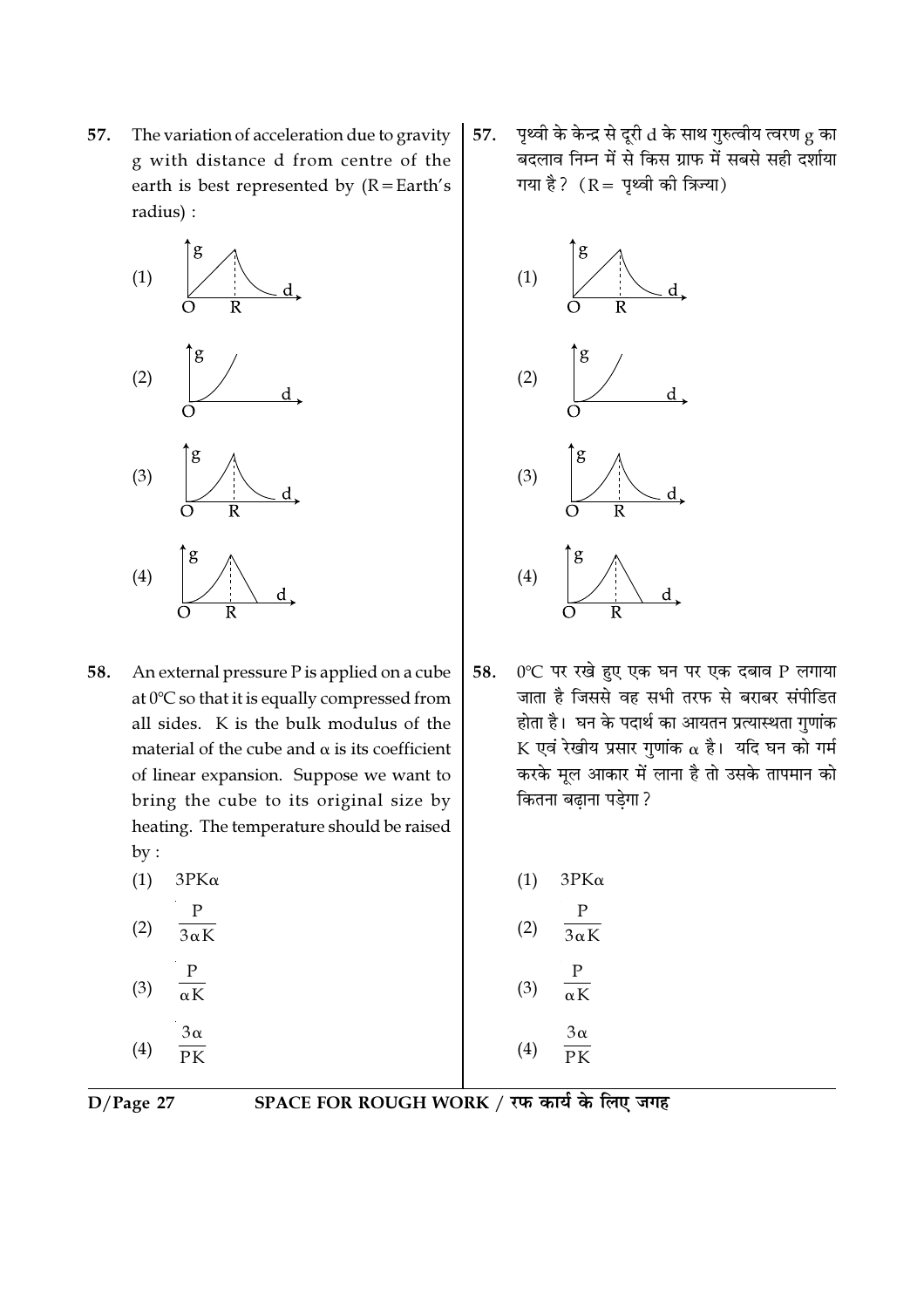57. The variation of acceleration due to gravity g with distance d from centre of the earth is best represented by (R = Earth's radius) :

(1)

(2)

(3)

(4)

57. पृथ्वी के केन्द्र से दूरी d के साथ गुरुत्वीय त्वरण g का बदलाव निम्न में से किस ग्राफ में सबसे सही दर्शाया गया है? (R = पृथ्वी की त्रिज्या)

(1)

(2)

(3)

(4)

58. An external pressure P is applied on a cube at 0°C so that it is equally compressed from all sides. K is the bulk modulus of the material of the cube and $\alpha$ is its coefficient of linear expansion. Suppose we want to bring the cube to its original size by heating. The temperature should be raised by :

(1) $3PK\alpha$

(2) $\frac{P}{3\alpha K}$

(3) $\frac{P}{\alpha K}$

(4) $\frac{3\alpha}{PK}$

58. 0°C पर रखे हुए एक घन पर एक दबाव P लगाया जाता है जिससे वह सभी तरफ से बराबर संपीडित होता है। घन के पदार्थ का आयतन प्रत्यास्थता गुणांक K एवं रेखीय प्रसार गुणांक $\alpha$ है। यदि घन को गर्म करके मूल आकार में लाना है तो उसके तापमान को कितना बढ़ाना पड़ेगा?

(1) $3PK\alpha$

(2) $\frac{P}{3\alpha K}$

(3) $\frac{P}{\alpha K}$

(4) $\frac{3\alpha}{PK}$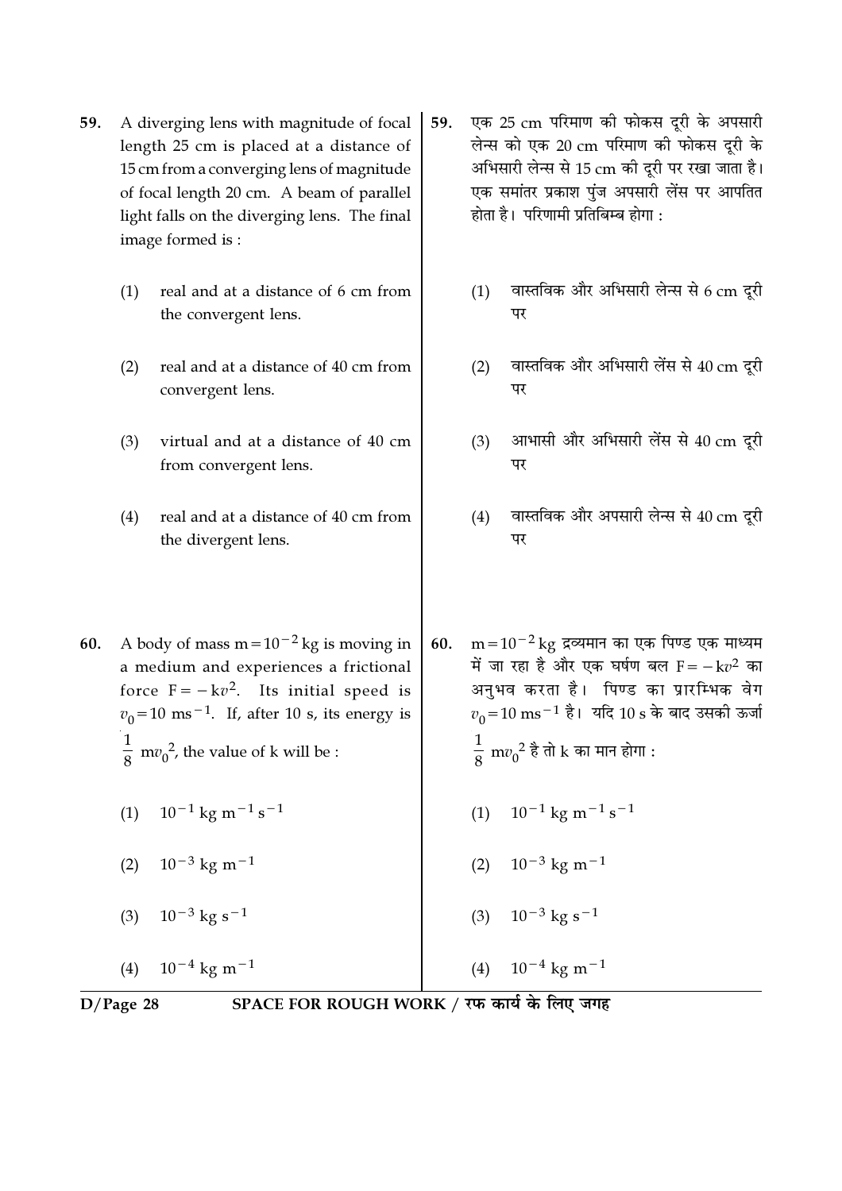59. A diverging lens with magnitude of focal length 25 cm is placed at a distance of 15 cm from a converging lens of magnitude of focal length 20 cm. A beam of parallel light falls on the diverging lens. The final image formed is :

    (1) real and at a distance of 6 cm from the convergent lens.

    (2) real and at a distance of 40 cm from convergent lens.

    (3) virtual and at a distance of 40 cm from convergent lens.

    (4) real and at a distance of 40 cm from the divergent lens.

59. एक 25 cm परिमाण की फोकस दूरी के अपसारी लेन्स को एक 20 cm परिमाण की फोकस दूरी के अभिसारी लेन्स से 15 cm की दूरी पर रखा जाता है। एक समांतर प्रकाश पुंज अपसारी लेंस पर आपतित होता है। परिणामी प्रतिबिम्ब होगा :

    (1) वास्तविक और अभिसारी लेन्स से 6 cm दूरी पर

    (2) वास्तविक और अभिसारी लेंस से 40 cm दूरी पर

    (3) आभासी और अभिसारी लेंस से 40 cm दूरी पर

    (4) वास्तविक और अपसारी लेन्स से 40 cm दूरी पर

60. A body of mass $m = 10^{-2}$ kg is moving in a medium and experiences a frictional force $F = -kv^2$. Its initial speed is $v_0 = 10\ \text{ms}^{-1}$. If, after 10 s, its energy is $\frac{1}{8}\ mv_0^2$, the value of k will be :

    (1) $10^{-1}\ \text{kg m}^{-1}\ \text{s}^{-1}$

    (2) $10^{-3}\ \text{kg m}^{-1}$

    (3) $10^{-3}\ \text{kg s}^{-1}$

    (4) $10^{-4}\ \text{kg m}^{-1}$

60. $m = 10^{-2}$ kg द्रव्यमान का एक पिण्ड एक माध्यम में जा रहा है और एक घर्षण बल $F = -kv^2$ का अनुभव करता है। पिण्ड का प्रारम्भिक वेग $v_0 = 10\ \text{ms}^{-1}$ है। यदि 10 s के बाद उसकी ऊर्जा $\frac{1}{8}\ mv_0^2$ है तो k का मान होगा :

    (1) $10^{-1}\ \text{kg m}^{-1}\ \text{s}^{-1}$

    (2) $10^{-3}\ \text{kg m}^{-1}$

    (3) $10^{-3}\ \text{kg s}^{-1}$

    (4) $10^{-4}\ \text{kg m}^{-1}$

SPACE FOR ROUGH WORK / रफ कार्य के लिए जगह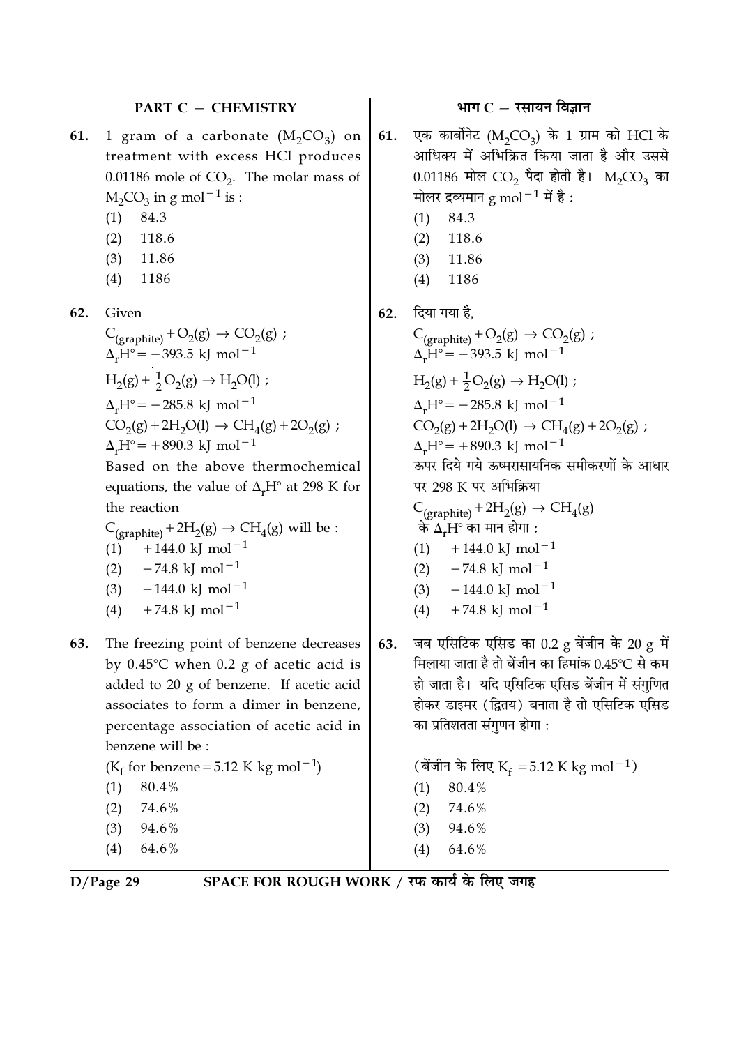## PART C — CHEMISTRY

**61.** 1 gram of a carbonate ($M_2CO_3$) on treatment with excess HCl produces 0.01186 mole of $CO_2$. The molar mass of $M_2CO_3$ in g $mol^{-1}$ is :

(1) 84.3

(2) 118.6

(3) 11.86

(4) 1186

**62.** Given

$C_{(graphite)} + O_2(g) \rightarrow CO_2(g)$ ;
$\Delta_r H^\circ = -393.5$ kJ $mol^{-1}$

$H_2(g) + \frac{1}{2}O_2(g) \rightarrow H_2O(l)$ ;
$\Delta_r H^\circ = -285.8$ kJ $mol^{-1}$

$CO_2(g) + 2H_2O(l) \rightarrow CH_4(g) + 2O_2(g)$ ;
$\Delta_r H^\circ = +890.3$ kJ $mol^{-1}$

Based on the above thermochemical equations, the value of $\Delta_r H^\circ$ at 298 K for the reaction

$C_{(graphite)} + 2H_2(g) \rightarrow CH_4(g)$ will be :

(1) $+144.0$ kJ $mol^{-1}$

(2) $-74.8$ kJ $mol^{-1}$

(3) $-144.0$ kJ $mol^{-1}$

(4) $+74.8$ kJ $mol^{-1}$

**63.** The freezing point of benzene decreases by 0.45°C when 0.2 g of acetic acid is added to 20 g of benzene. If acetic acid associates to form a dimer in benzene, percentage association of acetic acid in benzene will be :

($K_f$ for benzene = 5.12 K kg $mol^{-1}$)

(1) 80.4%

(2) 74.6%

(3) 94.6%

(4) 64.6%

## भाग C — रसायन विज्ञान

**61.** एक कार्बोनेट ($M_2CO_3$) के 1 ग्राम को HCl के आधिक्य में अभिक्रित किया जाता है और उससे 0.01186 मोल $CO_2$ पैदा होती है। $M_2CO_3$ का मोलर द्रव्यमान g $mol^{-1}$ में है :

(1) 84.3

(2) 118.6

(3) 11.86

(4) 1186

**62.** दिया गया है,

$C_{(graphite)} + O_2(g) \rightarrow CO_2(g)$ ;
$\Delta_r H^\circ = -393.5$ kJ $mol^{-1}$

$H_2(g) + \frac{1}{2}O_2(g) \rightarrow H_2O(l)$ ;
$\Delta_r H^\circ = -285.8$ kJ $mol^{-1}$

$CO_2(g) + 2H_2O(l) \rightarrow CH_4(g) + 2O_2(g)$ ;
$\Delta_r H^\circ = +890.3$ kJ $mol^{-1}$

ऊपर दिये गये ऊष्मरासायनिक समीकरणों के आधार पर 298 K पर अभिक्रिया

$C_{(graphite)} + 2H_2(g) \rightarrow CH_4(g)$

के $\Delta_r H^\circ$ का मान होगा :

(1) $+144.0$ kJ $mol^{-1}$

(2) $-74.8$ kJ $mol^{-1}$

(3) $-144.0$ kJ $mol^{-1}$

(4) $+74.8$ kJ $mol^{-1}$

**63.** जब एसिटिक एसिड का 0.2 g बेंजीन के 20 g में मिलाया जाता है तो बेंजीन का हिमांक 0.45°C से कम हो जाता है। यदि एसिटिक एसिड बेंजीन में संगुणित होकर डाइमर (द्वितय) बनाता है तो एसिटिक एसिड का प्रतिशतता संगुणन होगा :

(बेंजीन के लिए $K_f$ = 5.12 K kg $mol^{-1}$)

(1) 80.4%

(2) 74.6%

(3) 94.6%

(4) 64.6%

SPACE FOR ROUGH WORK / रफ कार्य के लिए जगह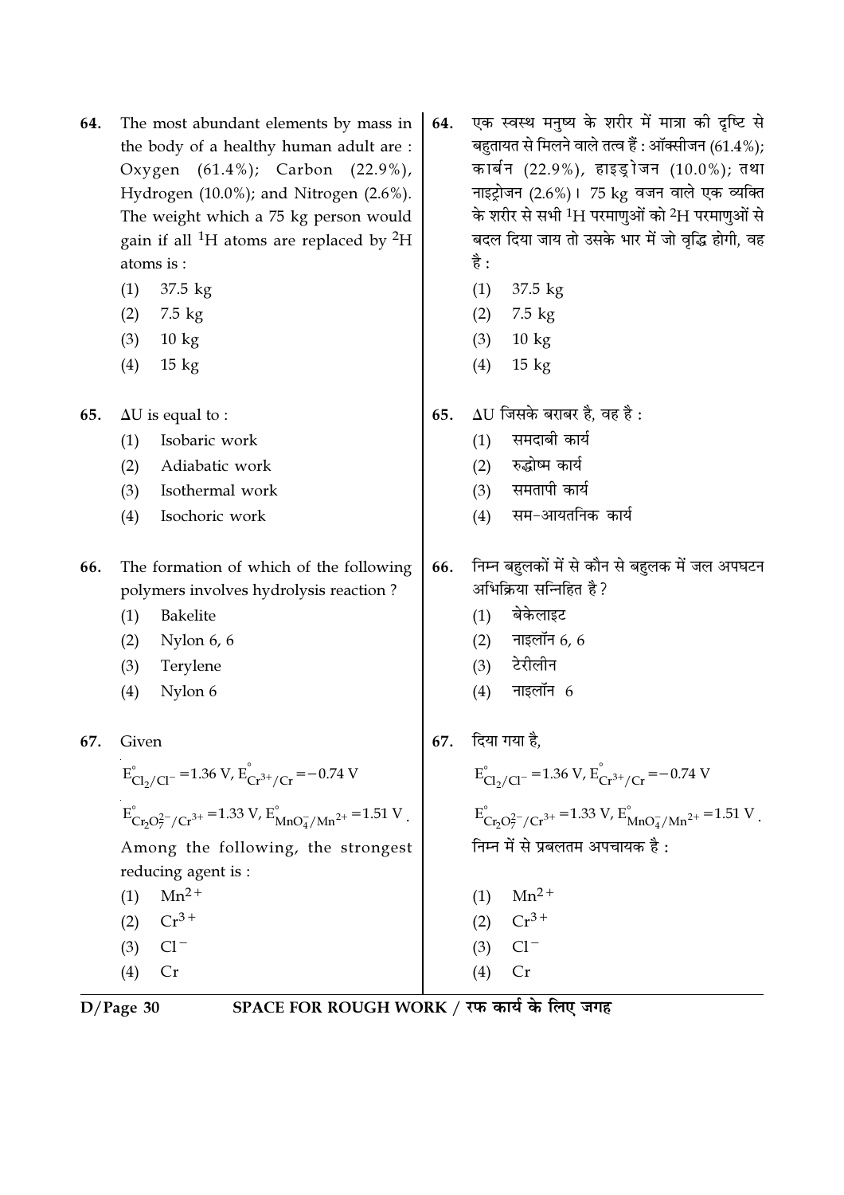64. The most abundant elements by mass in the body of a healthy human adult are : Oxygen (61.4%); Carbon (22.9%), Hydrogen (10.0%); and Nitrogen (2.6%). The weight which a 75 kg person would gain if all $^{1}H$ atoms are replaced by $^{2}H$ atoms is :

(1) 37.5 kg
(2) 7.5 kg
(3) 10 kg
(4) 15 kg

64. एक स्वस्थ मनुष्य के शरीर में मात्रा की दृष्टि से बहुतायत से मिलने वाले तत्व हैं : ऑक्सीजन (61.4%); कार्बन (22.9%), हाइड्रोजन (10.0%); तथा नाइट्रोजन (2.6%)। 75 kg वजन वाले एक व्यक्ति के शरीर से सभी $^{1}H$ परमाणुओं को $^{2}H$ परमाणुओं से बदल दिया जाय तो उसके भार में जो वृद्धि होगी, वह है :

(1) 37.5 kg
(2) 7.5 kg
(3) 10 kg
(4) 15 kg

65. $\Delta U$ is equal to :

(1) Isobaric work
(2) Adiabatic work
(3) Isothermal work
(4) Isochoric work

65. $\Delta U$ जिसके बराबर है, वह है :

(1) समदाबी कार्य
(2) रुद्धोष्म कार्य
(3) समतापी कार्य
(4) सम-आयतनिक कार्य

66. The formation of which of the following polymers involves hydrolysis reaction ?

(1) Bakelite
(2) Nylon 6, 6
(3) Terylene
(4) Nylon 6

66. निम्न बहुलकों में से कौन से बहुलक में जल अपघटन अभिक्रिया सन्निहित है?

(1) बेकेलाइट
(2) नाइलॉन 6, 6
(3) टेरीलीन
(4) नाइलॉन 6

67. Given

$E^{\circ}_{Cl_2/Cl^-} = 1.36\ V,\ E^{\circ}_{Cr^{3+}/Cr} = -0.74\ V$

$E^{\circ}_{Cr_2O_7^{2-}/Cr^{3+}} = 1.33\ V,\ E^{\circ}_{MnO_4^-/Mn^{2+}} = 1.51\ V$.

Among the following, the strongest reducing agent is :

(1) $Mn^{2+}$
(2) $Cr^{3+}$
(3) $Cl^-$
(4) $Cr$

67. दिया गया है,

$E^{\circ}_{Cl_2/Cl^-} = 1.36\ V,\ E^{\circ}_{Cr^{3+}/Cr} = -0.74\ V$

$E^{\circ}_{Cr_2O_7^{2-}/Cr^{3+}} = 1.33\ V,\ E^{\circ}_{MnO_4^-/Mn^{2+}} = 1.51\ V$.

निम्न में से प्रबलतम अपचायक है :

(1) $Mn^{2+}$
(2) $Cr^{3+}$
(3) $Cl^-$
(4) $Cr$

SPACE FOR ROUGH WORK / रफ कार्य के लिए जगह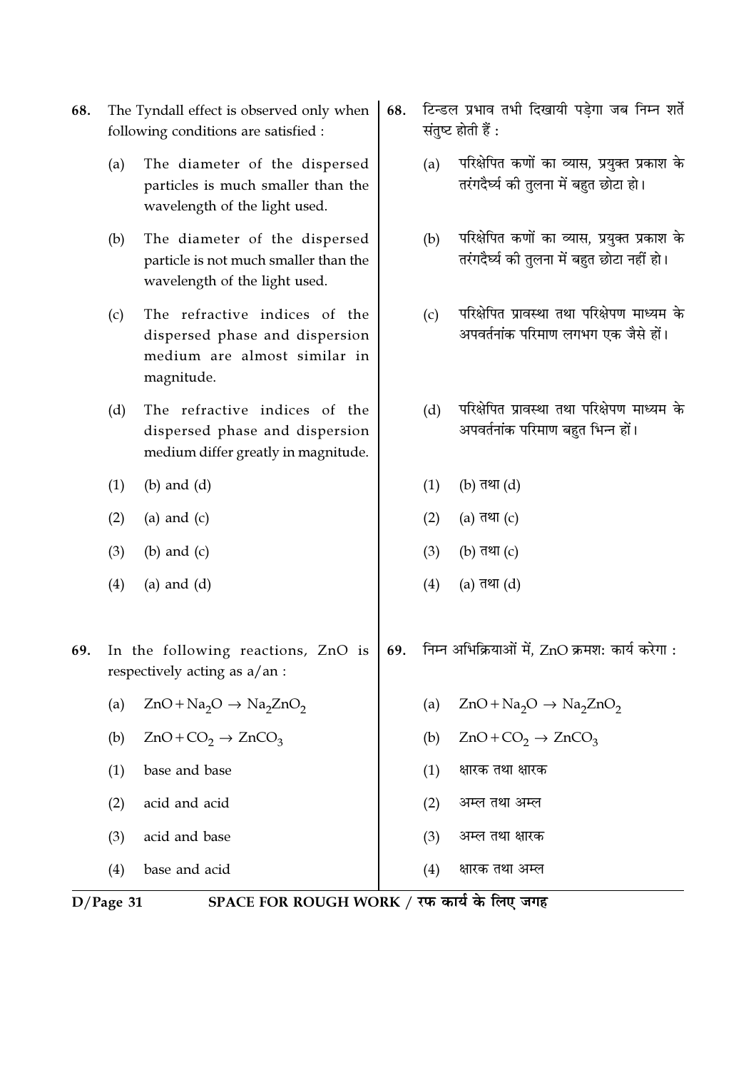68. The Tyndall effect is observed only when following conditions are satisfied :

(a) The diameter of the dispersed particles is much smaller than the wavelength of the light used.

(b) The diameter of the dispersed particle is not much smaller than the wavelength of the light used.

(c) The refractive indices of the dispersed phase and dispersion medium are almost similar in magnitude.

(d) The refractive indices of the dispersed phase and dispersion medium differ greatly in magnitude.

(1) (b) and (d)

(2) (a) and (c)

(3) (b) and (c)

(4) (a) and (d)

68. टिन्डल प्रभाव तभी दिखायी पड़ेगा जब निम्न शर्तें संतुष्ट होती हैं :

(a) परिक्षेपित कणों का व्यास, प्रयुक्त प्रकाश के तरंगदैर्घ्य की तुलना में बहुत छोटा हो।

(b) परिक्षेपित कणों का व्यास, प्रयुक्त प्रकाश के तरंगदैर्घ्य की तुलना में बहुत छोटा नहीं हो।

(c) परिक्षेपित प्रावस्था तथा परिक्षेपण माध्यम के अपवर्तनांक परिमाण लगभग एक जैसे हों।

(d) परिक्षेपित प्रावस्था तथा परिक्षेपण माध्यम के अपवर्तनांक परिमाण बहुत भिन्न हों।

(1) (b) तथा (d)

(2) (a) तथा (c)

(3) (b) तथा (c)

(4) (a) तथा (d)

69. In the following reactions, ZnO is respectively acting as a/an :

(a) $ZnO + Na_2O \rightarrow Na_2ZnO_2$

(b) $ZnO + CO_2 \rightarrow ZnCO_3$

(1) base and base

(2) acid and acid

(3) acid and base

(4) base and acid

69. निम्न अभिक्रियाओं में, ZnO क्रमशः कार्य करेगा :

(a) $ZnO + Na_2O \rightarrow Na_2ZnO_2$

(b) $ZnO + CO_2 \rightarrow ZnCO_3$

(1) क्षारक तथा क्षारक

(2) अम्ल तथा अम्ल

(3) अम्ल तथा क्षारक

(4) क्षारक तथा अम्ल

SPACE FOR ROUGH WORK / रफ कार्य के लिए जगह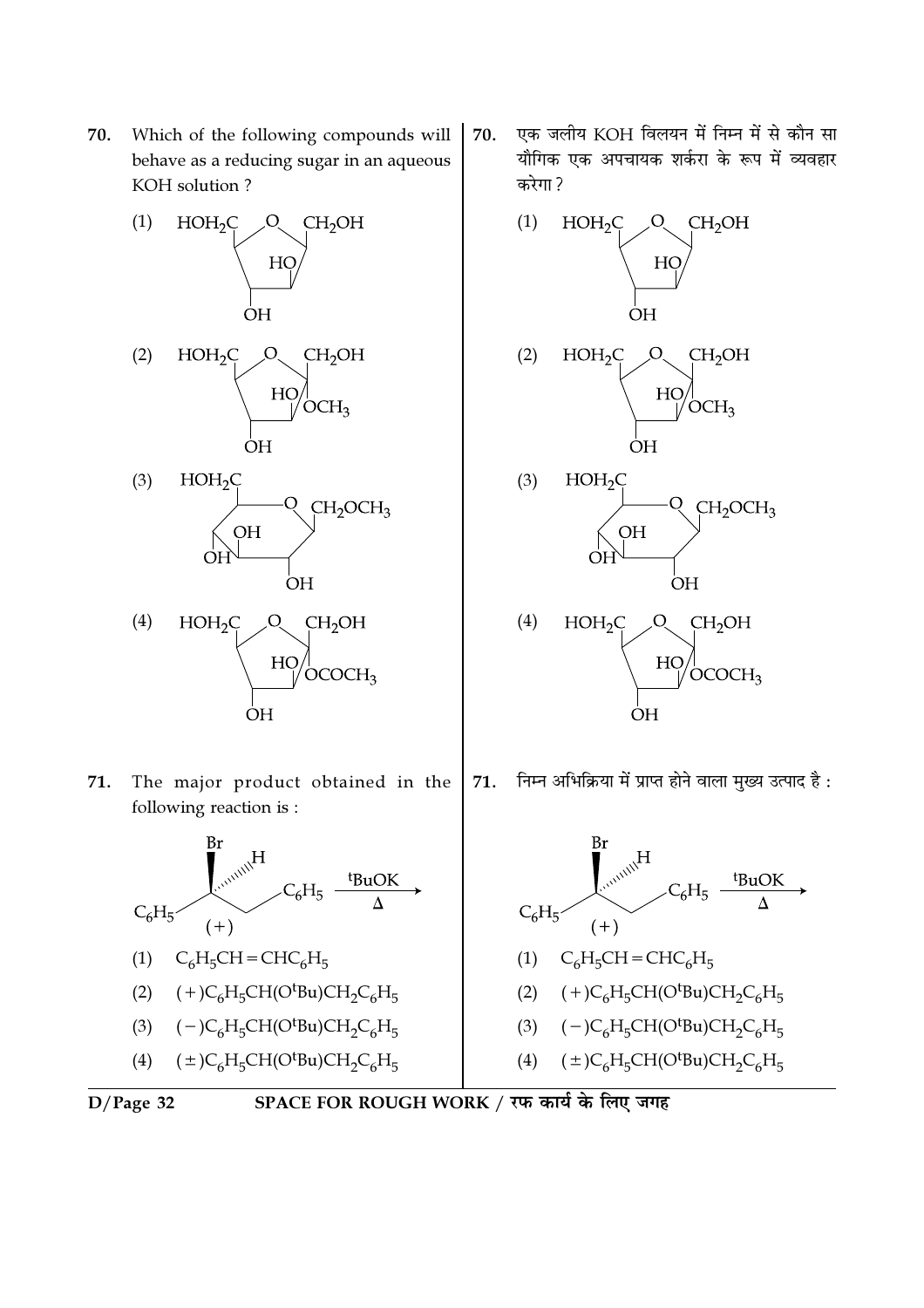70. Which of the following compounds will behave as a reducing sugar in an aqueous KOH solution ?

(1) [Structure: five-membered furanose ring with ring O; $HOH_2C$ on one carbon adjacent to O, $CH_2OH$ on the other carbon adjacent to O; HO and OH substituents on ring carbons]

(2) [Structure: five-membered furanose ring with ring O; $HOH_2C$ and $CH_2OH$ on carbons adjacent to O; HO, $OCH_3$ and OH substituents]

(3) [Structure: six-membered pyranose ring with ring O; $HOH_2C$, $CH_2OCH_3$, OH, OH, OH substituents]

(4) [Structure: five-membered furanose ring with ring O; $HOH_2C$ and $CH_2OH$ on carbons adjacent to O; HO, $OCOCH_3$ and OH substituents]

70. एक जलीय KOH विलयन में निम्न में से कौन सा यौगिक एक अपचायक शर्करा के रूप में व्यवहार करेगा ?

(1) [संरचना (1) ऊपर के समान]

(2) [संरचना (2) ऊपर के समान]

(3) [संरचना (3) ऊपर के समान]

(4) [संरचना (4) ऊपर के समान]

71. The major product obtained in the following reaction is :

[Structure: (+) $C_6H_5CH(Br)CH_2C_6H_5$ with Br on a wedge bond and H on a hashed bond] $\xrightarrow[\Delta]{^tBuOK}$

(1) $C_6H_5CH=CHC_6H_5$

(2) $(+)C_6H_5CH(O^tBu)CH_2C_6H_5$

(3) $(-)C_6H_5CH(O^tBu)CH_2C_6H_5$

(4) $(\pm)C_6H_5CH(O^tBu)CH_2C_6H_5$

71. निम्न अभिक्रिया में प्राप्त होने वाला मुख्य उत्पाद है :

[संरचना: (+) $C_6H_5CH(Br)CH_2C_6H_5$] $\xrightarrow[\Delta]{^tBuOK}$

(1) $C_6H_5CH=CHC_6H_5$

(2) $(+)C_6H_5CH(O^tBu)CH_2C_6H_5$

(3) $(-)C_6H_5CH(O^tBu)CH_2C_6H_5$

(4) $(\pm)C_6H_5CH(O^tBu)CH_2C_6H_5$

SPACE FOR ROUGH WORK / रफ कार्य के लिए जगह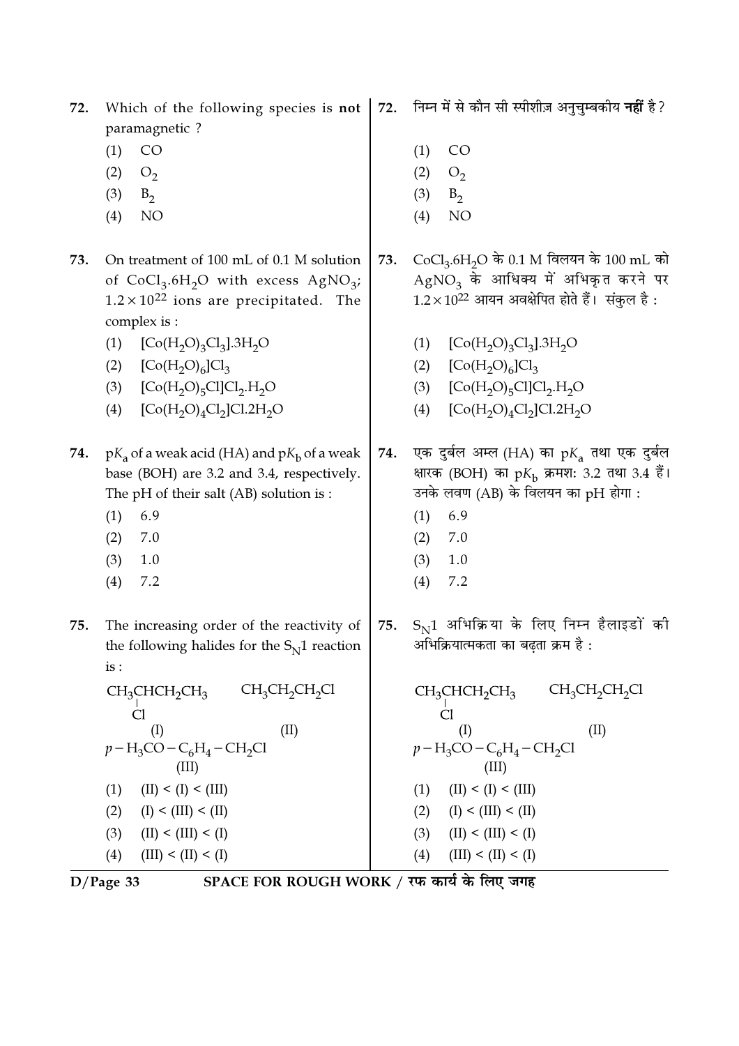72. Which of the following species is **not** paramagnetic ?

(1) $CO$

(2) $O_2$

(3) $B_2$

(4) $NO$

72. निम्न में से कौन सी स्पीशीज़ अनुचुम्बकीय **नहीं** है?

(1) $CO$

(2) $O_2$

(3) $B_2$

(4) $NO$

73. On treatment of 100 mL of 0.1 M solution of $CoCl_3.6H_2O$ with excess $AgNO_3$; $1.2 \times 10^{22}$ ions are precipitated. The complex is :

(1) $[Co(H_2O)_3Cl_3].3H_2O$

(2) $[Co(H_2O)_6]Cl_3$

(3) $[Co(H_2O)_5Cl]Cl_2.H_2O$

(4) $[Co(H_2O)_4Cl_2]Cl.2H_2O$

73. $CoCl_3.6H_2O$ के 0.1 M विलयन के 100 mL को $AgNO_3$ के आधिक्य में अभिकृत करने पर $1.2 \times 10^{22}$ आयन अवक्षेपित होते हैं। संकुल है :

(1) $[Co(H_2O)_3Cl_3].3H_2O$

(2) $[Co(H_2O)_6]Cl_3$

(3) $[Co(H_2O)_5Cl]Cl_2.H_2O$

(4) $[Co(H_2O)_4Cl_2]Cl.2H_2O$

74. $pK_a$ of a weak acid (HA) and $pK_b$ of a weak base (BOH) are 3.2 and 3.4, respectively. The pH of their salt (AB) solution is :

(1) 6.9

(2) 7.0

(3) 1.0

(4) 7.2

74. एक दुर्बल अम्ल (HA) का $pK_a$ तथा एक दुर्बल क्षारक (BOH) का $pK_b$ क्रमश: 3.2 तथा 3.4 हैं। उनके लवण (AB) के विलयन का pH होगा :

(1) 6.9

(2) 7.0

(3) 1.0

(4) 7.2

75. The increasing order of the reactivity of the following halides for the $S_N1$ reaction is :

$CH_3CH(Cl)CH_2CH_3$ (I)

$CH_3CH_2CH_2Cl$ (II)

$p-H_3CO-C_6H_4-CH_2Cl$ (III)

(1) (II) < (I) < (III)

(2) (I) < (III) < (II)

(3) (II) < (III) < (I)

(4) (III) < (II) < (I)

75. $S_N1$ अभिक्रिया के लिए निम्न हैलाइडों की अभिक्रियात्मकता का बढ़ता क्रम है :

$CH_3CH(Cl)CH_2CH_3$ (I)

$CH_3CH_2CH_2Cl$ (II)

$p-H_3CO-C_6H_4-CH_2Cl$ (III)

(1) (II) < (I) < (III)

(2) (I) < (III) < (II)

(3) (II) < (III) < (I)

(4) (III) < (II) < (I)

SPACE FOR ROUGH WORK / रफ कार्य के लिए जगह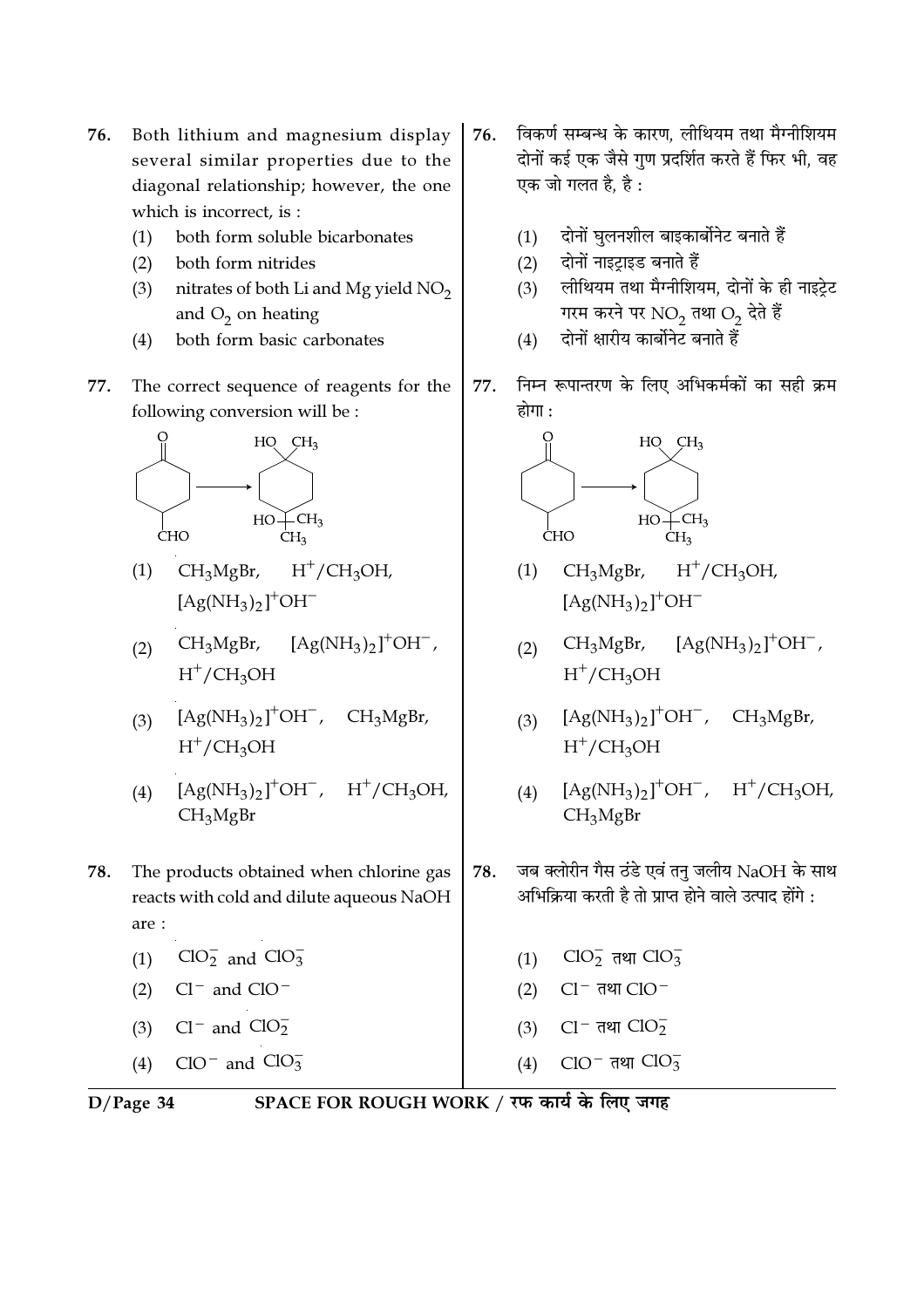76. Both lithium and magnesium display several similar properties due to the diagonal relationship; however, the one which is incorrect, is :

(1) both form soluble bicarbonates

(2) both form nitrides

(3) nitrates of both Li and Mg yield $NO_2$ and $O_2$ on heating

(4) both form basic carbonates

76. विकर्ण सम्बन्ध के कारण, लीथियम तथा मैग्नीशियम दोनों कई एक जैसे गुण प्रदर्शित करते हैं फिर भी, वह एक जो गलत है, है :

(1) दोनों घुलनशील बाइकार्बोनेट बनाते हैं

(2) दोनों नाइट्राइड बनाते हैं

(3) लीथियम तथा मैग्नीशियम, दोनों के ही नाइट्रेट गरम करने पर $NO_2$ तथा $O_2$ देते हैं

(4) दोनों क्षारीय कार्बोनेट बनाते हैं

77. The correct sequence of reagents for the following conversion will be :

(4-formylcyclohexanone → 1-methyl-4-(2-hydroxy-2-propyl)cyclohexan-1-ol: structure with O, CHO → HO, $CH_3$ / HO–C($CH_3$)$_2$)

(1) $CH_3MgBr$, $H^+/CH_3OH$, $[Ag(NH_3)_2]^+OH^-$

(2) $CH_3MgBr$, $[Ag(NH_3)_2]^+OH^-$, $H^+/CH_3OH$

(3) $[Ag(NH_3)_2]^+OH^-$, $CH_3MgBr$, $H^+/CH_3OH$

(4) $[Ag(NH_3)_2]^+OH^-$, $H^+/CH_3OH$, $CH_3MgBr$

77. निम्न रूपान्तरण के लिए अभिकर्मकों का सही क्रम होगा :

(1) $CH_3MgBr$, $H^+/CH_3OH$, $[Ag(NH_3)_2]^+OH^-$

(2) $CH_3MgBr$, $[Ag(NH_3)_2]^+OH^-$, $H^+/CH_3OH$

(3) $[Ag(NH_3)_2]^+OH^-$, $CH_3MgBr$, $H^+/CH_3OH$

(4) $[Ag(NH_3)_2]^+OH^-$, $H^+/CH_3OH$, $CH_3MgBr$

78. The products obtained when chlorine gas reacts with cold and dilute aqueous NaOH are :

(1) $ClO_2^-$ and $ClO_3^-$

(2) $Cl^-$ and $ClO^-$

(3) $Cl^-$ and $ClO_2^-$

(4) $ClO^-$ and $ClO_3^-$

78. जब क्लोरीन गैस ठंडे एवं तनु जलीय NaOH के साथ अभिक्रिया करती है तो प्राप्त होने वाले उत्पाद होंगे :

(1) $ClO_2^-$ तथा $ClO_3^-$

(2) $Cl^-$ तथा $ClO^-$

(3) $Cl^-$ तथा $ClO_2^-$

(4) $ClO^-$ तथा $ClO_3^-$

SPACE FOR ROUGH WORK / रफ कार्य के लिए जगह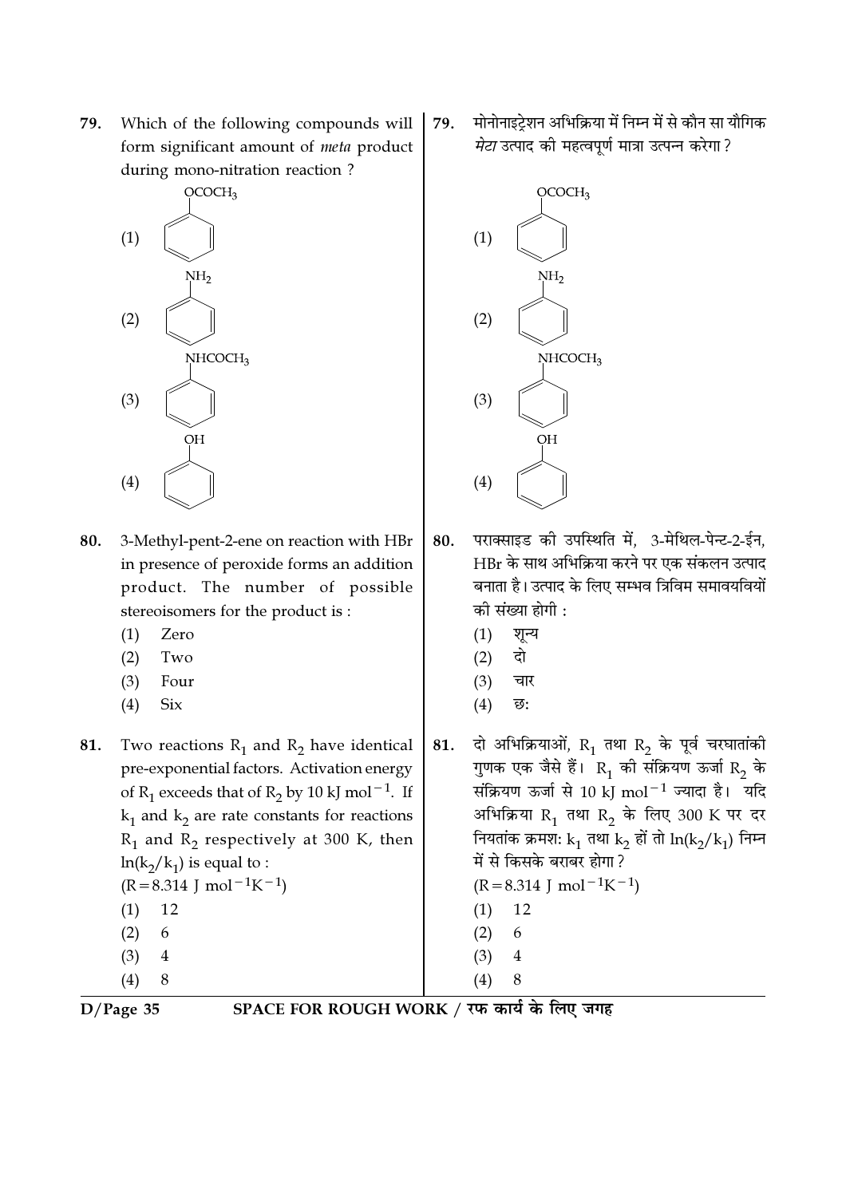79. Which of the following compounds will form significant amount of *meta* product during mono-nitration reaction ?

(1) $C_6H_5OCOCH_3$

(2) $C_6H_5NH_2$

(3) $C_6H_5NHCOCH_3$

(4) $C_6H_5OH$

79. मोनोनाइट्रेशन अभिक्रिया में निम्न में से कौन सा यौगिक *मेटा* उत्पाद की महत्वपूर्ण मात्रा उत्पन्न करेगा ?

(1) $C_6H_5OCOCH_3$

(2) $C_6H_5NH_2$

(3) $C_6H_5NHCOCH_3$

(4) $C_6H_5OH$

80. 3-Methyl-pent-2-ene on reaction with HBr in presence of peroxide forms an addition product. The number of possible stereoisomers for the product is :

(1) Zero
(2) Two
(3) Four
(4) Six

80. पराक्साइड की उपस्थिति में, 3-मेथिल-पेन्ट-2-ईन, HBr के साथ अभिक्रिया करने पर एक संकलन उत्पाद बनाता है। उत्पाद के लिए सम्भव त्रिविम समावयवियों की संख्या होगी :

(1) शून्य
(2) दो
(3) चार
(4) छ:

81. Two reactions $R_1$ and $R_2$ have identical pre-exponential factors. Activation energy of $R_1$ exceeds that of $R_2$ by 10 kJ $mol^{-1}$. If $k_1$ and $k_2$ are rate constants for reactions $R_1$ and $R_2$ respectively at 300 K, then $\ln(k_2/k_1)$ is equal to :
($R = 8.314$ J $mol^{-1}K^{-1}$)

(1) 12
(2) 6
(3) 4
(4) 8

81. दो अभिक्रियाओं, $R_1$ तथा $R_2$ के पूर्व चरघातांकी गुणक एक जैसे हैं। $R_1$ की संक्रियण ऊर्जा $R_2$ के संक्रियण ऊर्जा से 10 kJ $mol^{-1}$ ज्यादा है। यदि अभिक्रिया $R_1$ तथा $R_2$ के लिए 300 K पर दर नियतांक क्रमश: $k_1$ तथा $k_2$ हों तो $\ln(k_2/k_1)$ निम्न में से किसके बराबर होगा ?
($R = 8.314$ J $mol^{-1}K^{-1}$)

(1) 12
(2) 6
(3) 4
(4) 8

SPACE FOR ROUGH WORK / रफ कार्य के लिए जगह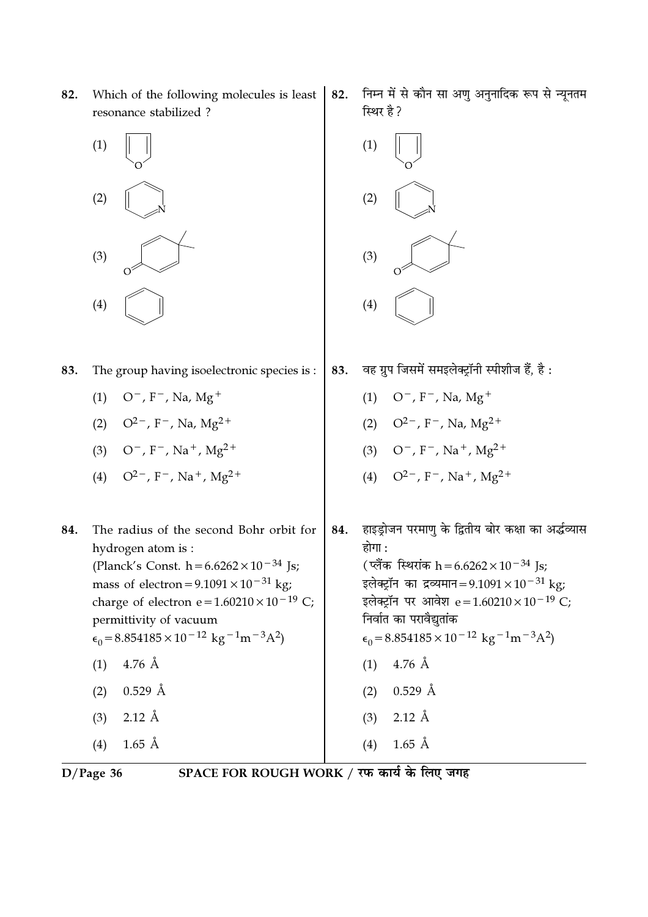82. Which of the following molecules is least resonance stabilized ?

(1)

(2)

(3)

(4)

82. निम्न में से कौन सा अणु अनुनादिक रूप से न्यूनतम स्थिर है ?

(1)

(2)

(3)

(4)

83. The group having isoelectronic species is :

(1) $O^{-}$, $F^{-}$, Na, $Mg^{+}$

(2) $O^{2-}$, $F^{-}$, Na, $Mg^{2+}$

(3) $O^{-}$, $F^{-}$, $Na^{+}$, $Mg^{2+}$

(4) $O^{2-}$, $F^{-}$, $Na^{+}$, $Mg^{2+}$

83. वह ग्रुप जिसमें समइलेक्ट्रॉनी स्पीशीज हैं, है :

(1) $O^{-}$, $F^{-}$, Na, $Mg^{+}$

(2) $O^{2-}$, $F^{-}$, Na, $Mg^{2+}$

(3) $O^{-}$, $F^{-}$, $Na^{+}$, $Mg^{2+}$

(4) $O^{2-}$, $F^{-}$, $Na^{+}$, $Mg^{2+}$

84. The radius of the second Bohr orbit for hydrogen atom is :
(Planck's Const. $h = 6.6262 \times 10^{-34}$ Js; mass of electron $= 9.1091 \times 10^{-31}$ kg; charge of electron $e = 1.60210 \times 10^{-19}$ C; permittivity of vacuum $\epsilon_0 = 8.854185 \times 10^{-12}\ kg^{-1}m^{-3}A^2$)

(1) 4.76 Å

(2) 0.529 Å

(3) 2.12 Å

(4) 1.65 Å

84. हाइड्रोजन परमाणु के द्वितीय बोर कक्षा का अर्द्धव्यास होगा :
(प्लैंक स्थिरांक $h = 6.6262 \times 10^{-34}$ Js; इलेक्ट्रॉन का द्रव्यमान $= 9.1091 \times 10^{-31}$ kg; इलेक्ट्रॉन पर आवेश $e = 1.60210 \times 10^{-19}$ C; निर्वात का परावैद्युतांक $\epsilon_0 = 8.854185 \times 10^{-12}\ kg^{-1}m^{-3}A^2$)

(1) 4.76 Å

(2) 0.529 Å

(3) 2.12 Å

(4) 1.65 Å

SPACE FOR ROUGH WORK / रफ कार्य के लिए जगह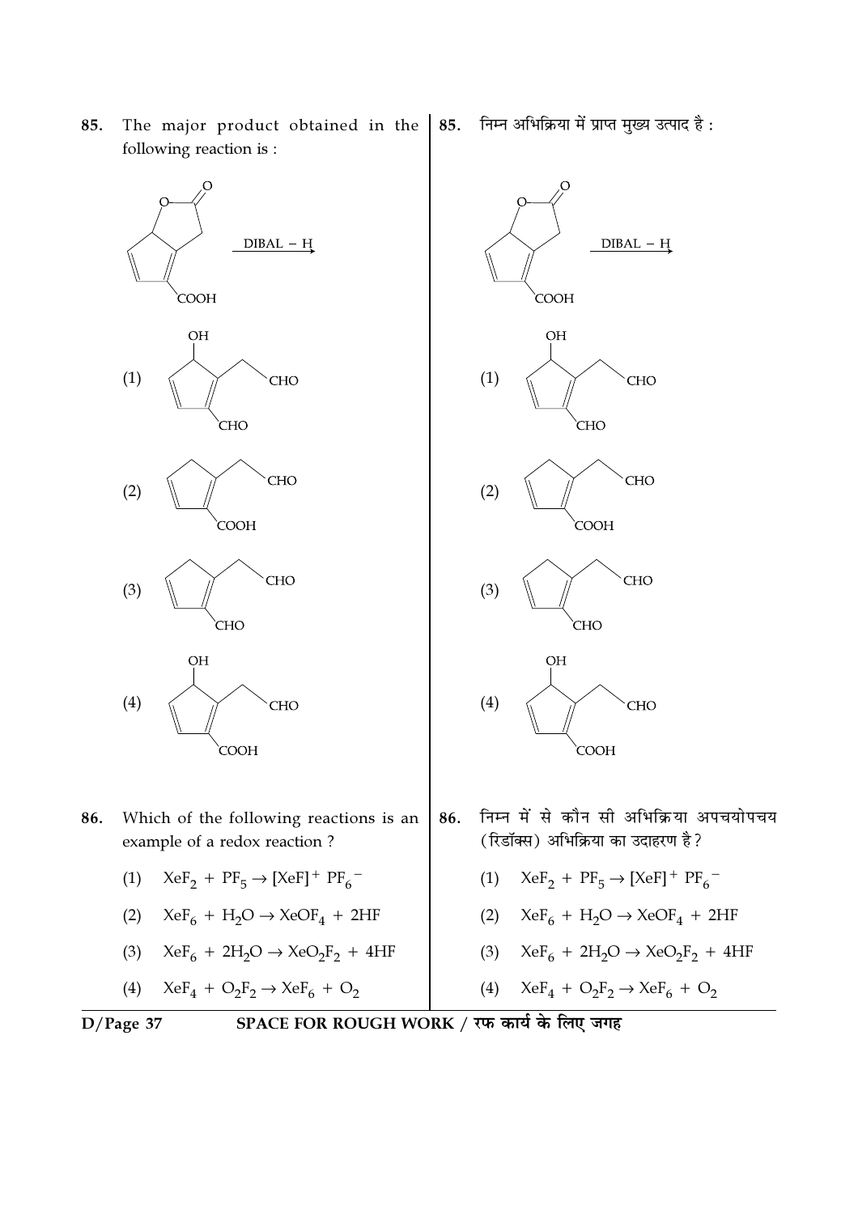**85.** The major product obtained in the following reaction is :

**85.** निम्न अभिक्रिया में प्राप्त मुख्य उत्पाद है :

(Reactant: bicyclic lactone fused to cyclopentadiene ring bearing COOH) $\xrightarrow{\text{DIBAL} - \text{H}}$

(1) (Cyclopentadiene ring with OH, $CH_2CHO$ and CHO)

(2) (Cyclopentadiene ring with $CH_2CHO$ and COOH)

(3) (Cyclopentadiene ring with $CH_2CHO$ and CHO)

(4) (Cyclopentadiene ring with OH, $CH_2CHO$ and COOH)

**86.** Which of the following reactions is an example of a redox reaction ?

**86.** निम्न में से कौन सी अभिक्रिया अपचयोपचय (रिडॉक्स) अभिक्रिया का उदाहरण है ?

(1) $XeF_2 + PF_5 \rightarrow [XeF]^+ PF_6^-$

(2) $XeF_6 + H_2O \rightarrow XeOF_4 + 2HF$

(3) $XeF_6 + 2H_2O \rightarrow XeO_2F_2 + 4HF$

(4) $XeF_4 + O_2F_2 \rightarrow XeF_6 + O_2$

SPACE FOR ROUGH WORK / रफ कार्य के लिए जगह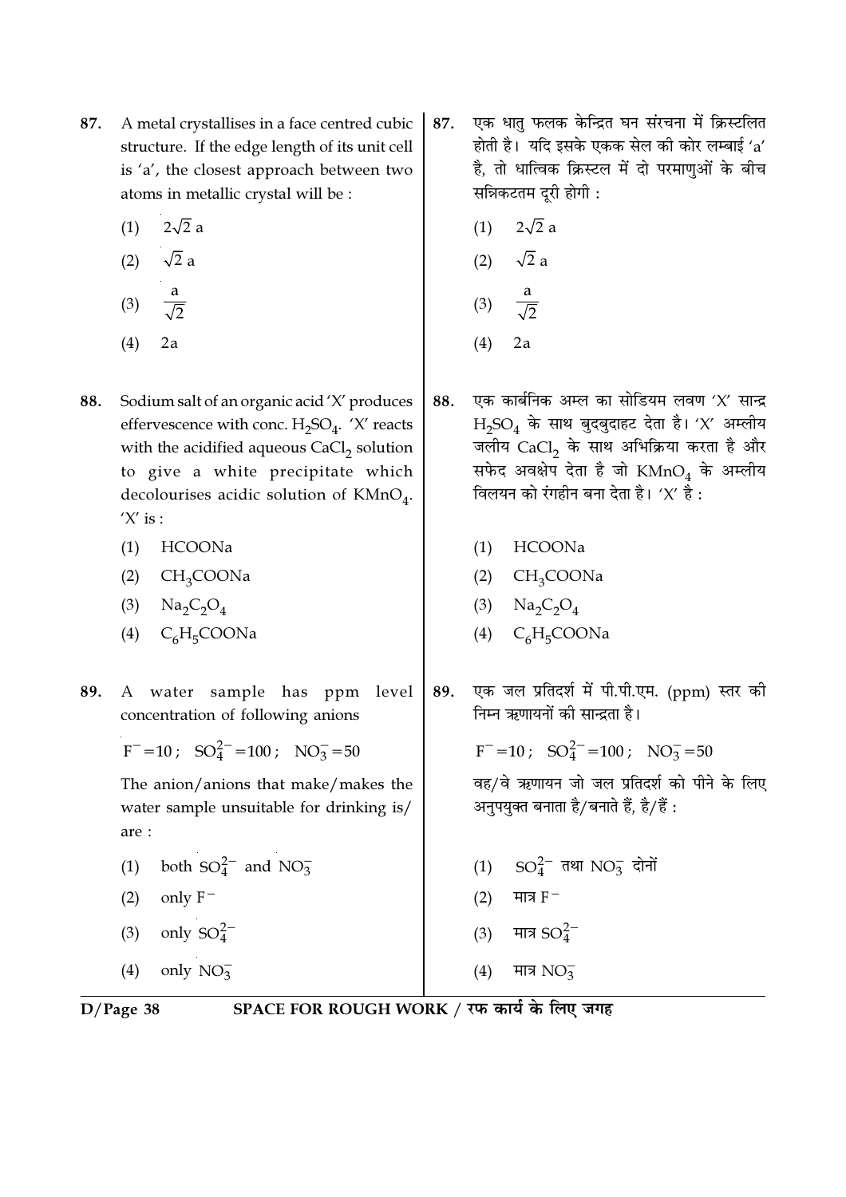87. A metal crystallises in a face centred cubic structure. If the edge length of its unit cell is 'a', the closest approach between two atoms in metallic crystal will be :

(1) $2\sqrt{2}$ a

(2) $\sqrt{2}$ a

(3) $\frac{a}{\sqrt{2}}$

(4) 2a

87. एक धातु फलक केन्द्रित घन संरचना में क्रिस्टलित होती है। यदि इसके एकक सेल की कोर लम्बाई 'a' है, तो धात्विक क्रिस्टल में दो परमाणुओं के बीच सन्निकटतम दूरी होगी :

(1) $2\sqrt{2}$ a

(2) $\sqrt{2}$ a

(3) $\frac{a}{\sqrt{2}}$

(4) 2a

88. Sodium salt of an organic acid 'X' produces effervescence with conc. $H_2SO_4$. 'X' reacts with the acidified aqueous $CaCl_2$ solution to give a white precipitate which decolourises acidic solution of $KMnO_4$. 'X' is :

(1) HCOONa

(2) $CH_3COONa$

(3) $Na_2C_2O_4$

(4) $C_6H_5COONa$

88. एक कार्बनिक अम्ल का सोडियम लवण 'X' सान्द्र $H_2SO_4$ के साथ बुदबुदाहट देता है। 'X' अम्लीय जलीय $CaCl_2$ के साथ अभिक्रिया करता है और सफेद अवक्षेप देता है जो $KMnO_4$ के अम्लीय विलयन को रंगहीन बना देता है। 'X' है :

(1) HCOONa

(2) $CH_3COONa$

(3) $Na_2C_2O_4$

(4) $C_6H_5COONa$

89. A water sample has ppm level concentration of following anions

$F^- = 10$; $SO_4^{2-} = 100$; $NO_3^- = 50$

The anion/anions that make/makes the water sample unsuitable for drinking is/are :

(1) both $SO_4^{2-}$ and $NO_3^-$

(2) only $F^-$

(3) only $SO_4^{2-}$

(4) only $NO_3^-$

89. एक जल प्रतिदर्श में पी.पी.एम. (ppm) स्तर की निम्न ऋणायनों की सान्द्रता है।

$F^- = 10$; $SO_4^{2-} = 100$; $NO_3^- = 50$

वह/वे ऋणायन जो जल प्रतिदर्श को पीने के लिए अनुपयुक्त बनाता है/बनाते हैं, है/हैं :

(1) $SO_4^{2-}$ तथा $NO_3^-$ दोनों

(2) मात्र $F^-$

(3) मात्र $SO_4^{2-}$

(4) मात्र $NO_3^-$

SPACE FOR ROUGH WORK / रफ कार्य के लिए जगह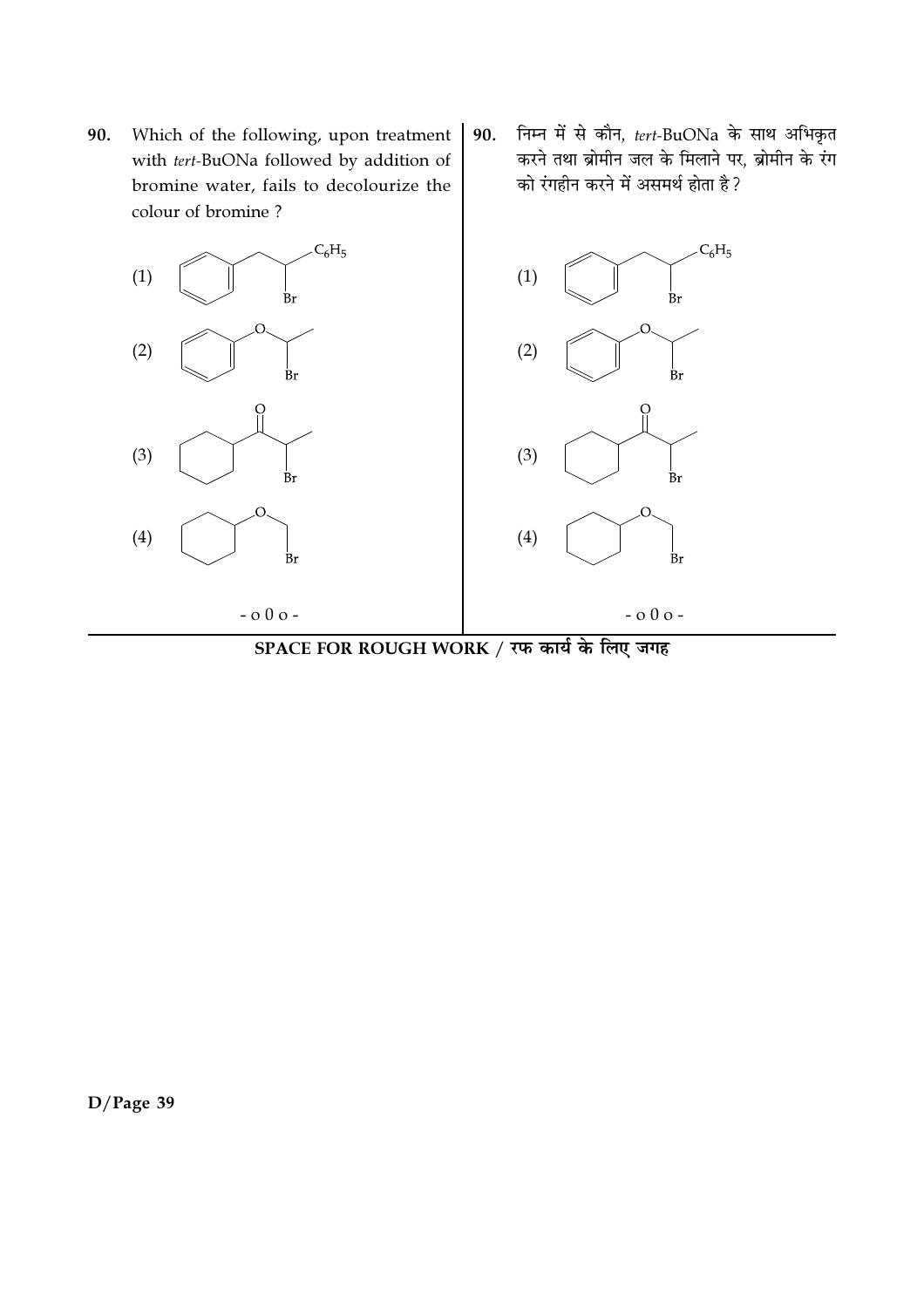90. Which of the following, upon treatment with *tert*-BuONa followed by addition of bromine water, fails to decolourize the colour of bromine ?

(1) [Structure: $C_6H_5CH_2CH(Br)C_6H_5$]

(2) [Structure: $C_6H_5OCH(Br)CH_3$]

(3) [Structure: cyclohexyl–$C(=O)CH(Br)CH_3$]

(4) [Structure: cyclohexyl–$OCH_2Br$]

90. निम्न में से कौन, *tert*-BuONa के साथ अभिकृत करने तथा ब्रोमीन जल के मिलाने पर, ब्रोमीन के रंग को रंगहीन करने में असमर्थ होता है ?

(1) [Structure: $C_6H_5CH_2CH(Br)C_6H_5$]

(2) [Structure: $C_6H_5OCH(Br)CH_3$]

(3) [Structure: cyclohexyl–$C(=O)CH(Br)CH_3$]

(4) [Structure: cyclohexyl–$OCH_2Br$]

- o 0 o -

**SPACE FOR ROUGH WORK / रफ कार्य के लिए जगह**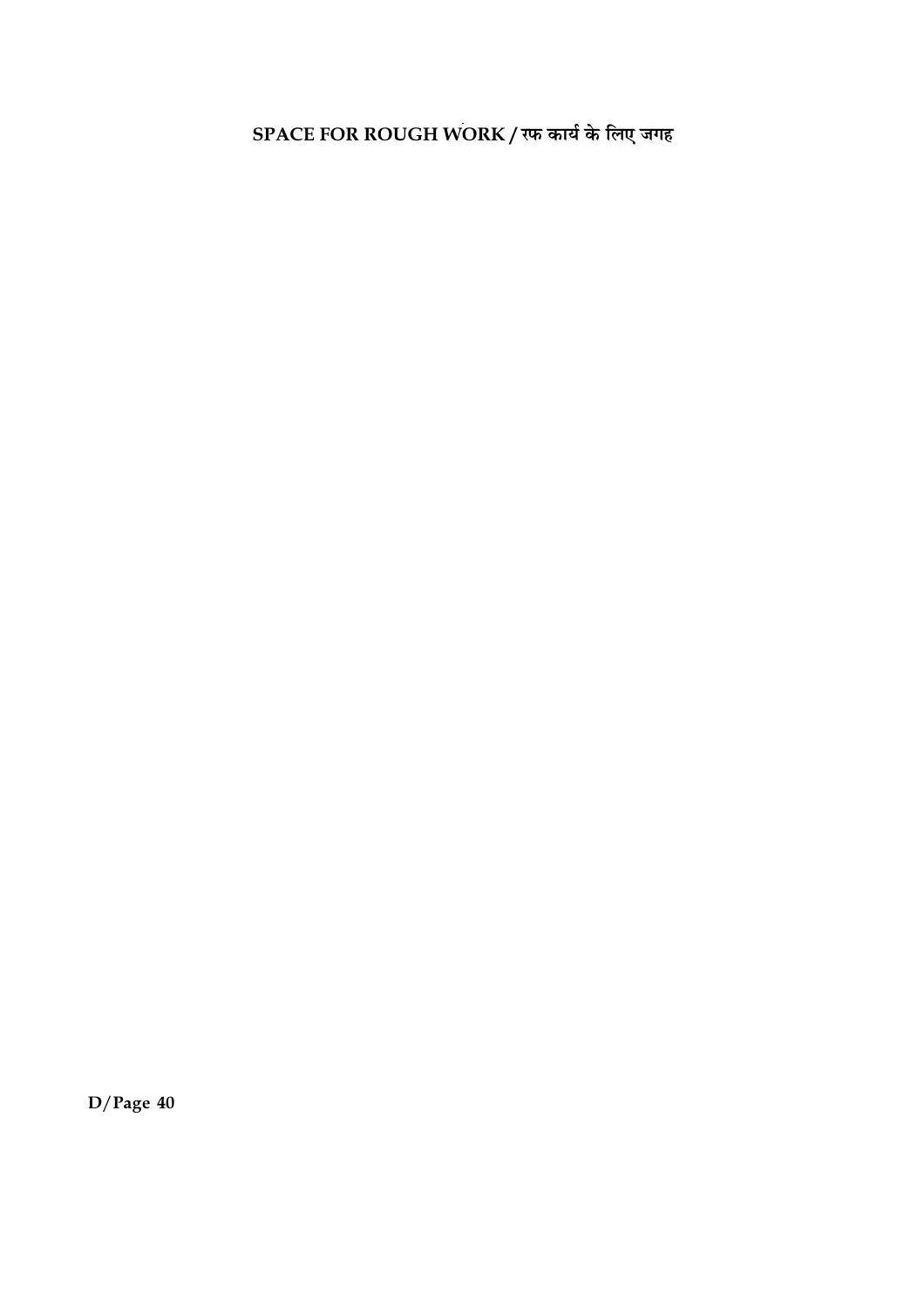**SPACE FOR ROUGH WORK / रफ कार्य के लिए जगह**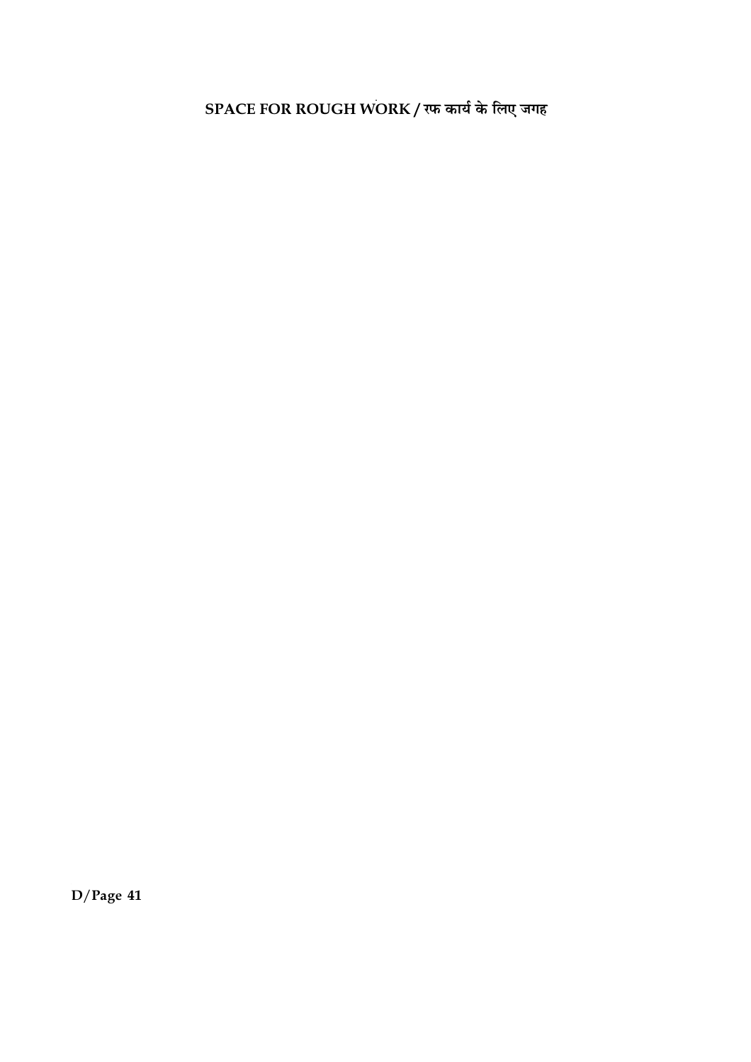**SPACE FOR ROUGH WORK / रफ कार्य के लिए जगह**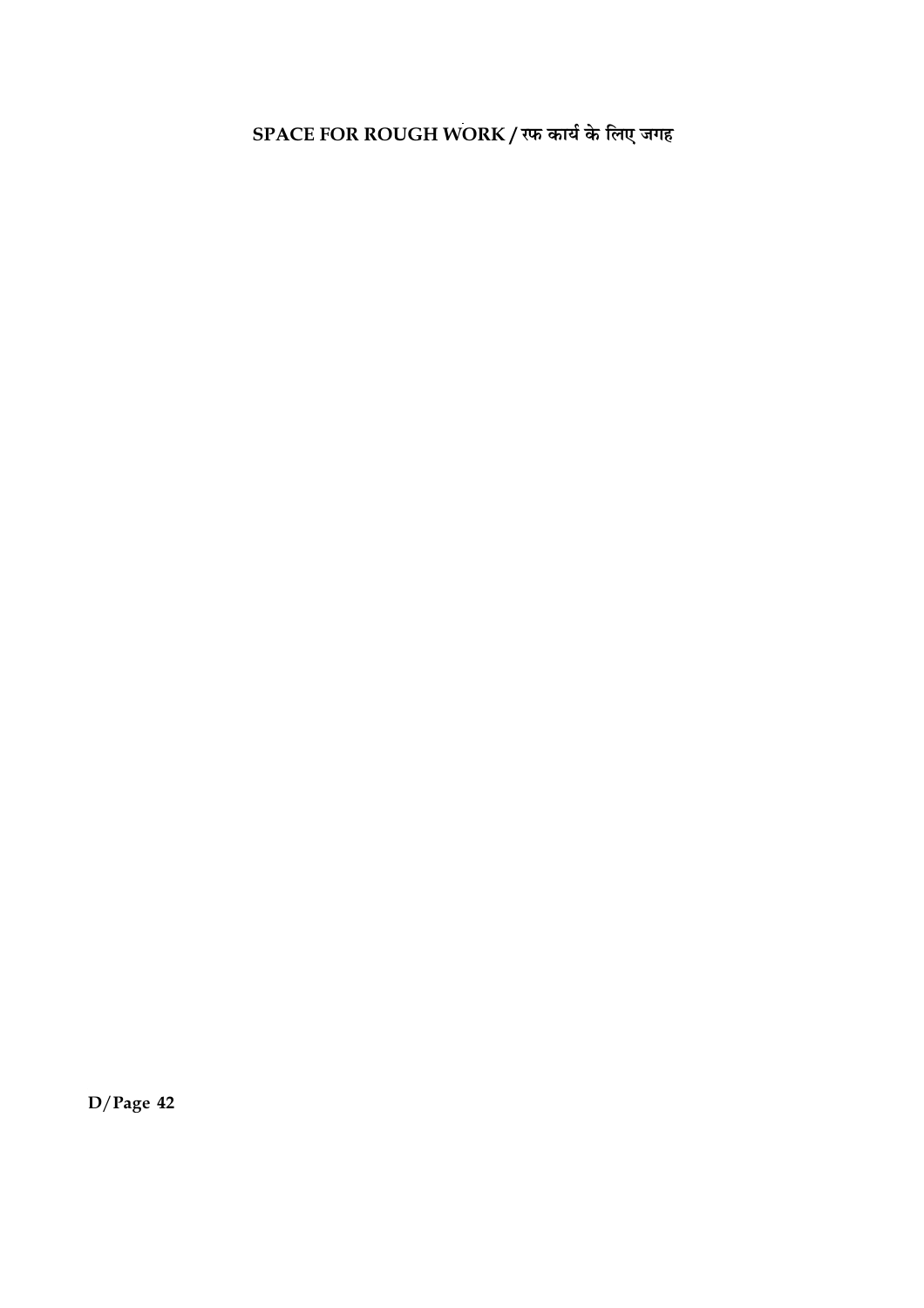SPACE FOR ROUGH WORK / रफ कार्य के लिए जगह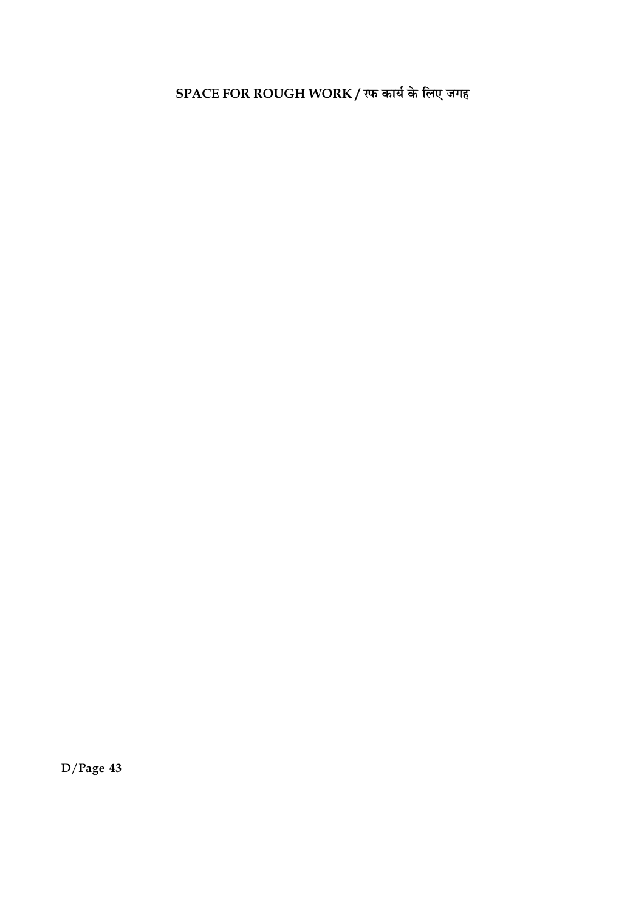**SPACE FOR ROUGH WORK / रफ कार्य के लिए जगह**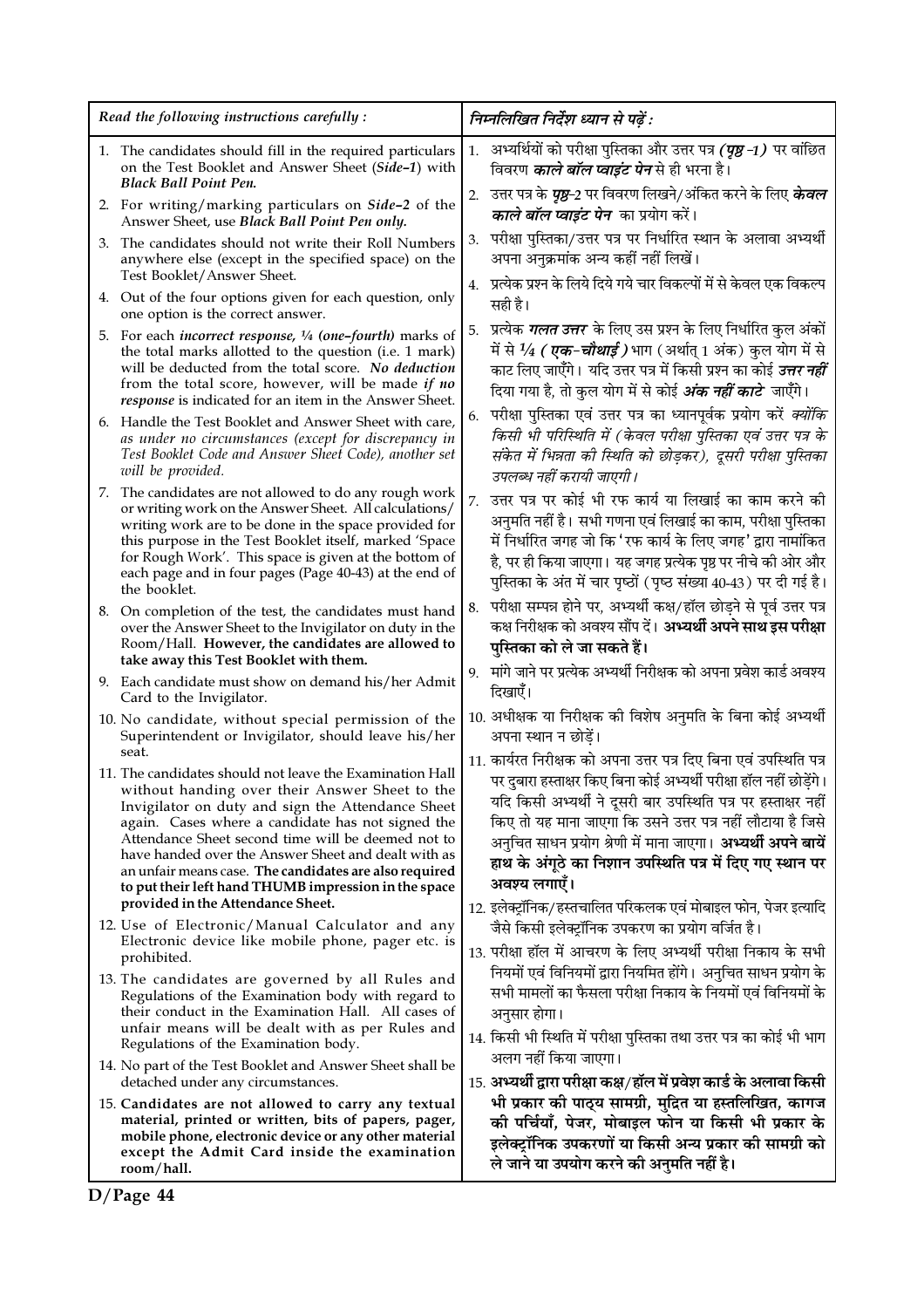| *Read the following instructions carefully :* | *निम्नलिखित निर्देश ध्यान से पढ़ें :* |
|---|---|
| 1. The candidates should fill in the required particulars on the Test Booklet and Answer Sheet (***Side–1***) with ***Black Ball Point Pen.*** | 1. अभ्यर्थियों को परीक्षा पुस्तिका और उत्तर पत्र ***(पृष्ठ -1)*** पर वांछित विवरण ***काले बॉल प्वाइंट पेन*** से ही भरना है। |
| 2. For writing/marking particulars on ***Side–2*** of the Answer Sheet, use ***Black Ball Point Pen only.*** | 2. उत्तर पत्र के ***पृष्ठ-2*** पर विवरण लिखने/अंकित करने के लिए ***केवल काले बॉल प्वाइंट पेन*** का प्रयोग करें। |
| 3. The candidates should not write their Roll Numbers anywhere else (except in the specified space) on the Test Booklet/Answer Sheet. | 3. परीक्षा पुस्तिका/उत्तर पत्र पर निर्धारित स्थान के अलावा अभ्यर्थी अपना अनुक्रमांक अन्य कहीं नहीं लिखें। |
| 4. Out of the four options given for each question, only one option is the correct answer. | 4. प्रत्येक प्रश्न के लिये दिये गये चार विकल्पों में से केवल एक विकल्प सही है। |
| 5. For each *incorrect response, ¼ (one–fourth)* marks of the total marks allotted to the question (i.e. 1 mark) will be deducted from the total score. ***No deduction*** from the total score, however, will be made ***if no response*** is indicated for an item in the Answer Sheet. | 5. प्रत्येक ***गलत उत्तर*** के लिए उस प्रश्न के लिए निर्धारित कुल अंकों में से ***¼ ( एक-चौथाई )*** भाग (अर्थात् 1 अंक) कुल योग में से काट लिए जाएँगे। यदि उत्तर पत्र में किसी प्रश्न का कोई ***उत्तर नहीं*** दिया गया है, तो कुल योग में से कोई ***अंक नहीं काटे*** जाएँगे। |
| 6. Handle the Test Booklet and Answer Sheet with care, *as under no circumstances (except for discrepancy in Test Booklet Code and Answer Sheet Code), another set will be provided.* | 6. परीक्षा पुस्तिका एवं उत्तर पत्र का ध्यानपूर्वक प्रयोग करें *क्योंकि किसी भी परिस्थिति में (केवल परीक्षा पुस्तिका एवं उत्तर पत्र के संकेत में भिन्नता की स्थिति को छोड़कर), दूसरी परीक्षा पुस्तिका उपलब्ध नहीं करायी जाएगी।* |
| 7. The candidates are not allowed to do any rough work or writing work on the Answer Sheet. All calculations/writing work are to be done in the space provided for this purpose in the Test Booklet itself, marked 'Space for Rough Work'. This space is given at the bottom of each page and in four pages (Page 40-43) at the end of the booklet. | 7. उत्तर पत्र पर कोई भी रफ कार्य या लिखाई का काम करने की अनुमति नहीं है। सभी गणना एवं लिखाई का काम, परीक्षा पुस्तिका में निर्धारित जगह जो कि 'रफ कार्य के लिए जगह' द्वारा नामांकित है, पर ही किया जाएगा। यह जगह प्रत्येक पृष्ठ पर नीचे की ओर और पुस्तिका के अंत में चार पृष्ठों (पृष्ठ संख्या 40-43) पर दी गई है। |
| 8. On completion of the test, the candidates must hand over the Answer Sheet to the Invigilator on duty in the Room/Hall. **However, the candidates are allowed to take away this Test Booklet with them.** | 8. परीक्षा सम्पन्न होने पर, अभ्यर्थी कक्ष/हॉल छोड़ने से पूर्व उत्तर पत्र कक्ष निरीक्षक को अवश्य सौंप दें। **अभ्यर्थी अपने साथ इस परीक्षा पुस्तिका को ले जा सकते हैं।** |
| 9. Each candidate must show on demand his/her Admit Card to the Invigilator. | 9. मांगे जाने पर प्रत्येक अभ्यर्थी निरीक्षक को अपना प्रवेश कार्ड अवश्य दिखाएँ। |
| 10. No candidate, without special permission of the Superintendent or Invigilator, should leave his/her seat. | 10. अधीक्षक या निरीक्षक की विशेष अनुमति के बिना कोई अभ्यर्थी अपना स्थान न छोड़ें। |
| 11. The candidates should not leave the Examination Hall without handing over their Answer Sheet to the Invigilator on duty and sign the Attendance Sheet again. Cases where a candidate has not signed the Attendance Sheet second time will be deemed not to have handed over the Answer Sheet and dealt with as an unfair means case. **The candidates are also required to put their left hand THUMB impression in the space provided in the Attendance Sheet.** | 11. कार्यरत निरीक्षक को अपना उत्तर पत्र दिए बिना एवं उपस्थिति पत्र पर दुबारा हस्ताक्षर किए बिना कोई अभ्यर्थी परीक्षा हॉल नहीं छोड़ेंगे। यदि किसी अभ्यर्थी ने दूसरी बार उपस्थिति पत्र पर हस्ताक्षर नहीं किए तो यह माना जाएगा कि उसने उत्तर पत्र नहीं लौटाया है जिसे अनुचित साधन प्रयोग श्रेणी में माना जाएगा। **अभ्यर्थी अपने बायें हाथ के अंगूठे का निशान उपस्थिति पत्र में दिए गए स्थान पर अवश्य लगाएँ।** |
| 12. Use of Electronic/Manual Calculator and any Electronic device like mobile phone, pager etc. is prohibited. | 12. इलेक्ट्रॉनिक/हस्तचालित परिकलक एवं मोबाइल फोन, पेजर इत्यादि जैसे किसी इलेक्ट्रॉनिक उपकरण का प्रयोग वर्जित है। |
| 13. The candidates are governed by all Rules and Regulations of the Examination body with regard to their conduct in the Examination Hall. All cases of unfair means will be dealt with as per Rules and Regulations of the Examination body. | 13. परीक्षा हॉल में आचरण के लिए अभ्यर्थी परीक्षा निकाय के सभी नियमों एवं विनियमों द्वारा नियमित होंगे। अनुचित साधन प्रयोग के सभी मामलों का फैसला परीक्षा निकाय के नियमों एवं विनियमों के अनुसार होगा। |
| 14. No part of the Test Booklet and Answer Sheet shall be detached under any circumstances. | 14. किसी भी स्थिति में परीक्षा पुस्तिका तथा उत्तर पत्र का कोई भी भाग अलग नहीं किया जाएगा। |
| 15. **Candidates are not allowed to carry any textual material, printed or written, bits of papers, pager, mobile phone, electronic device or any other material except the Admit Card inside the examination room/hall.** | 15. **अभ्यर्थी द्वारा परीक्षा कक्ष/हॉल में प्रवेश कार्ड के अलावा किसी भी प्रकार की पाठ्य सामग्री, मुद्रित या हस्तलिखित, कागज की पर्चियाँ, पेजर, मोबाइल फोन या किसी भी प्रकार के इलेक्ट्रॉनिक उपकरणों या किसी अन्य प्रकार की सामग्री को ले जाने या उपयोग करने की अनुमति नहीं है।** |